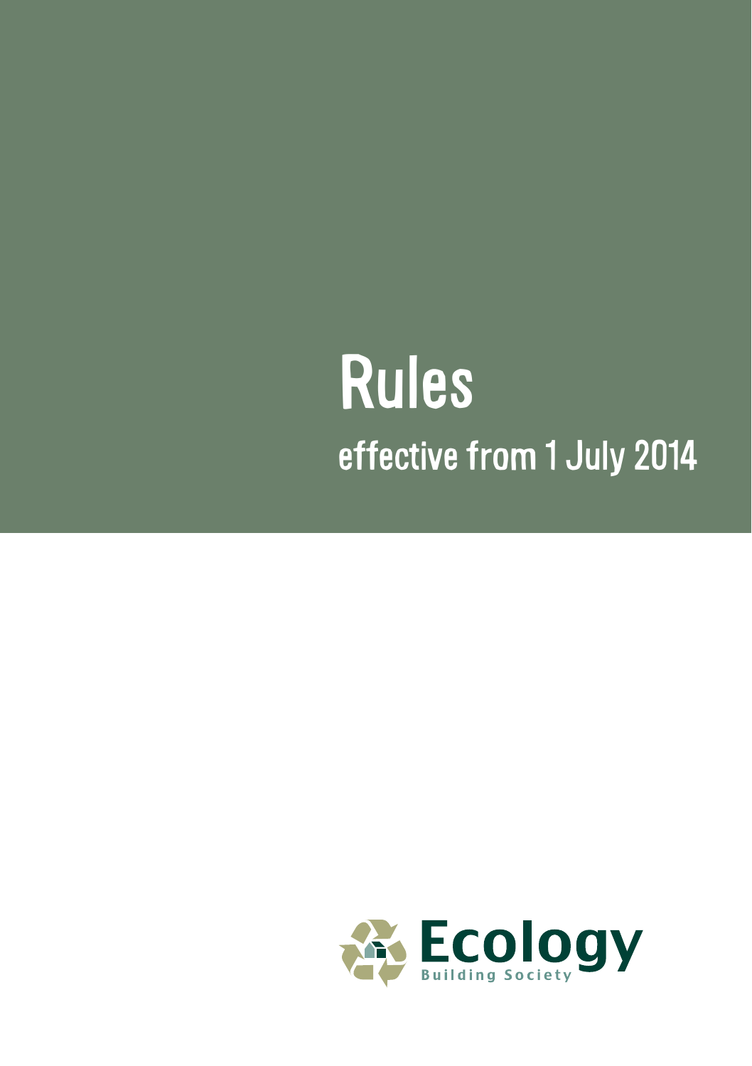# Rules

## effective from 1 July 2014

Ecology

Building Society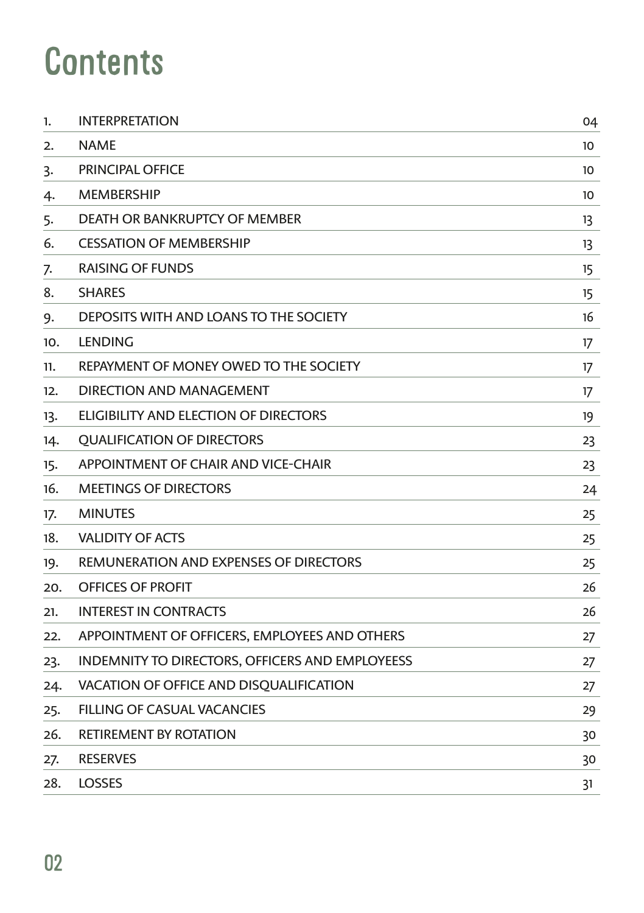# Contents

| | | |
|---|---|---|
| 1. | INTERPRETATION | 04 |
| 2. | NAME | 10 |
| 3. | PRINCIPAL OFFICE | 10 |
| 4. | MEMBERSHIP | 10 |
| 5. | DEATH OR BANKRUPTCY OF MEMBER | 13 |
| 6. | CESSATION OF MEMBERSHIP | 13 |
| 7. | RAISING OF FUNDS | 15 |
| 8. | SHARES | 15 |
| 9. | DEPOSITS WITH AND LOANS TO THE SOCIETY | 16 |
| 10. | LENDING | 17 |
| 11. | REPAYMENT OF MONEY OWED TO THE SOCIETY | 17 |
| 12. | DIRECTION AND MANAGEMENT | 17 |
| 13. | ELIGIBILITY AND ELECTION OF DIRECTORS | 19 |
| 14. | QUALIFICATION OF DIRECTORS | 23 |
| 15. | APPOINTMENT OF CHAIR AND VICE-CHAIR | 23 |
| 16. | MEETINGS OF DIRECTORS | 24 |
| 17. | MINUTES | 25 |
| 18. | VALIDITY OF ACTS | 25 |
| 19. | REMUNERATION AND EXPENSES OF DIRECTORS | 25 |
| 20. | OFFICES OF PROFIT | 26 |
| 21. | INTEREST IN CONTRACTS | 26 |
| 22. | APPOINTMENT OF OFFICERS, EMPLOYEES AND OTHERS | 27 |
| 23. | INDEMNITY TO DIRECTORS, OFFICERS AND EMPLOYEESS | 27 |
| 24. | VACATION OF OFFICE AND DISQUALIFICATION | 27 |
| 25. | FILLING OF CASUAL VACANCIES | 29 |
| 26. | RETIREMENT BY ROTATION | 30 |
| 27. | RESERVES | 30 |
| 28. | LOSSES | 31 |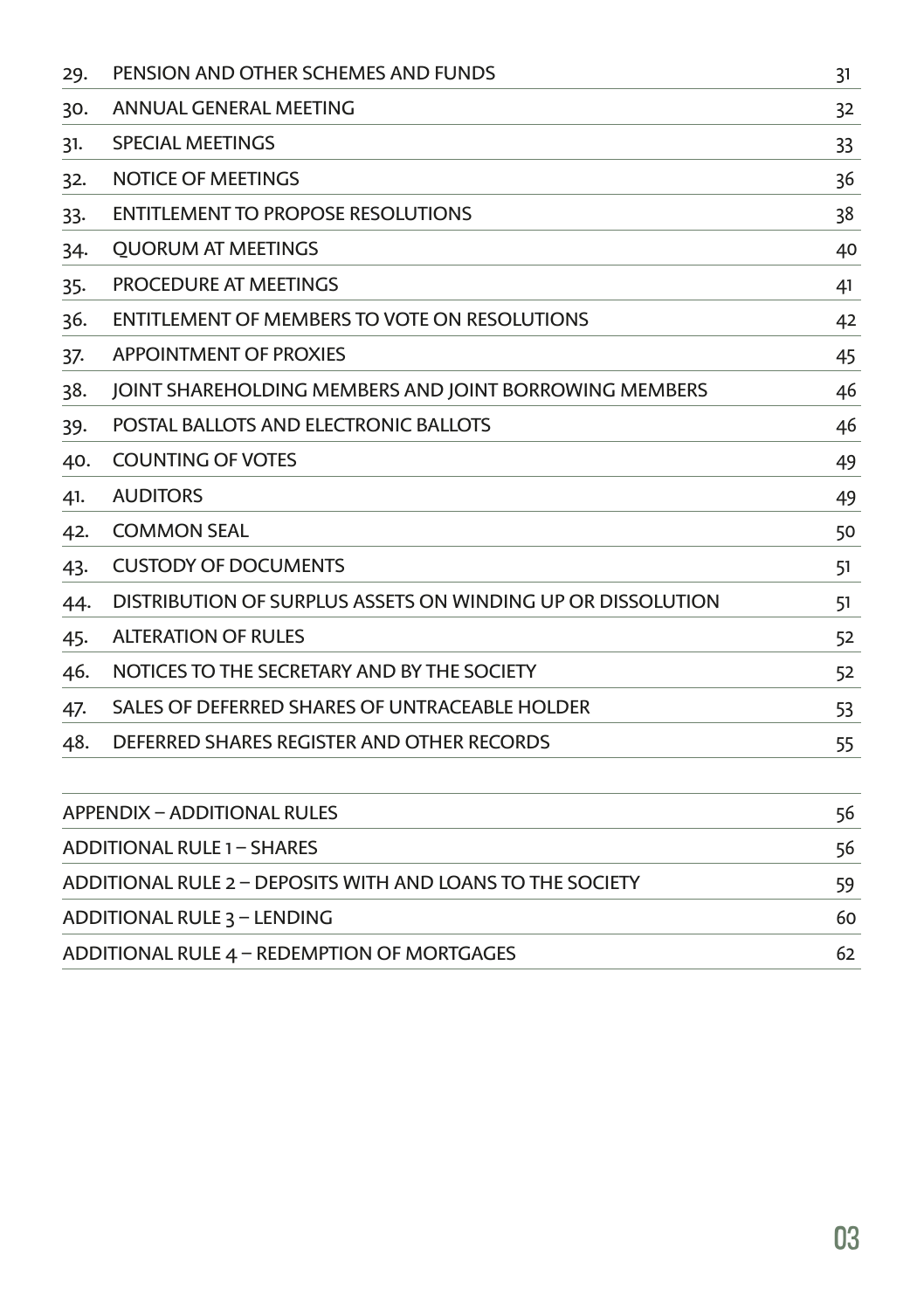| | | |
|---|---|---|
| 29. | PENSION AND OTHER SCHEMES AND FUNDS | 31 |
| 30. | ANNUAL GENERAL MEETING | 32 |
| 31. | SPECIAL MEETINGS | 33 |
| 32. | NOTICE OF MEETINGS | 36 |
| 33. | ENTITLEMENT TO PROPOSE RESOLUTIONS | 38 |
| 34. | QUORUM AT MEETINGS | 40 |
| 35. | PROCEDURE AT MEETINGS | 41 |
| 36. | ENTITLEMENT OF MEMBERS TO VOTE ON RESOLUTIONS | 42 |
| 37. | APPOINTMENT OF PROXIES | 45 |
| 38. | JOINT SHAREHOLDING MEMBERS AND JOINT BORROWING MEMBERS | 46 |
| 39. | POSTAL BALLOTS AND ELECTRONIC BALLOTS | 46 |
| 40. | COUNTING OF VOTES | 49 |
| 41. | AUDITORS | 49 |
| 42. | COMMON SEAL | 50 |
| 43. | CUSTODY OF DOCUMENTS | 51 |
| 44. | DISTRIBUTION OF SURPLUS ASSETS ON WINDING UP OR DISSOLUTION | 51 |
| 45. | ALTERATION OF RULES | 52 |
| 46. | NOTICES TO THE SECRETARY AND BY THE SOCIETY | 52 |
| 47. | SALES OF DEFERRED SHARES OF UNTRACEABLE HOLDER | 53 |
| 48. | DEFERRED SHARES REGISTER AND OTHER RECORDS | 55 |

| | |
|---|---|
| APPENDIX – ADDITIONAL RULES | 56 |
| ADDITIONAL RULE 1 – SHARES | 56 |
| ADDITIONAL RULE 2 – DEPOSITS WITH AND LOANS TO THE SOCIETY | 59 |
| ADDITIONAL RULE 3 – LENDING | 60 |
| ADDITIONAL RULE 4 – REDEMPTION OF MORTGAGES | 62 |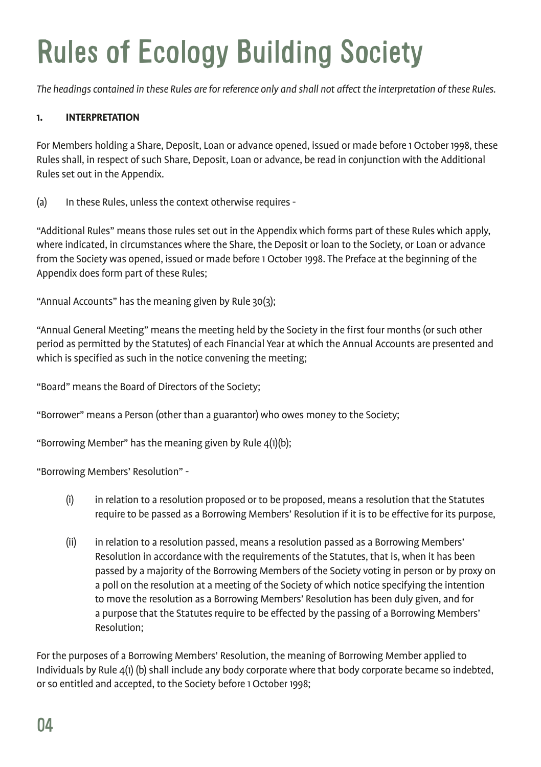# Rules of Ecology Building Society

*The headings contained in these Rules are for reference only and shall not affect the interpretation of these Rules.*

**1. INTERPRETATION**

For Members holding a Share, Deposit, Loan or advance opened, issued or made before 1 October 1998, these Rules shall, in respect of such Share, Deposit, Loan or advance, be read in conjunction with the Additional Rules set out in the Appendix.

(a) In these Rules, unless the context otherwise requires -

"Additional Rules" means those rules set out in the Appendix which forms part of these Rules which apply, where indicated, in circumstances where the Share, the Deposit or loan to the Society, or Loan or advance from the Society was opened, issued or made before 1 October 1998. The Preface at the beginning of the Appendix does form part of these Rules;

"Annual Accounts" has the meaning given by Rule 30(3);

"Annual General Meeting" means the meeting held by the Society in the first four months (or such other period as permitted by the Statutes) of each Financial Year at which the Annual Accounts are presented and which is specified as such in the notice convening the meeting;

"Board" means the Board of Directors of the Society;

"Borrower" means a Person (other than a guarantor) who owes money to the Society;

"Borrowing Member" has the meaning given by Rule 4(1)(b);

"Borrowing Members' Resolution" -

(i) in relation to a resolution proposed or to be proposed, means a resolution that the Statutes require to be passed as a Borrowing Members' Resolution if it is to be effective for its purpose,

(ii) in relation to a resolution passed, means a resolution passed as a Borrowing Members' Resolution in accordance with the requirements of the Statutes, that is, when it has been passed by a majority of the Borrowing Members of the Society voting in person or by proxy on a poll on the resolution at a meeting of the Society of which notice specifying the intention to move the resolution as a Borrowing Members' Resolution has been duly given, and for a purpose that the Statutes require to be effected by the passing of a Borrowing Members' Resolution;

For the purposes of a Borrowing Members' Resolution, the meaning of Borrowing Member applied to Individuals by Rule 4(1) (b) shall include any body corporate where that body corporate became so indebted, or so entitled and accepted, to the Society before 1 October 1998;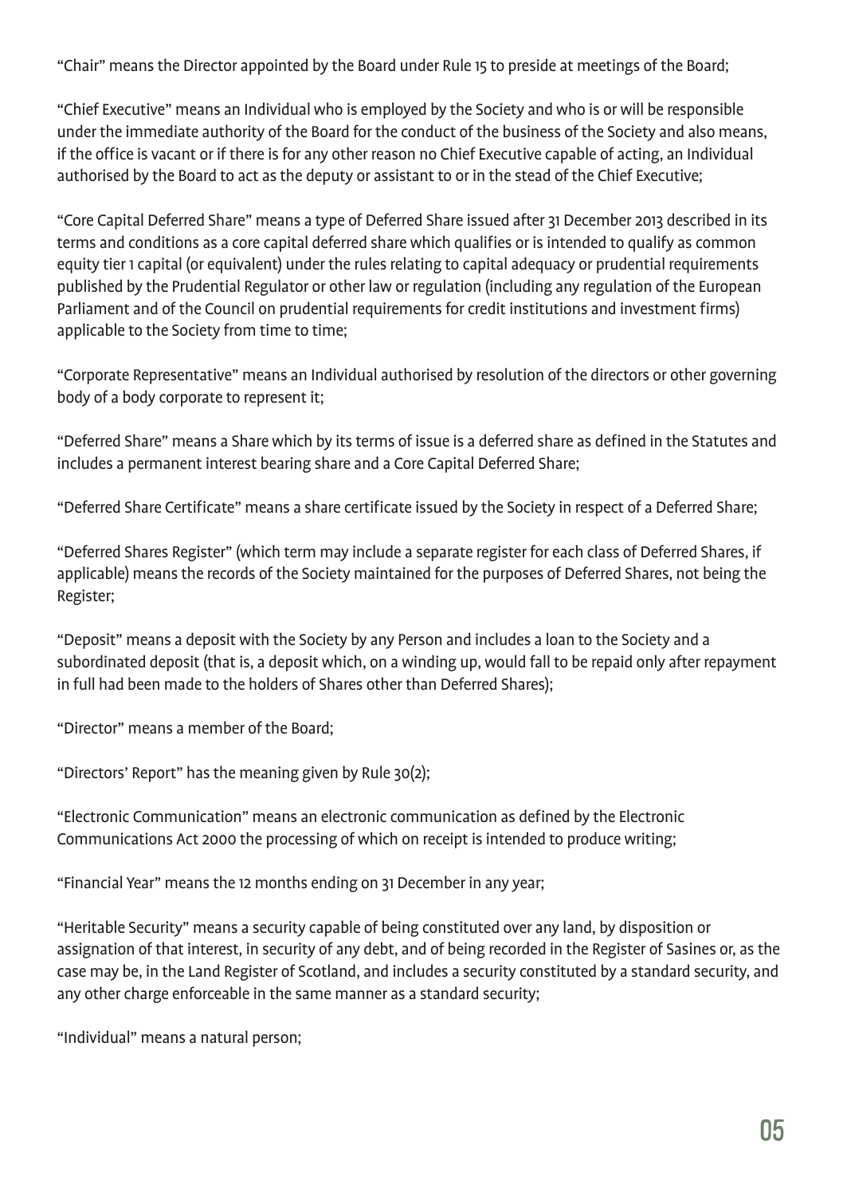"Chair" means the Director appointed by the Board under Rule 15 to preside at meetings of the Board;

"Chief Executive" means an Individual who is employed by the Society and who is or will be responsible under the immediate authority of the Board for the conduct of the business of the Society and also means, if the office is vacant or if there is for any other reason no Chief Executive capable of acting, an Individual authorised by the Board to act as the deputy or assistant to or in the stead of the Chief Executive;

"Core Capital Deferred Share" means a type of Deferred Share issued after 31 December 2013 described in its terms and conditions as a core capital deferred share which qualifies or is intended to qualify as common equity tier 1 capital (or equivalent) under the rules relating to capital adequacy or prudential requirements published by the Prudential Regulator or other law or regulation (including any regulation of the European Parliament and of the Council on prudential requirements for credit institutions and investment firms) applicable to the Society from time to time;

"Corporate Representative" means an Individual authorised by resolution of the directors or other governing body of a body corporate to represent it;

"Deferred Share" means a Share which by its terms of issue is a deferred share as defined in the Statutes and includes a permanent interest bearing share and a Core Capital Deferred Share;

"Deferred Share Certificate" means a share certificate issued by the Society in respect of a Deferred Share;

"Deferred Shares Register" (which term may include a separate register for each class of Deferred Shares, if applicable) means the records of the Society maintained for the purposes of Deferred Shares, not being the Register;

"Deposit" means a deposit with the Society by any Person and includes a loan to the Society and a subordinated deposit (that is, a deposit which, on a winding up, would fall to be repaid only after repayment in full had been made to the holders of Shares other than Deferred Shares);

"Director" means a member of the Board;

"Directors' Report" has the meaning given by Rule 30(2);

"Electronic Communication" means an electronic communication as defined by the Electronic Communications Act 2000 the processing of which on receipt is intended to produce writing;

"Financial Year" means the 12 months ending on 31 December in any year;

"Heritable Security" means a security capable of being constituted over any land, by disposition or assignation of that interest, in security of any debt, and of being recorded in the Register of Sasines or, as the case may be, in the Land Register of Scotland, and includes a security constituted by a standard security, and any other charge enforceable in the same manner as a standard security;

"Individual" means a natural person;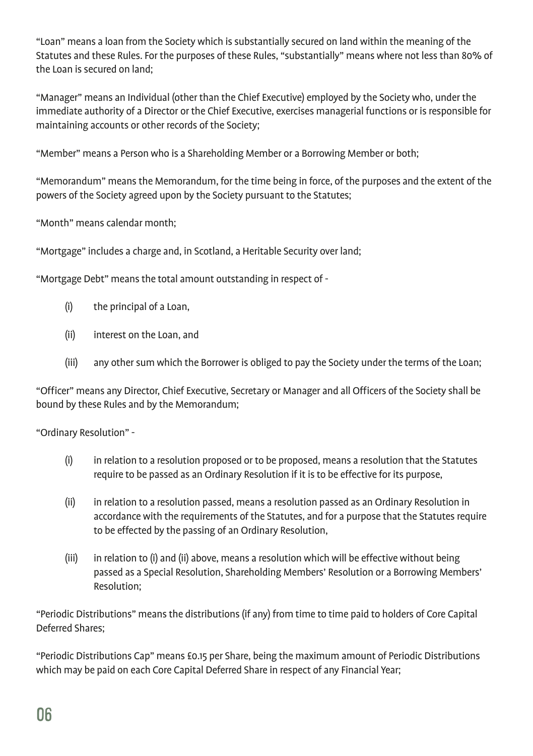“Loan” means a loan from the Society which is substantially secured on land within the meaning of the Statutes and these Rules. For the purposes of these Rules, “substantially” means where not less than 80% of the Loan is secured on land;

“Manager” means an Individual (other than the Chief Executive) employed by the Society who, under the immediate authority of a Director or the Chief Executive, exercises managerial functions or is responsible for maintaining accounts or other records of the Society;

“Member” means a Person who is a Shareholding Member or a Borrowing Member or both;

“Memorandum” means the Memorandum, for the time being in force, of the purposes and the extent of the powers of the Society agreed upon by the Society pursuant to the Statutes;

“Month” means calendar month;

“Mortgage” includes a charge and, in Scotland, a Heritable Security over land;

“Mortgage Debt” means the total amount outstanding in respect of -

(i) the principal of a Loan,

(ii) interest on the Loan, and

(iii) any other sum which the Borrower is obliged to pay the Society under the terms of the Loan;

“Officer” means any Director, Chief Executive, Secretary or Manager and all Officers of the Society shall be bound by these Rules and by the Memorandum;

“Ordinary Resolution” -

(i) in relation to a resolution proposed or to be proposed, means a resolution that the Statutes require to be passed as an Ordinary Resolution if it is to be effective for its purpose,

(ii) in relation to a resolution passed, means a resolution passed as an Ordinary Resolution in accordance with the requirements of the Statutes, and for a purpose that the Statutes require to be effected by the passing of an Ordinary Resolution,

(iii) in relation to (i) and (ii) above, means a resolution which will be effective without being passed as a Special Resolution, Shareholding Members’ Resolution or a Borrowing Members’ Resolution;

“Periodic Distributions” means the distributions (if any) from time to time paid to holders of Core Capital Deferred Shares;

“Periodic Distributions Cap” means £0.15 per Share, being the maximum amount of Periodic Distributions which may be paid on each Core Capital Deferred Share in respect of any Financial Year;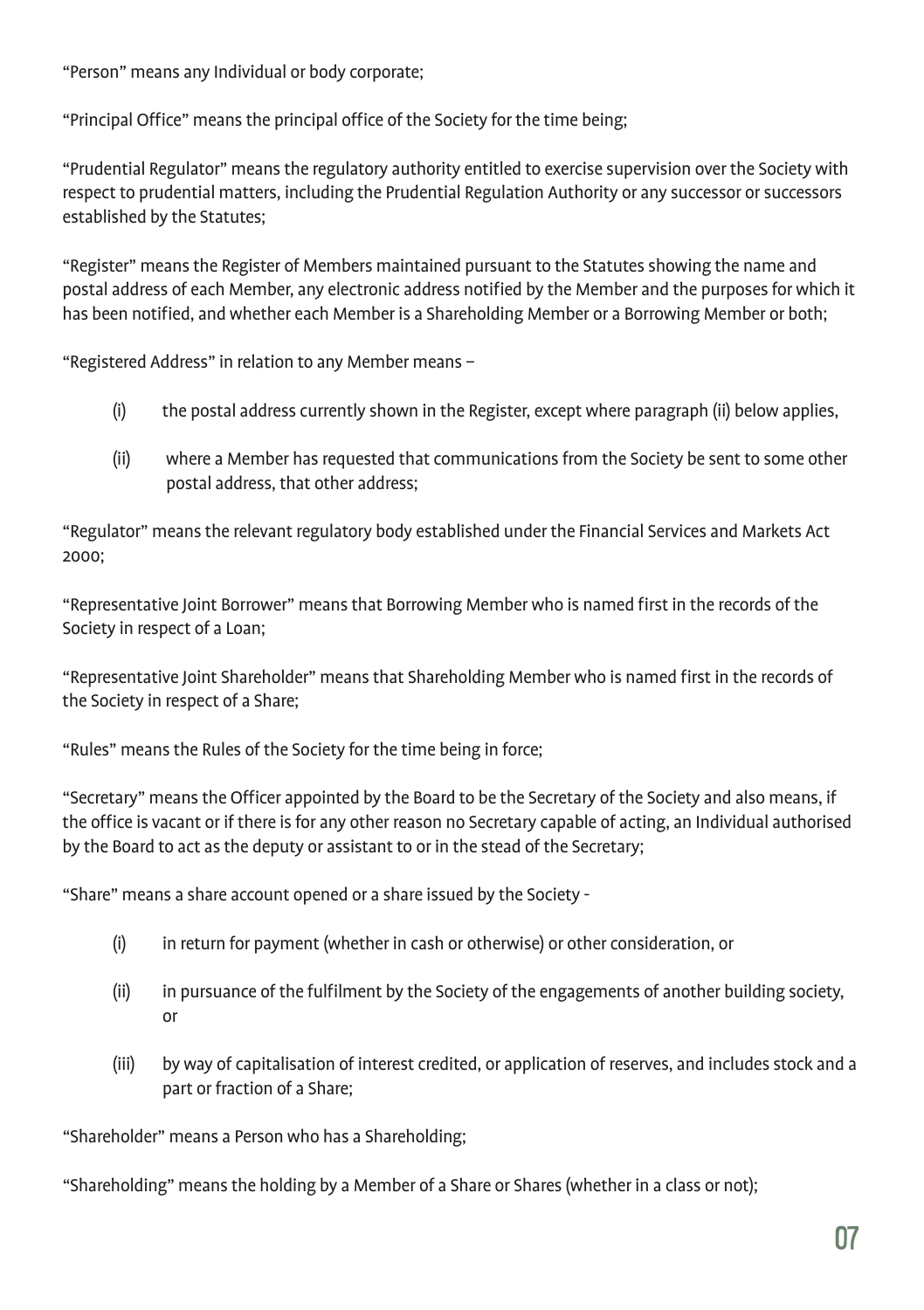"Person" means any Individual or body corporate;

"Principal Office" means the principal office of the Society for the time being;

"Prudential Regulator" means the regulatory authority entitled to exercise supervision over the Society with respect to prudential matters, including the Prudential Regulation Authority or any successor or successors established by the Statutes;

"Register" means the Register of Members maintained pursuant to the Statutes showing the name and postal address of each Member, any electronic address notified by the Member and the purposes for which it has been notified, and whether each Member is a Shareholding Member or a Borrowing Member or both;

"Registered Address" in relation to any Member means –

- (i) the postal address currently shown in the Register, except where paragraph (ii) below applies,
- (ii) where a Member has requested that communications from the Society be sent to some other postal address, that other address;

"Regulator" means the relevant regulatory body established under the Financial Services and Markets Act 2000;

"Representative Joint Borrower" means that Borrowing Member who is named first in the records of the Society in respect of a Loan;

"Representative Joint Shareholder" means that Shareholding Member who is named first in the records of the Society in respect of a Share;

"Rules" means the Rules of the Society for the time being in force;

"Secretary" means the Officer appointed by the Board to be the Secretary of the Society and also means, if the office is vacant or if there is for any other reason no Secretary capable of acting, an Individual authorised by the Board to act as the deputy or assistant to or in the stead of the Secretary;

"Share" means a share account opened or a share issued by the Society -

- (i) in return for payment (whether in cash or otherwise) or other consideration, or
- (ii) in pursuance of the fulfilment by the Society of the engagements of another building society, or
- (iii) by way of capitalisation of interest credited, or application of reserves, and includes stock and a part or fraction of a Share;

"Shareholder" means a Person who has a Shareholding;

"Shareholding" means the holding by a Member of a Share or Shares (whether in a class or not);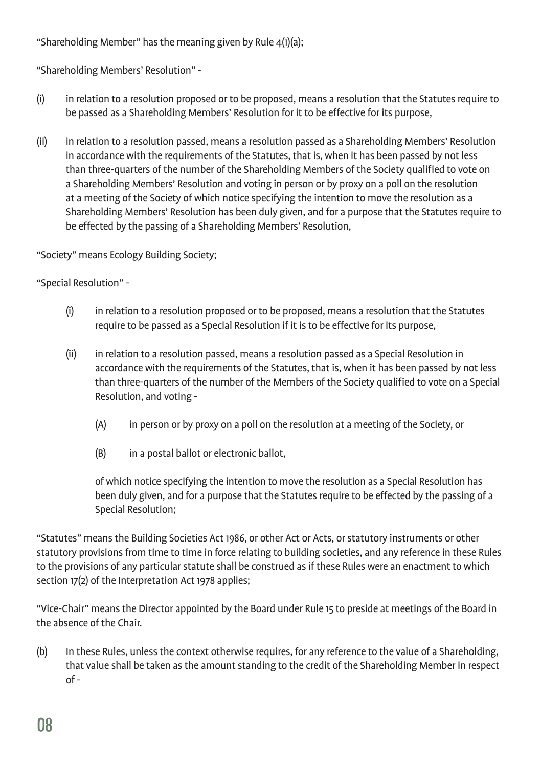"Shareholding Member" has the meaning given by Rule 4(1)(a);

"Shareholding Members' Resolution" -

(i) in relation to a resolution proposed or to be proposed, means a resolution that the Statutes require to be passed as a Shareholding Members' Resolution for it to be effective for its purpose,

(ii) in relation to a resolution passed, means a resolution passed as a Shareholding Members' Resolution in accordance with the requirements of the Statutes, that is, when it has been passed by not less than three-quarters of the number of the Shareholding Members of the Society qualified to vote on a Shareholding Members' Resolution and voting in person or by proxy on a poll on the resolution at a meeting of the Society of which notice specifying the intention to move the resolution as a Shareholding Members' Resolution has been duly given, and for a purpose that the Statutes require to be effected by the passing of a Shareholding Members' Resolution,

"Society" means Ecology Building Society;

"Special Resolution" -

(i) in relation to a resolution proposed or to be proposed, means a resolution that the Statutes require to be passed as a Special Resolution if it is to be effective for its purpose,

(ii) in relation to a resolution passed, means a resolution passed as a Special Resolution in accordance with the requirements of the Statutes, that is, when it has been passed by not less than three-quarters of the number of the Members of the Society qualified to vote on a Special Resolution, and voting -

   (A) in person or by proxy on a poll on the resolution at a meeting of the Society, or

   (B) in a postal ballot or electronic ballot,

   of which notice specifying the intention to move the resolution as a Special Resolution has been duly given, and for a purpose that the Statutes require to be effected by the passing of a Special Resolution;

"Statutes" means the Building Societies Act 1986, or other Act or Acts, or statutory instruments or other statutory provisions from time to time in force relating to building societies, and any reference in these Rules to the provisions of any particular statute shall be construed as if these Rules were an enactment to which section 17(2) of the Interpretation Act 1978 applies;

"Vice-Chair" means the Director appointed by the Board under Rule 15 to preside at meetings of the Board in the absence of the Chair.

(b) In these Rules, unless the context otherwise requires, for any reference to the value of a Shareholding, that value shall be taken as the amount standing to the credit of the Shareholding Member in respect of -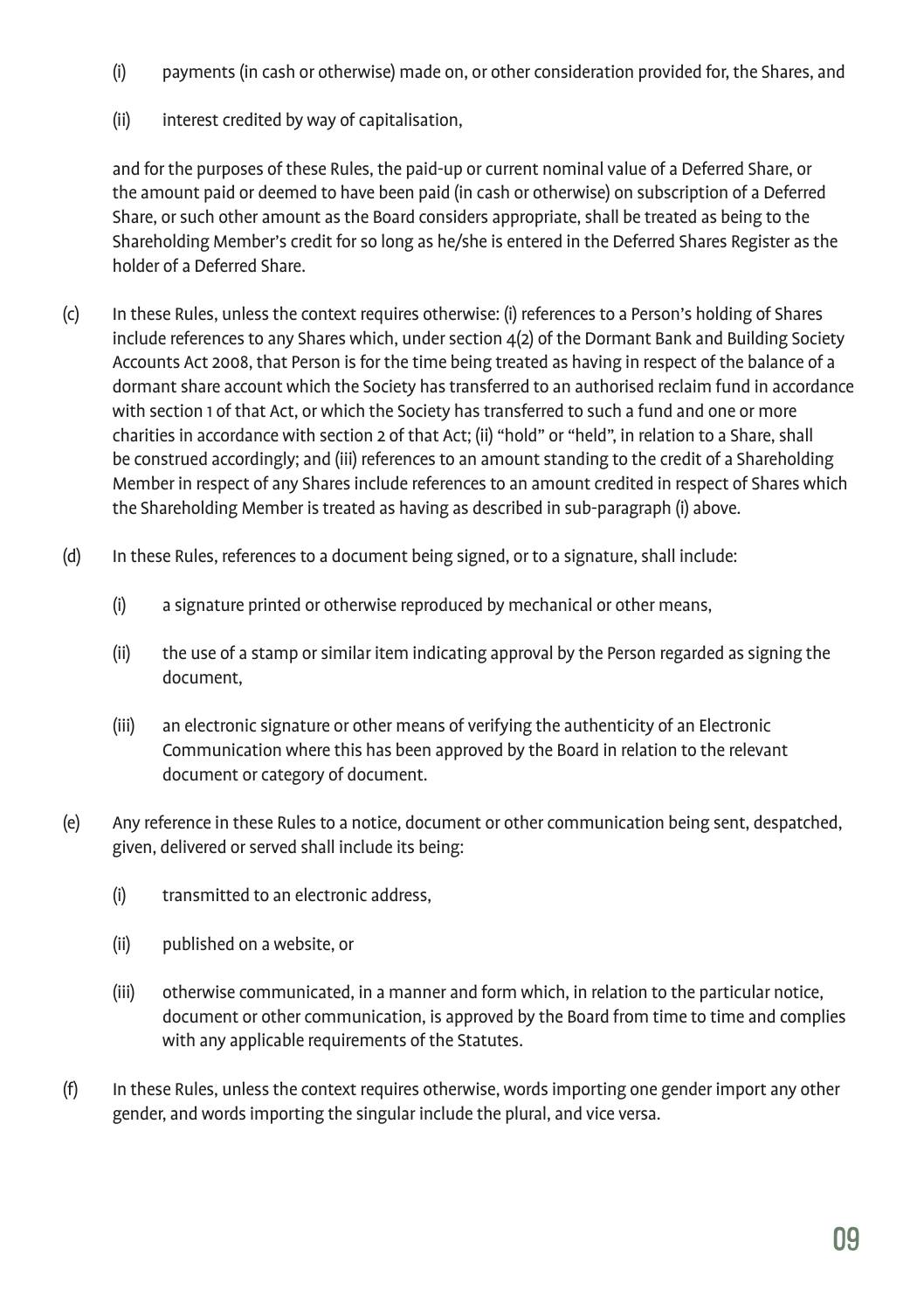(i) payments (in cash or otherwise) made on, or other consideration provided for, the Shares, and

(ii) interest credited by way of capitalisation,

and for the purposes of these Rules, the paid-up or current nominal value of a Deferred Share, or the amount paid or deemed to have been paid (in cash or otherwise) on subscription of a Deferred Share, or such other amount as the Board considers appropriate, shall be treated as being to the Shareholding Member's credit for so long as he/she is entered in the Deferred Shares Register as the holder of a Deferred Share.

(c) In these Rules, unless the context requires otherwise: (i) references to a Person's holding of Shares include references to any Shares which, under section 4(2) of the Dormant Bank and Building Society Accounts Act 2008, that Person is for the time being treated as having in respect of the balance of a dormant share account which the Society has transferred to an authorised reclaim fund in accordance with section 1 of that Act, or which the Society has transferred to such a fund and one or more charities in accordance with section 2 of that Act; (ii) "hold" or "held", in relation to a Share, shall be construed accordingly; and (iii) references to an amount standing to the credit of a Shareholding Member in respect of any Shares include references to an amount credited in respect of Shares which the Shareholding Member is treated as having as described in sub-paragraph (i) above.

(d) In these Rules, references to a document being signed, or to a signature, shall include:

(i) a signature printed or otherwise reproduced by mechanical or other means,

(ii) the use of a stamp or similar item indicating approval by the Person regarded as signing the document,

(iii) an electronic signature or other means of verifying the authenticity of an Electronic Communication where this has been approved by the Board in relation to the relevant document or category of document.

(e) Any reference in these Rules to a notice, document or other communication being sent, despatched, given, delivered or served shall include its being:

(i) transmitted to an electronic address,

(ii) published on a website, or

(iii) otherwise communicated, in a manner and form which, in relation to the particular notice, document or other communication, is approved by the Board from time to time and complies with any applicable requirements of the Statutes.

(f) In these Rules, unless the context requires otherwise, words importing one gender import any other gender, and words importing the singular include the plural, and vice versa.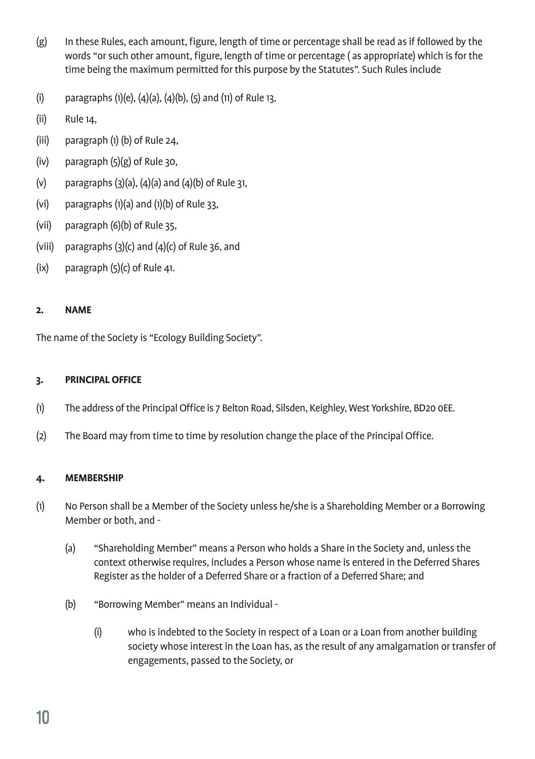(g) In these Rules, each amount, figure, length of time or percentage shall be read as if followed by the words "or such other amount, figure, length of time or percentage ( as appropriate) which is for the time being the maximum permitted for this purpose by the Statutes". Such Rules include

(i) paragraphs (1)(e), (4)(a), (4)(b), (5) and (11) of Rule 13,

(ii) Rule 14,

(iii) paragraph (1) (b) of Rule 24,

(iv) paragraph (5)(g) of Rule 30,

(v) paragraphs (3)(a), (4)(a) and (4)(b) of Rule 31,

(vi) paragraphs (1)(a) and (1)(b) of Rule 33,

(vii) paragraph (6)(b) of Rule 35,

(viii) paragraphs (3)(c) and (4)(c) of Rule 36, and

(ix) paragraph (5)(c) of Rule 41.

## 2. NAME

The name of the Society is "Ecology Building Society".

## 3. PRINCIPAL OFFICE

(1) The address of the Principal Office is 7 Belton Road, Silsden, Keighley, West Yorkshire, BD20 0EE.

(2) The Board may from time to time by resolution change the place of the Principal Office.

## 4. MEMBERSHIP

(1) No Person shall be a Member of the Society unless he/she is a Shareholding Member or a Borrowing Member or both, and -

(a) "Shareholding Member" means a Person who holds a Share in the Society and, unless the context otherwise requires, includes a Person whose name is entered in the Deferred Shares Register as the holder of a Deferred Share or a fraction of a Deferred Share; and

(b) "Borrowing Member" means an Individual -

(i) who is indebted to the Society in respect of a Loan or a Loan from another building society whose interest in the Loan has, as the result of any amalgamation or transfer of engagements, passed to the Society, or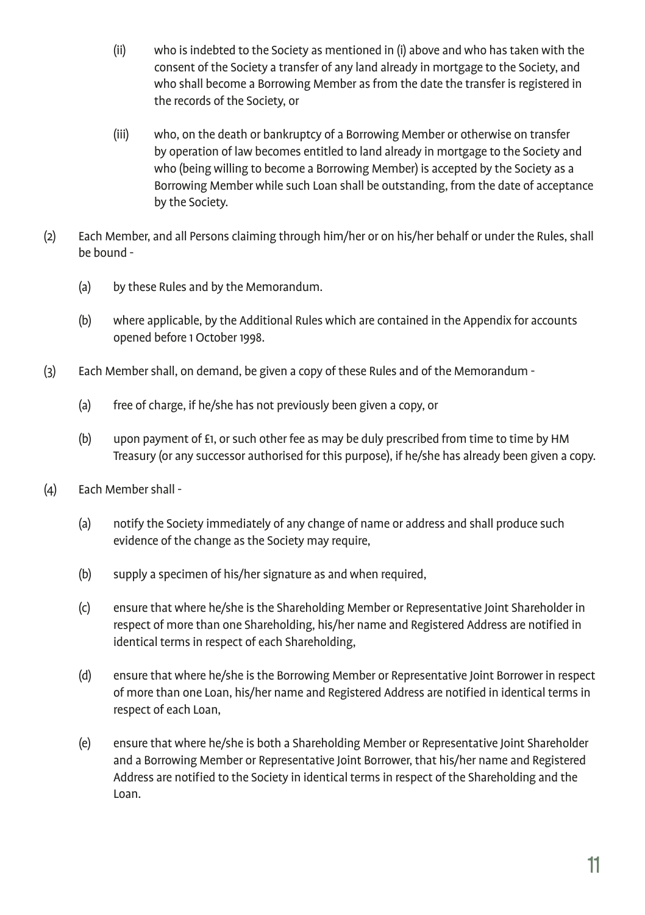(ii) who is indebted to the Society as mentioned in (i) above and who has taken with the consent of the Society a transfer of any land already in mortgage to the Society, and who shall become a Borrowing Member as from the date the transfer is registered in the records of the Society, or

(iii) who, on the death or bankruptcy of a Borrowing Member or otherwise on transfer by operation of law becomes entitled to land already in mortgage to the Society and who (being willing to become a Borrowing Member) is accepted by the Society as a Borrowing Member while such Loan shall be outstanding, from the date of acceptance by the Society.

(2) Each Member, and all Persons claiming through him/her or on his/her behalf or under the Rules, shall be bound -

(a) by these Rules and by the Memorandum.

(b) where applicable, by the Additional Rules which are contained in the Appendix for accounts opened before 1 October 1998.

(3) Each Member shall, on demand, be given a copy of these Rules and of the Memorandum -

(a) free of charge, if he/she has not previously been given a copy, or

(b) upon payment of £1, or such other fee as may be duly prescribed from time to time by HM Treasury (or any successor authorised for this purpose), if he/she has already been given a copy.

(4) Each Member shall -

(a) notify the Society immediately of any change of name or address and shall produce such evidence of the change as the Society may require,

(b) supply a specimen of his/her signature as and when required,

(c) ensure that where he/she is the Shareholding Member or Representative Joint Shareholder in respect of more than one Shareholding, his/her name and Registered Address are notified in identical terms in respect of each Shareholding,

(d) ensure that where he/she is the Borrowing Member or Representative Joint Borrower in respect of more than one Loan, his/her name and Registered Address are notified in identical terms in respect of each Loan,

(e) ensure that where he/she is both a Shareholding Member or Representative Joint Shareholder and a Borrowing Member or Representative Joint Borrower, that his/her name and Registered Address are notified to the Society in identical terms in respect of the Shareholding and the Loan.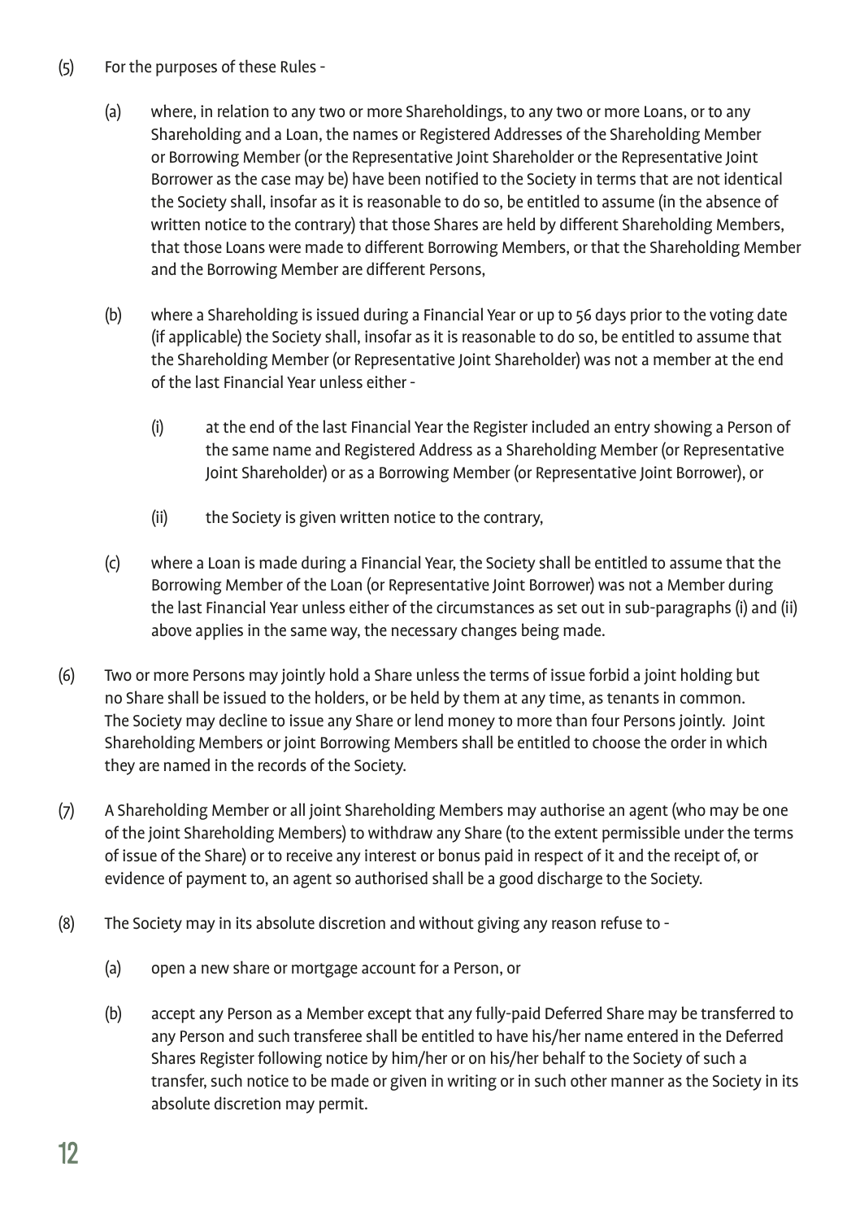(5) For the purposes of these Rules -

   (a) where, in relation to any two or more Shareholdings, to any two or more Loans, or to any Shareholding and a Loan, the names or Registered Addresses of the Shareholding Member or Borrowing Member (or the Representative Joint Shareholder or the Representative Joint Borrower as the case may be) have been notified to the Society in terms that are not identical the Society shall, insofar as it is reasonable to do so, be entitled to assume (in the absence of written notice to the contrary) that those Shares are held by different Shareholding Members, that those Loans were made to different Borrowing Members, or that the Shareholding Member and the Borrowing Member are different Persons,

   (b) where a Shareholding is issued during a Financial Year or up to 56 days prior to the voting date (if applicable) the Society shall, insofar as it is reasonable to do so, be entitled to assume that the Shareholding Member (or Representative Joint Shareholder) was not a member at the end of the last Financial Year unless either -

      (i) at the end of the last Financial Year the Register included an entry showing a Person of the same name and Registered Address as a Shareholding Member (or Representative Joint Shareholder) or as a Borrowing Member (or Representative Joint Borrower), or

      (ii) the Society is given written notice to the contrary,

   (c) where a Loan is made during a Financial Year, the Society shall be entitled to assume that the Borrowing Member of the Loan (or Representative Joint Borrower) was not a Member during the last Financial Year unless either of the circumstances as set out in sub-paragraphs (i) and (ii) above applies in the same way, the necessary changes being made.

(6) Two or more Persons may jointly hold a Share unless the terms of issue forbid a joint holding but no Share shall be issued to the holders, or be held by them at any time, as tenants in common. The Society may decline to issue any Share or lend money to more than four Persons jointly. Joint Shareholding Members or joint Borrowing Members shall be entitled to choose the order in which they are named in the records of the Society.

(7) A Shareholding Member or all joint Shareholding Members may authorise an agent (who may be one of the joint Shareholding Members) to withdraw any Share (to the extent permissible under the terms of issue of the Share) or to receive any interest or bonus paid in respect of it and the receipt of, or evidence of payment to, an agent so authorised shall be a good discharge to the Society.

(8) The Society may in its absolute discretion and without giving any reason refuse to -

   (a) open a new share or mortgage account for a Person, or

   (b) accept any Person as a Member except that any fully-paid Deferred Share may be transferred to any Person and such transferee shall be entitled to have his/her name entered in the Deferred Shares Register following notice by him/her or on his/her behalf to the Society of such a transfer, such notice to be made or given in writing or in such other manner as the Society in its absolute discretion may permit.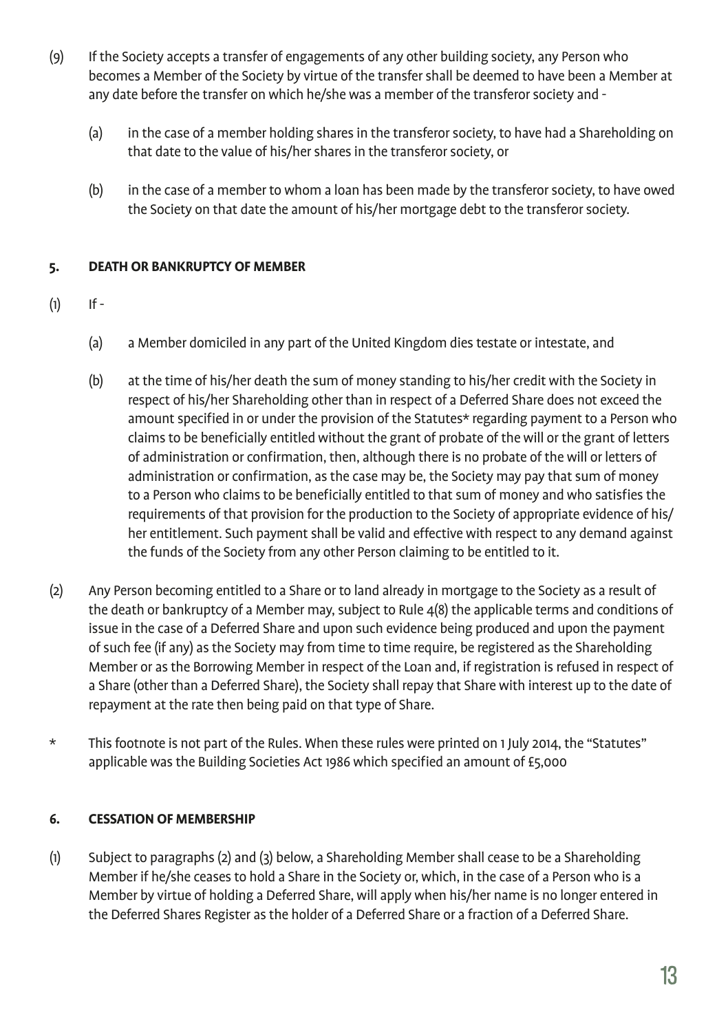(9) If the Society accepts a transfer of engagements of any other building society, any Person who becomes a Member of the Society by virtue of the transfer shall be deemed to have been a Member at any date before the transfer on which he/she was a member of the transferor society and -

(a) in the case of a member holding shares in the transferor society, to have had a Shareholding on that date to the value of his/her shares in the transferor society, or

(b) in the case of a member to whom a loan has been made by the transferor society, to have owed the Society on that date the amount of his/her mortgage debt to the transferor society.

**5. DEATH OR BANKRUPTCY OF MEMBER**

(1) If -

(a) a Member domiciled in any part of the United Kingdom dies testate or intestate, and

(b) at the time of his/her death the sum of money standing to his/her credit with the Society in respect of his/her Shareholding other than in respect of a Deferred Share does not exceed the amount specified in or under the provision of the Statutes* regarding payment to a Person who claims to be beneficially entitled without the grant of probate of the will or the grant of letters of administration or confirmation, then, although there is no probate of the will or letters of administration or confirmation, as the case may be, the Society may pay that sum of money to a Person who claims to be beneficially entitled to that sum of money and who satisfies the requirements of that provision for the production to the Society of appropriate evidence of his/her entitlement. Such payment shall be valid and effective with respect to any demand against the funds of the Society from any other Person claiming to be entitled to it.

(2) Any Person becoming entitled to a Share or to land already in mortgage to the Society as a result of the death or bankruptcy of a Member may, subject to Rule 4(8) the applicable terms and conditions of issue in the case of a Deferred Share and upon such evidence being produced and upon the payment of such fee (if any) as the Society may from time to time require, be registered as the Shareholding Member or as the Borrowing Member in respect of the Loan and, if registration is refused in respect of a Share (other than a Deferred Share), the Society shall repay that Share with interest up to the date of repayment at the rate then being paid on that type of Share.

\* This footnote is not part of the Rules. When these rules were printed on 1 July 2014, the "Statutes" applicable was the Building Societies Act 1986 which specified an amount of £5,000

**6. CESSATION OF MEMBERSHIP**

(1) Subject to paragraphs (2) and (3) below, a Shareholding Member shall cease to be a Shareholding Member if he/she ceases to hold a Share in the Society or, which, in the case of a Person who is a Member by virtue of holding a Deferred Share, will apply when his/her name is no longer entered in the Deferred Shares Register as the holder of a Deferred Share or a fraction of a Deferred Share.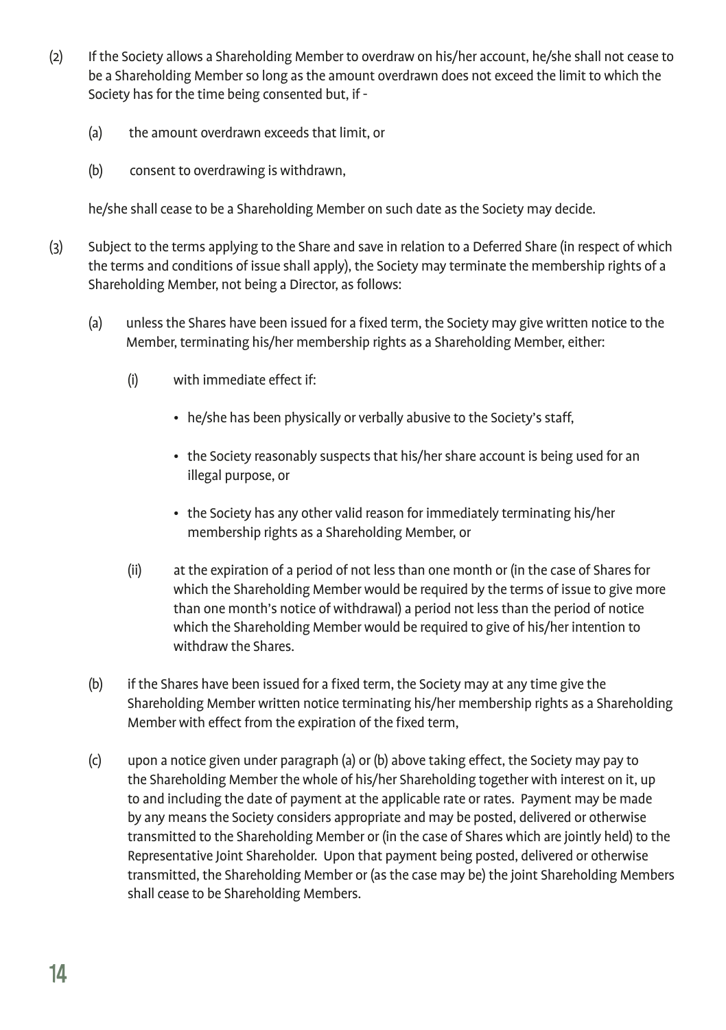(2) If the Society allows a Shareholding Member to overdraw on his/her account, he/she shall not cease to be a Shareholding Member so long as the amount overdrawn does not exceed the limit to which the Society has for the time being consented but, if -

(a) the amount overdrawn exceeds that limit, or

(b) consent to overdrawing is withdrawn,

he/she shall cease to be a Shareholding Member on such date as the Society may decide.

(3) Subject to the terms applying to the Share and save in relation to a Deferred Share (in respect of which the terms and conditions of issue shall apply), the Society may terminate the membership rights of a Shareholding Member, not being a Director, as follows:

(a) unless the Shares have been issued for a fixed term, the Society may give written notice to the Member, terminating his/her membership rights as a Shareholding Member, either:

(i) with immediate effect if:

- he/she has been physically or verbally abusive to the Society's staff,
- the Society reasonably suspects that his/her share account is being used for an illegal purpose, or
- the Society has any other valid reason for immediately terminating his/her membership rights as a Shareholding Member, or

(ii) at the expiration of a period of not less than one month or (in the case of Shares for which the Shareholding Member would be required by the terms of issue to give more than one month's notice of withdrawal) a period not less than the period of notice which the Shareholding Member would be required to give of his/her intention to withdraw the Shares.

(b) if the Shares have been issued for a fixed term, the Society may at any time give the Shareholding Member written notice terminating his/her membership rights as a Shareholding Member with effect from the expiration of the fixed term,

(c) upon a notice given under paragraph (a) or (b) above taking effect, the Society may pay to the Shareholding Member the whole of his/her Shareholding together with interest on it, up to and including the date of payment at the applicable rate or rates. Payment may be made by any means the Society considers appropriate and may be posted, delivered or otherwise transmitted to the Shareholding Member or (in the case of Shares which are jointly held) to the Representative Joint Shareholder. Upon that payment being posted, delivered or otherwise transmitted, the Shareholding Member or (as the case may be) the joint Shareholding Members shall cease to be Shareholding Members.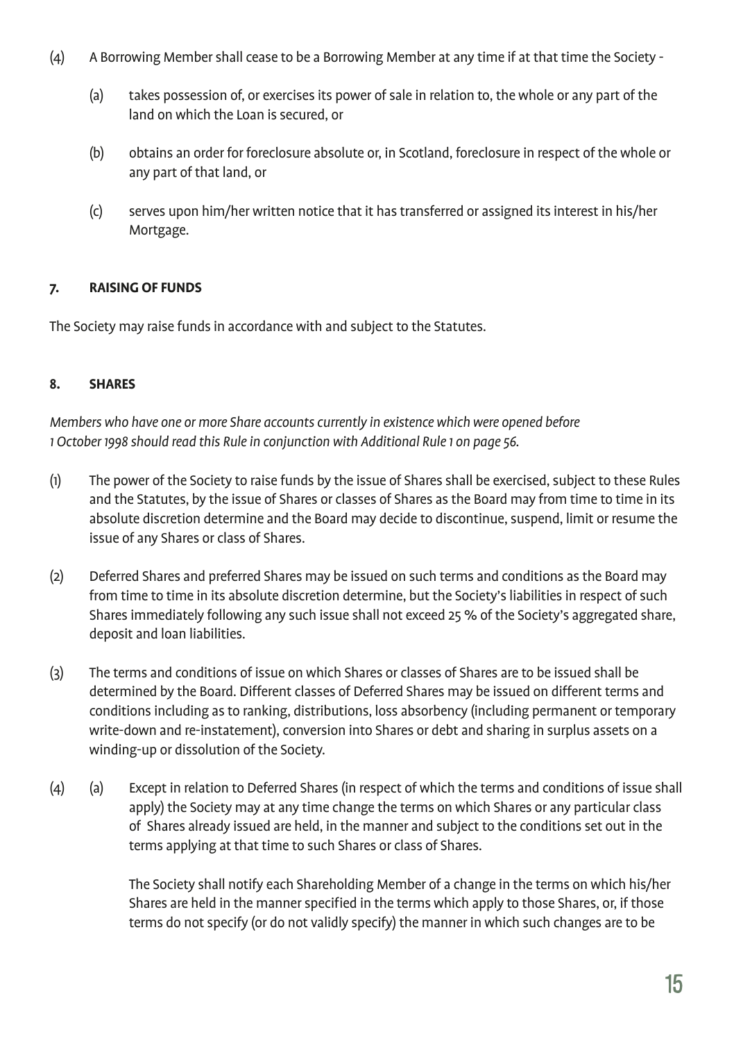(4) A Borrowing Member shall cease to be a Borrowing Member at any time if at that time the Society -

(a) takes possession of, or exercises its power of sale in relation to, the whole or any part of the land on which the Loan is secured, or

(b) obtains an order for foreclosure absolute or, in Scotland, foreclosure in respect of the whole or any part of that land, or

(c) serves upon him/her written notice that it has transferred or assigned its interest in his/her Mortgage.

**7. RAISING OF FUNDS**

The Society may raise funds in accordance with and subject to the Statutes.

**8. SHARES**

*Members who have one or more Share accounts currently in existence which were opened before 1 October 1998 should read this Rule in conjunction with Additional Rule 1 on page 56.*

(1) The power of the Society to raise funds by the issue of Shares shall be exercised, subject to these Rules and the Statutes, by the issue of Shares or classes of Shares as the Board may from time to time in its absolute discretion determine and the Board may decide to discontinue, suspend, limit or resume the issue of any Shares or class of Shares.

(2) Deferred Shares and preferred Shares may be issued on such terms and conditions as the Board may from time to time in its absolute discretion determine, but the Society's liabilities in respect of such Shares immediately following any such issue shall not exceed 25 % of the Society's aggregated share, deposit and loan liabilities.

(3) The terms and conditions of issue on which Shares or classes of Shares are to be issued shall be determined by the Board. Different classes of Deferred Shares may be issued on different terms and conditions including as to ranking, distributions, loss absorbency (including permanent or temporary write-down and re-instatement), conversion into Shares or debt and sharing in surplus assets on a winding-up or dissolution of the Society.

(4) (a) Except in relation to Deferred Shares (in respect of which the terms and conditions of issue shall apply) the Society may at any time change the terms on which Shares or any particular class of Shares already issued are held, in the manner and subject to the conditions set out in the terms applying at that time to such Shares or class of Shares.

The Society shall notify each Shareholding Member of a change in the terms on which his/her Shares are held in the manner specified in the terms which apply to those Shares, or, if those terms do not specify (or do not validly specify) the manner in which such changes are to be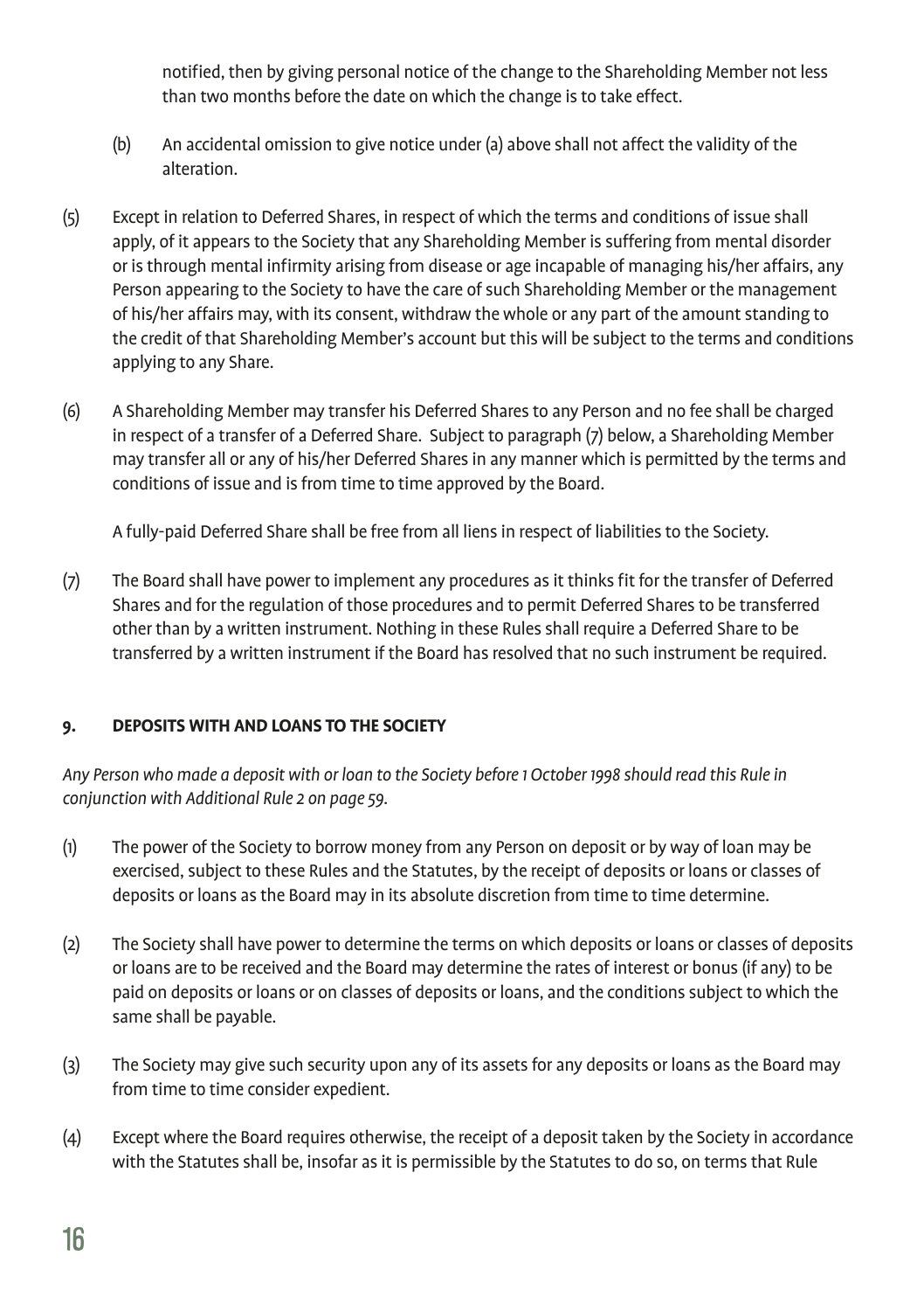notified, then by giving personal notice of the change to the Shareholding Member not less than two months before the date on which the change is to take effect.

(b) An accidental omission to give notice under (a) above shall not affect the validity of the alteration.

(5) Except in relation to Deferred Shares, in respect of which the terms and conditions of issue shall apply, of it appears to the Society that any Shareholding Member is suffering from mental disorder or is through mental infirmity arising from disease or age incapable of managing his/her affairs, any Person appearing to the Society to have the care of such Shareholding Member or the management of his/her affairs may, with its consent, withdraw the whole or any part of the amount standing to the credit of that Shareholding Member's account but this will be subject to the terms and conditions applying to any Share.

(6) A Shareholding Member may transfer his Deferred Shares to any Person and no fee shall be charged in respect of a transfer of a Deferred Share. Subject to paragraph (7) below, a Shareholding Member may transfer all or any of his/her Deferred Shares in any manner which is permitted by the terms and conditions of issue and is from time to time approved by the Board.

A fully-paid Deferred Share shall be free from all liens in respect of liabilities to the Society.

(7) The Board shall have power to implement any procedures as it thinks fit for the transfer of Deferred Shares and for the regulation of those procedures and to permit Deferred Shares to be transferred other than by a written instrument. Nothing in these Rules shall require a Deferred Share to be transferred by a written instrument if the Board has resolved that no such instrument be required.

**9. DEPOSITS WITH AND LOANS TO THE SOCIETY**

*Any Person who made a deposit with or loan to the Society before 1 October 1998 should read this Rule in conjunction with Additional Rule 2 on page 59.*

(1) The power of the Society to borrow money from any Person on deposit or by way of loan may be exercised, subject to these Rules and the Statutes, by the receipt of deposits or loans or classes of deposits or loans as the Board may in its absolute discretion from time to time determine.

(2) The Society shall have power to determine the terms on which deposits or loans or classes of deposits or loans are to be received and the Board may determine the rates of interest or bonus (if any) to be paid on deposits or loans or on classes of deposits or loans, and the conditions subject to which the same shall be payable.

(3) The Society may give such security upon any of its assets for any deposits or loans as the Board may from time to time consider expedient.

(4) Except where the Board requires otherwise, the receipt of a deposit taken by the Society in accordance with the Statutes shall be, insofar as it is permissible by the Statutes to do so, on terms that Rule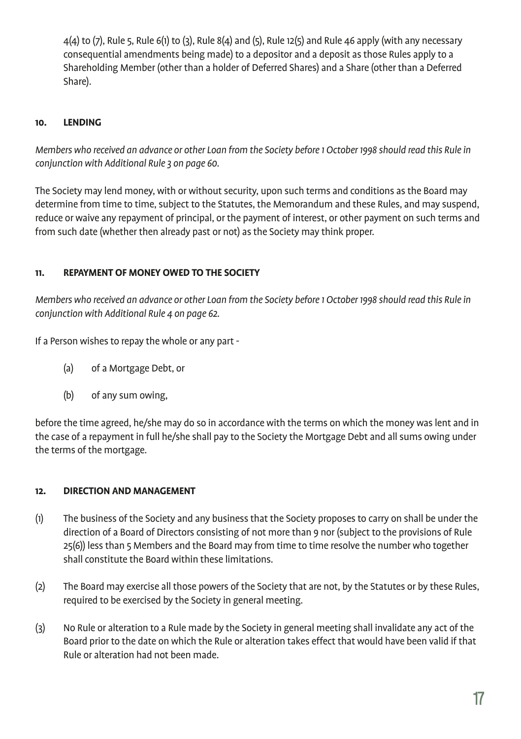4(4) to (7), Rule 5, Rule 6(1) to (3), Rule 8(4) and (5), Rule 12(5) and Rule 46 apply (with any necessary consequential amendments being made) to a depositor and a deposit as those Rules apply to a Shareholding Member (other than a holder of Deferred Shares) and a Share (other than a Deferred Share).

## 10. LENDING

*Members who received an advance or other Loan from the Society before 1 October 1998 should read this Rule in conjunction with Additional Rule 3 on page 60.*

The Society may lend money, with or without security, upon such terms and conditions as the Board may determine from time to time, subject to the Statutes, the Memorandum and these Rules, and may suspend, reduce or waive any repayment of principal, or the payment of interest, or other payment on such terms and from such date (whether then already past or not) as the Society may think proper.

## 11. REPAYMENT OF MONEY OWED TO THE SOCIETY

*Members who received an advance or other Loan from the Society before 1 October 1998 should read this Rule in conjunction with Additional Rule 4 on page 62.*

If a Person wishes to repay the whole or any part -

(a) of a Mortgage Debt, or

(b) of any sum owing,

before the time agreed, he/she may do so in accordance with the terms on which the money was lent and in the case of a repayment in full he/she shall pay to the Society the Mortgage Debt and all sums owing under the terms of the mortgage.

## 12. DIRECTION AND MANAGEMENT

(1) The business of the Society and any business that the Society proposes to carry on shall be under the direction of a Board of Directors consisting of not more than 9 nor (subject to the provisions of Rule 25(6)) less than 5 Members and the Board may from time to time resolve the number who together shall constitute the Board within these limitations.

(2) The Board may exercise all those powers of the Society that are not, by the Statutes or by these Rules, required to be exercised by the Society in general meeting.

(3) No Rule or alteration to a Rule made by the Society in general meeting shall invalidate any act of the Board prior to the date on which the Rule or alteration takes effect that would have been valid if that Rule or alteration had not been made.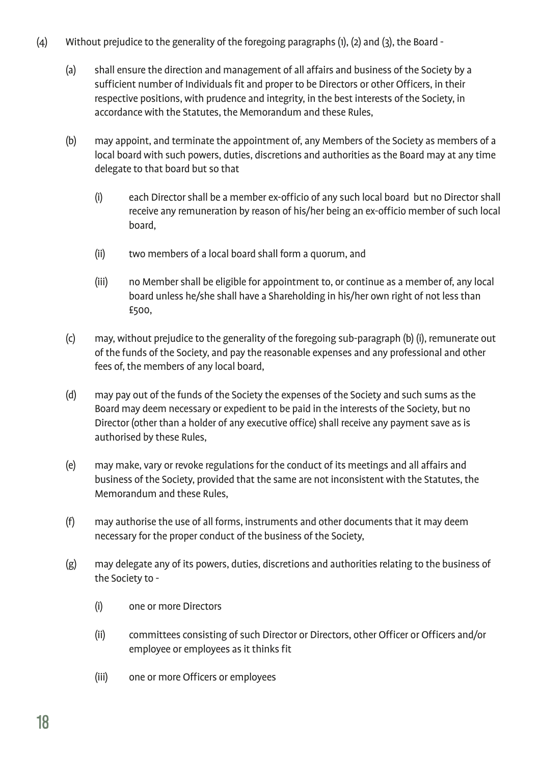(4) Without prejudice to the generality of the foregoing paragraphs (1), (2) and (3), the Board -

   (a) shall ensure the direction and management of all affairs and business of the Society by a sufficient number of Individuals fit and proper to be Directors or other Officers, in their respective positions, with prudence and integrity, in the best interests of the Society, in accordance with the Statutes, the Memorandum and these Rules,

   (b) may appoint, and terminate the appointment of, any Members of the Society as members of a local board with such powers, duties, discretions and authorities as the Board may at any time delegate to that board but so that

      (i) each Director shall be a member ex-officio of any such local board but no Director shall receive any remuneration by reason of his/her being an ex-officio member of such local board,

      (ii) two members of a local board shall form a quorum, and

      (iii) no Member shall be eligible for appointment to, or continue as a member of, any local board unless he/she shall have a Shareholding in his/her own right of not less than £500,

   (c) may, without prejudice to the generality of the foregoing sub-paragraph (b) (i), remunerate out of the funds of the Society, and pay the reasonable expenses and any professional and other fees of, the members of any local board,

   (d) may pay out of the funds of the Society the expenses of the Society and such sums as the Board may deem necessary or expedient to be paid in the interests of the Society, but no Director (other than a holder of any executive office) shall receive any payment save as is authorised by these Rules,

   (e) may make, vary or revoke regulations for the conduct of its meetings and all affairs and business of the Society, provided that the same are not inconsistent with the Statutes, the Memorandum and these Rules,

   (f) may authorise the use of all forms, instruments and other documents that it may deem necessary for the proper conduct of the business of the Society,

   (g) may delegate any of its powers, duties, discretions and authorities relating to the business of the Society to -

      (i) one or more Directors

      (ii) committees consisting of such Director or Directors, other Officer or Officers and/or employee or employees as it thinks fit

      (iii) one or more Officers or employees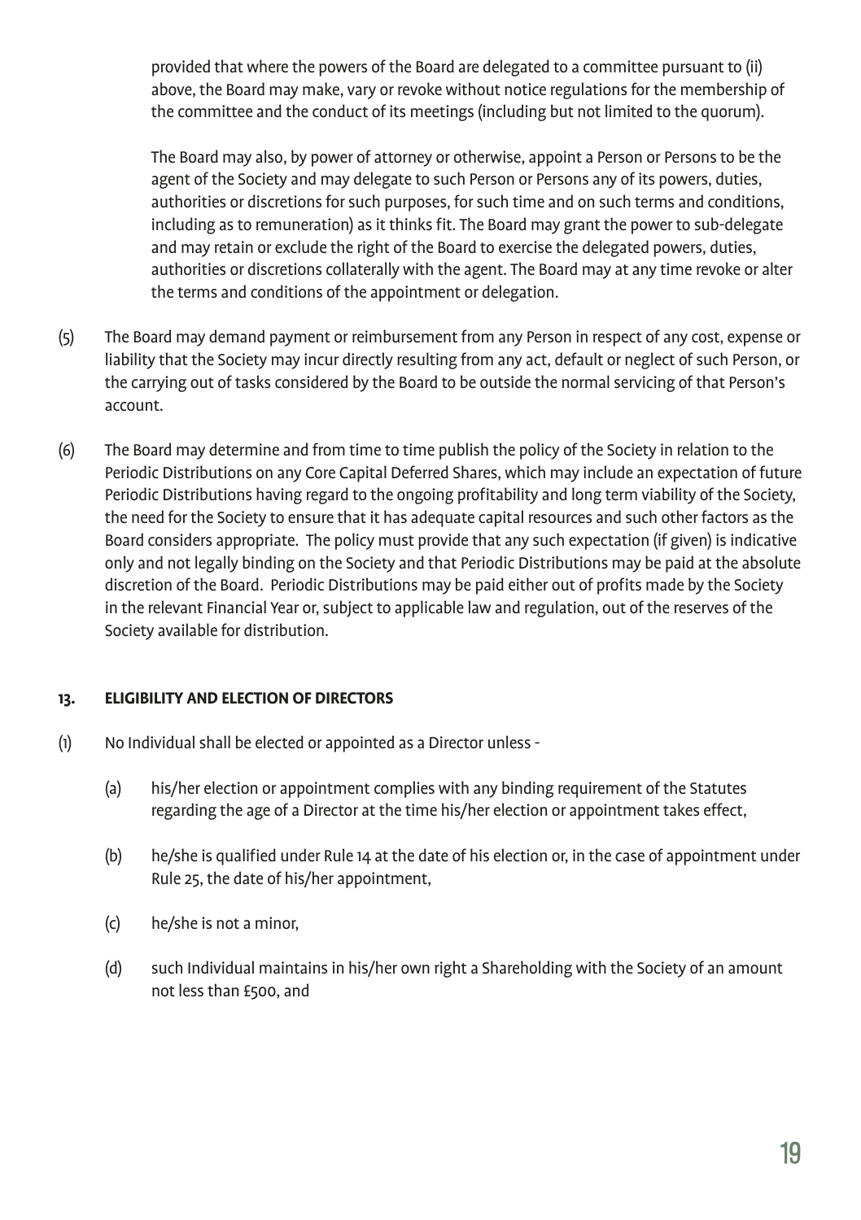provided that where the powers of the Board are delegated to a committee pursuant to (ii) above, the Board may make, vary or revoke without notice regulations for the membership of the committee and the conduct of its meetings (including but not limited to the quorum).

The Board may also, by power of attorney or otherwise, appoint a Person or Persons to be the agent of the Society and may delegate to such Person or Persons any of its powers, duties, authorities or discretions for such purposes, for such time and on such terms and conditions, including as to remuneration) as it thinks fit. The Board may grant the power to sub-delegate and may retain or exclude the right of the Board to exercise the delegated powers, duties, authorities or discretions collaterally with the agent. The Board may at any time revoke or alter the terms and conditions of the appointment or delegation.

(5) The Board may demand payment or reimbursement from any Person in respect of any cost, expense or liability that the Society may incur directly resulting from any act, default or neglect of such Person, or the carrying out of tasks considered by the Board to be outside the normal servicing of that Person's account.

(6) The Board may determine and from time to time publish the policy of the Society in relation to the Periodic Distributions on any Core Capital Deferred Shares, which may include an expectation of future Periodic Distributions having regard to the ongoing profitability and long term viability of the Society, the need for the Society to ensure that it has adequate capital resources and such other factors as the Board considers appropriate. The policy must provide that any such expectation (if given) is indicative only and not legally binding on the Society and that Periodic Distributions may be paid at the absolute discretion of the Board. Periodic Distributions may be paid either out of profits made by the Society in the relevant Financial Year or, subject to applicable law and regulation, out of the reserves of the Society available for distribution.

**13. ELIGIBILITY AND ELECTION OF DIRECTORS**

(1) No Individual shall be elected or appointed as a Director unless -

(a) his/her election or appointment complies with any binding requirement of the Statutes regarding the age of a Director at the time his/her election or appointment takes effect,

(b) he/she is qualified under Rule 14 at the date of his election or, in the case of appointment under Rule 25, the date of his/her appointment,

(c) he/she is not a minor,

(d) such Individual maintains in his/her own right a Shareholding with the Society of an amount not less than £500, and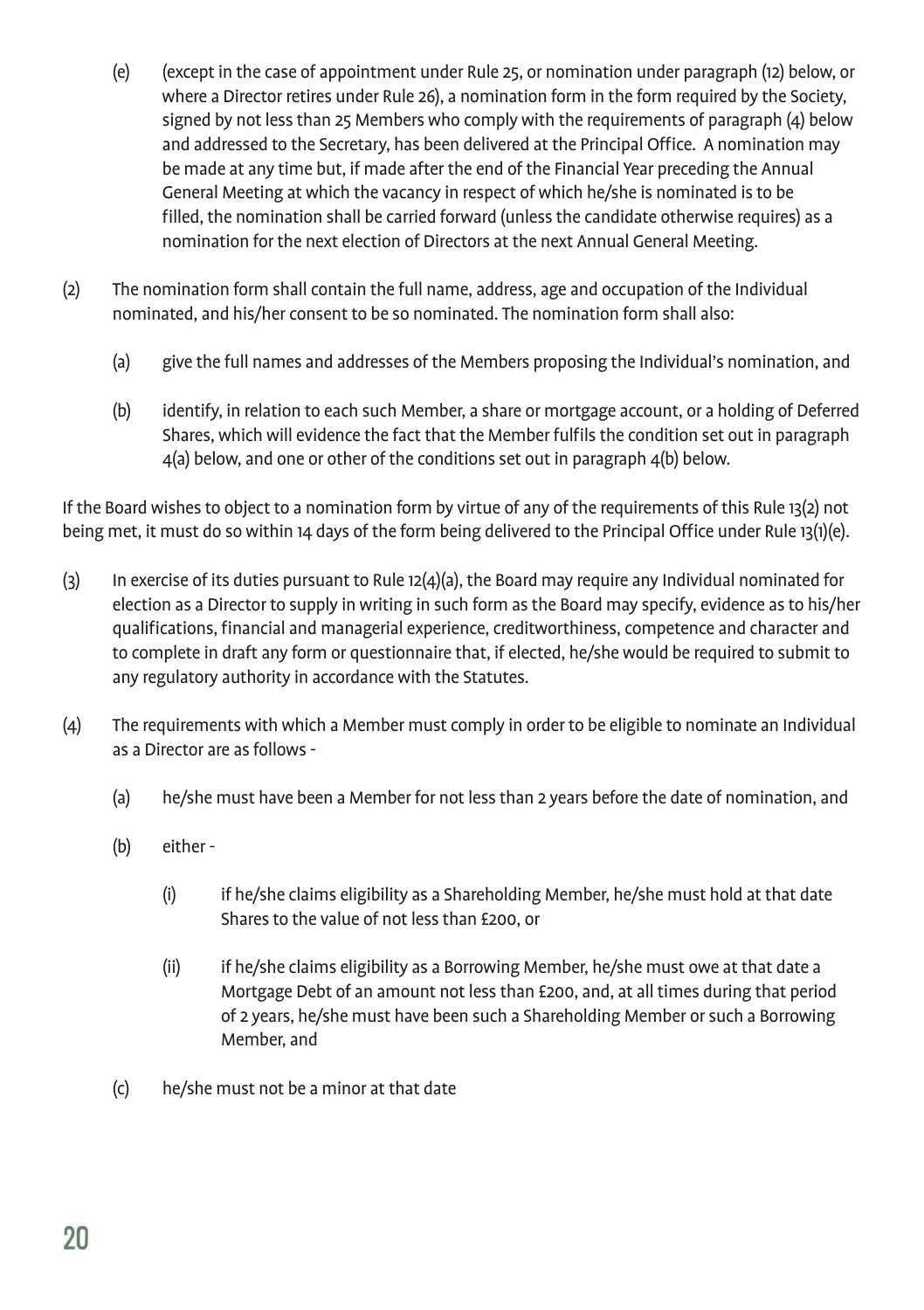(e) (except in the case of appointment under Rule 25, or nomination under paragraph (12) below, or where a Director retires under Rule 26), a nomination form in the form required by the Society, signed by not less than 25 Members who comply with the requirements of paragraph (4) below and addressed to the Secretary, has been delivered at the Principal Office. A nomination may be made at any time but, if made after the end of the Financial Year preceding the Annual General Meeting at which the vacancy in respect of which he/she is nominated is to be filled, the nomination shall be carried forward (unless the candidate otherwise requires) as a nomination for the next election of Directors at the next Annual General Meeting.

(2) The nomination form shall contain the full name, address, age and occupation of the Individual nominated, and his/her consent to be so nominated. The nomination form shall also:

(a) give the full names and addresses of the Members proposing the Individual's nomination, and

(b) identify, in relation to each such Member, a share or mortgage account, or a holding of Deferred Shares, which will evidence the fact that the Member fulfils the condition set out in paragraph 4(a) below, and one or other of the conditions set out in paragraph 4(b) below.

If the Board wishes to object to a nomination form by virtue of any of the requirements of this Rule 13(2) not being met, it must do so within 14 days of the form being delivered to the Principal Office under Rule 13(1)(e).

(3) In exercise of its duties pursuant to Rule 12(4)(a), the Board may require any Individual nominated for election as a Director to supply in writing in such form as the Board may specify, evidence as to his/her qualifications, financial and managerial experience, creditworthiness, competence and character and to complete in draft any form or questionnaire that, if elected, he/she would be required to submit to any regulatory authority in accordance with the Statutes.

(4) The requirements with which a Member must comply in order to be eligible to nominate an Individual as a Director are as follows -

(a) he/she must have been a Member for not less than 2 years before the date of nomination, and

(b) either -

(i) if he/she claims eligibility as a Shareholding Member, he/she must hold at that date Shares to the value of not less than £200, or

(ii) if he/she claims eligibility as a Borrowing Member, he/she must owe at that date a Mortgage Debt of an amount not less than £200, and, at all times during that period of 2 years, he/she must have been such a Shareholding Member or such a Borrowing Member, and

(c) he/she must not be a minor at that date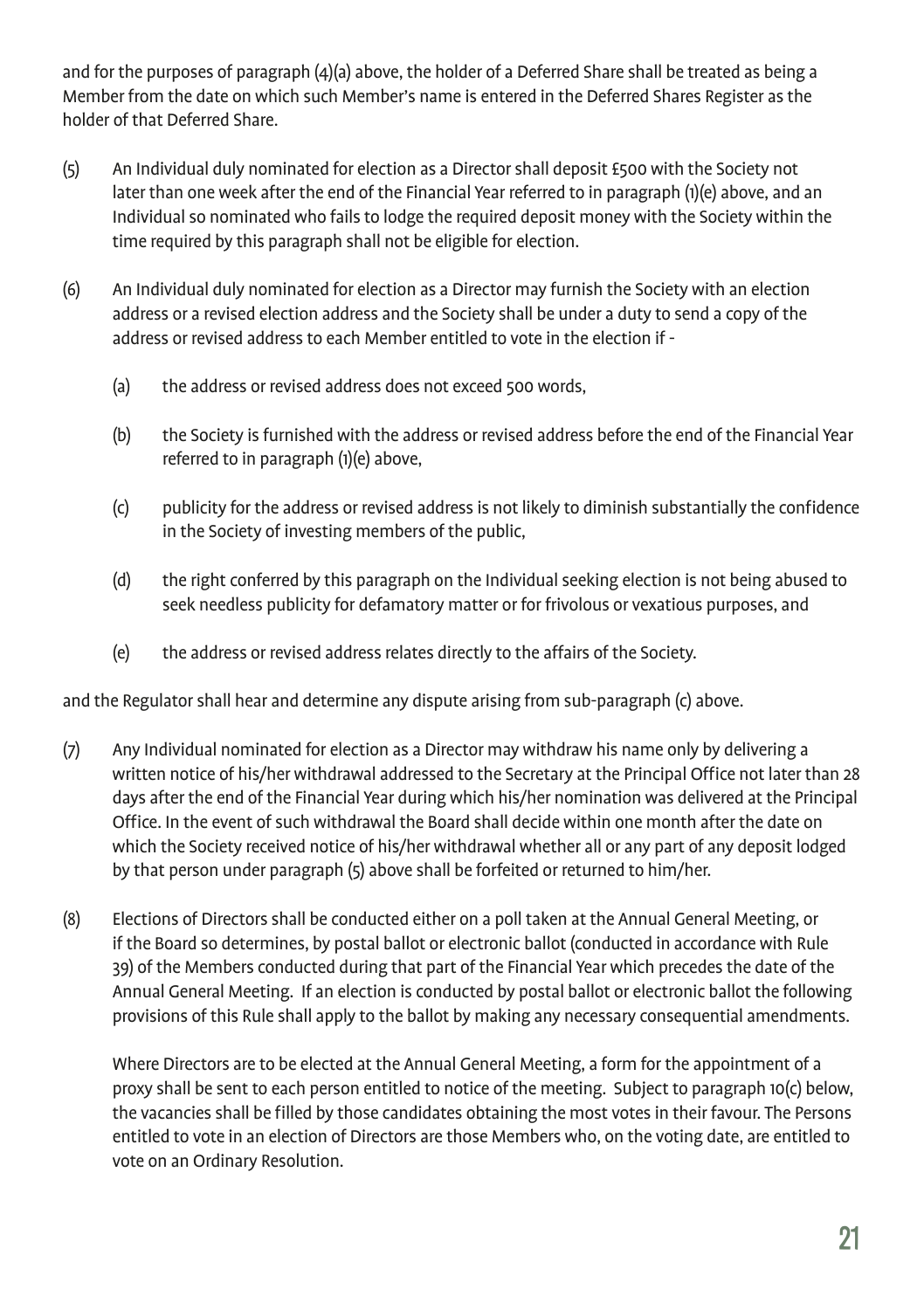and for the purposes of paragraph (4)(a) above, the holder of a Deferred Share shall be treated as being a Member from the date on which such Member's name is entered in the Deferred Shares Register as the holder of that Deferred Share.

(5) An Individual duly nominated for election as a Director shall deposit £500 with the Society not later than one week after the end of the Financial Year referred to in paragraph (1)(e) above, and an Individual so nominated who fails to lodge the required deposit money with the Society within the time required by this paragraph shall not be eligible for election.

(6) An Individual duly nominated for election as a Director may furnish the Society with an election address or a revised election address and the Society shall be under a duty to send a copy of the address or revised address to each Member entitled to vote in the election if -

  (a) the address or revised address does not exceed 500 words,

  (b) the Society is furnished with the address or revised address before the end of the Financial Year referred to in paragraph (1)(e) above,

  (c) publicity for the address or revised address is not likely to diminish substantially the confidence in the Society of investing members of the public,

  (d) the right conferred by this paragraph on the Individual seeking election is not being abused to seek needless publicity for defamatory matter or for frivolous or vexatious purposes, and

  (e) the address or revised address relates directly to the affairs of the Society.

and the Regulator shall hear and determine any dispute arising from sub-paragraph (c) above.

(7) Any Individual nominated for election as a Director may withdraw his name only by delivering a written notice of his/her withdrawal addressed to the Secretary at the Principal Office not later than 28 days after the end of the Financial Year during which his/her nomination was delivered at the Principal Office. In the event of such withdrawal the Board shall decide within one month after the date on which the Society received notice of his/her withdrawal whether all or any part of any deposit lodged by that person under paragraph (5) above shall be forfeited or returned to him/her.

(8) Elections of Directors shall be conducted either on a poll taken at the Annual General Meeting, or if the Board so determines, by postal ballot or electronic ballot (conducted in accordance with Rule 39) of the Members conducted during that part of the Financial Year which precedes the date of the Annual General Meeting. If an election is conducted by postal ballot or electronic ballot the following provisions of this Rule shall apply to the ballot by making any necessary consequential amendments.

  Where Directors are to be elected at the Annual General Meeting, a form for the appointment of a proxy shall be sent to each person entitled to notice of the meeting. Subject to paragraph 10(c) below, the vacancies shall be filled by those candidates obtaining the most votes in their favour. The Persons entitled to vote in an election of Directors are those Members who, on the voting date, are entitled to vote on an Ordinary Resolution.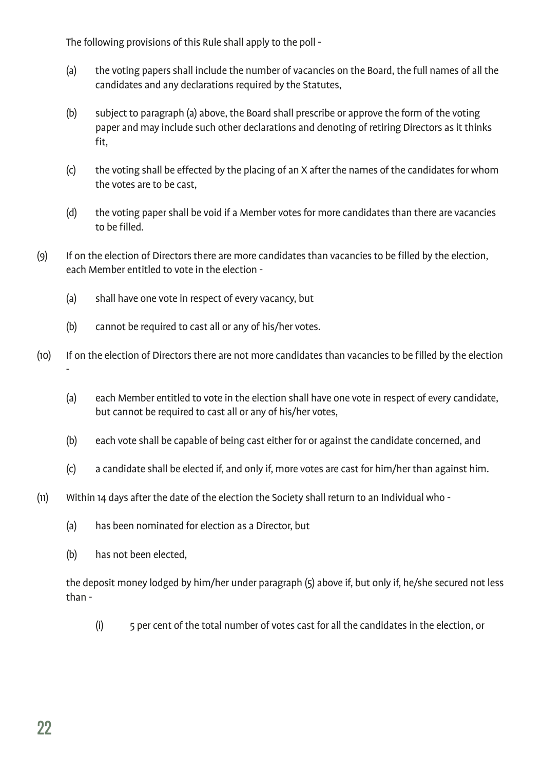The following provisions of this Rule shall apply to the poll -

(a) the voting papers shall include the number of vacancies on the Board, the full names of all the candidates and any declarations required by the Statutes,

(b) subject to paragraph (a) above, the Board shall prescribe or approve the form of the voting paper and may include such other declarations and denoting of retiring Directors as it thinks fit,

(c) the voting shall be effected by the placing of an X after the names of the candidates for whom the votes are to be cast,

(d) the voting paper shall be void if a Member votes for more candidates than there are vacancies to be filled.

(9) If on the election of Directors there are more candidates than vacancies to be filled by the election, each Member entitled to vote in the election -

(a) shall have one vote in respect of every vacancy, but

(b) cannot be required to cast all or any of his/her votes.

(10) If on the election of Directors there are not more candidates than vacancies to be filled by the election -

(a) each Member entitled to vote in the election shall have one vote in respect of every candidate, but cannot be required to cast all or any of his/her votes,

(b) each vote shall be capable of being cast either for or against the candidate concerned, and

(c) a candidate shall be elected if, and only if, more votes are cast for him/her than against him.

(11) Within 14 days after the date of the election the Society shall return to an Individual who -

(a) has been nominated for election as a Director, but

(b) has not been elected,

the deposit money lodged by him/her under paragraph (5) above if, but only if, he/she secured not less than -

(i) 5 per cent of the total number of votes cast for all the candidates in the election, or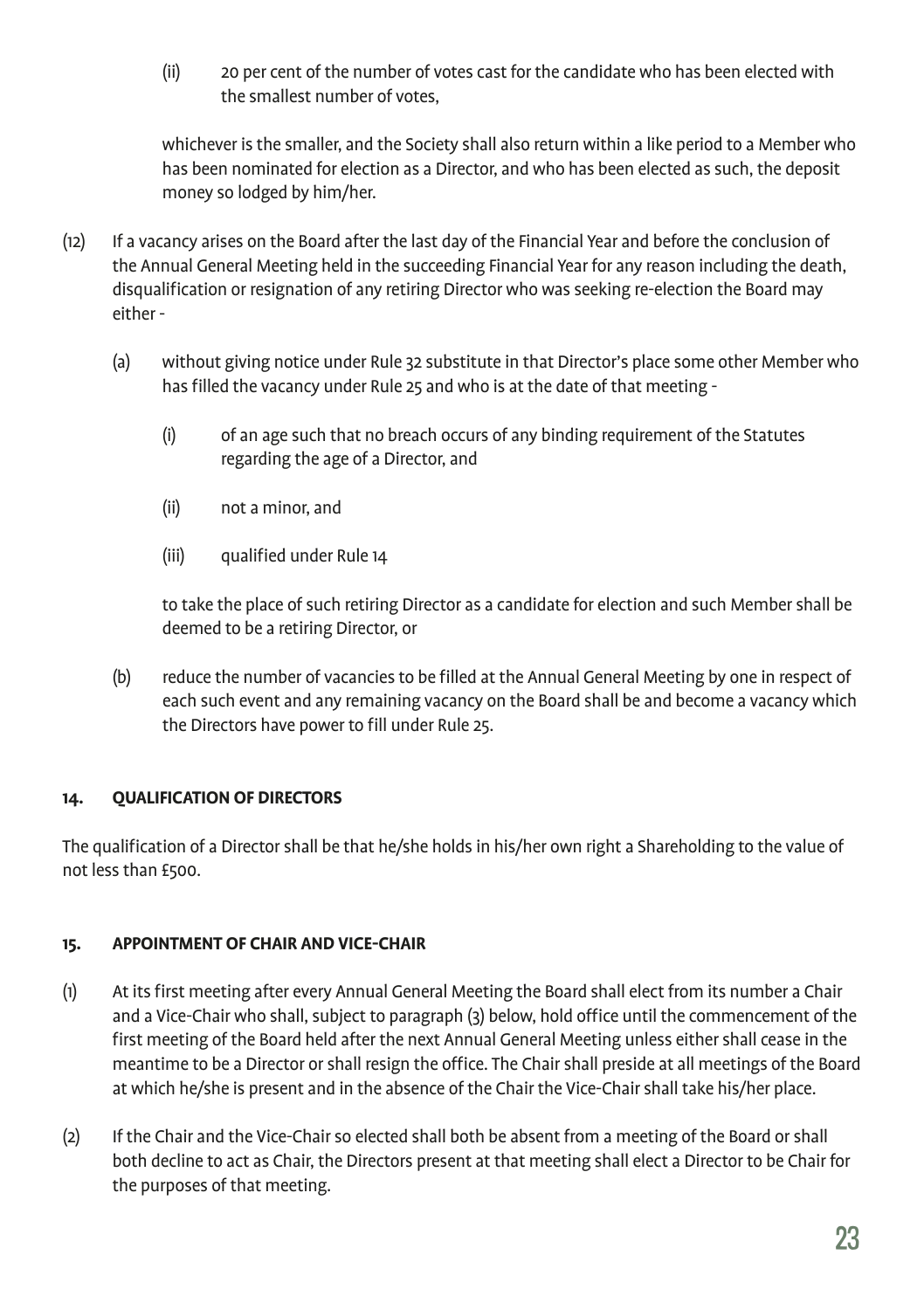(ii) 20 per cent of the number of votes cast for the candidate who has been elected with the smallest number of votes,

whichever is the smaller, and the Society shall also return within a like period to a Member who has been nominated for election as a Director, and who has been elected as such, the deposit money so lodged by him/her.

(12) If a vacancy arises on the Board after the last day of the Financial Year and before the conclusion of the Annual General Meeting held in the succeeding Financial Year for any reason including the death, disqualification or resignation of any retiring Director who was seeking re-election the Board may either -

(a) without giving notice under Rule 32 substitute in that Director's place some other Member who has filled the vacancy under Rule 25 and who is at the date of that meeting -

(i) of an age such that no breach occurs of any binding requirement of the Statutes regarding the age of a Director, and

(ii) not a minor, and

(iii) qualified under Rule 14

to take the place of such retiring Director as a candidate for election and such Member shall be deemed to be a retiring Director, or

(b) reduce the number of vacancies to be filled at the Annual General Meeting by one in respect of each such event and any remaining vacancy on the Board shall be and become a vacancy which the Directors have power to fill under Rule 25.

### 14. QUALIFICATION OF DIRECTORS

The qualification of a Director shall be that he/she holds in his/her own right a Shareholding to the value of not less than £500.

### 15. APPOINTMENT OF CHAIR AND VICE-CHAIR

(1) At its first meeting after every Annual General Meeting the Board shall elect from its number a Chair and a Vice-Chair who shall, subject to paragraph (3) below, hold office until the commencement of the first meeting of the Board held after the next Annual General Meeting unless either shall cease in the meantime to be a Director or shall resign the office. The Chair shall preside at all meetings of the Board at which he/she is present and in the absence of the Chair the Vice-Chair shall take his/her place.

(2) If the Chair and the Vice-Chair so elected shall both be absent from a meeting of the Board or shall both decline to act as Chair, the Directors present at that meeting shall elect a Director to be Chair for the purposes of that meeting.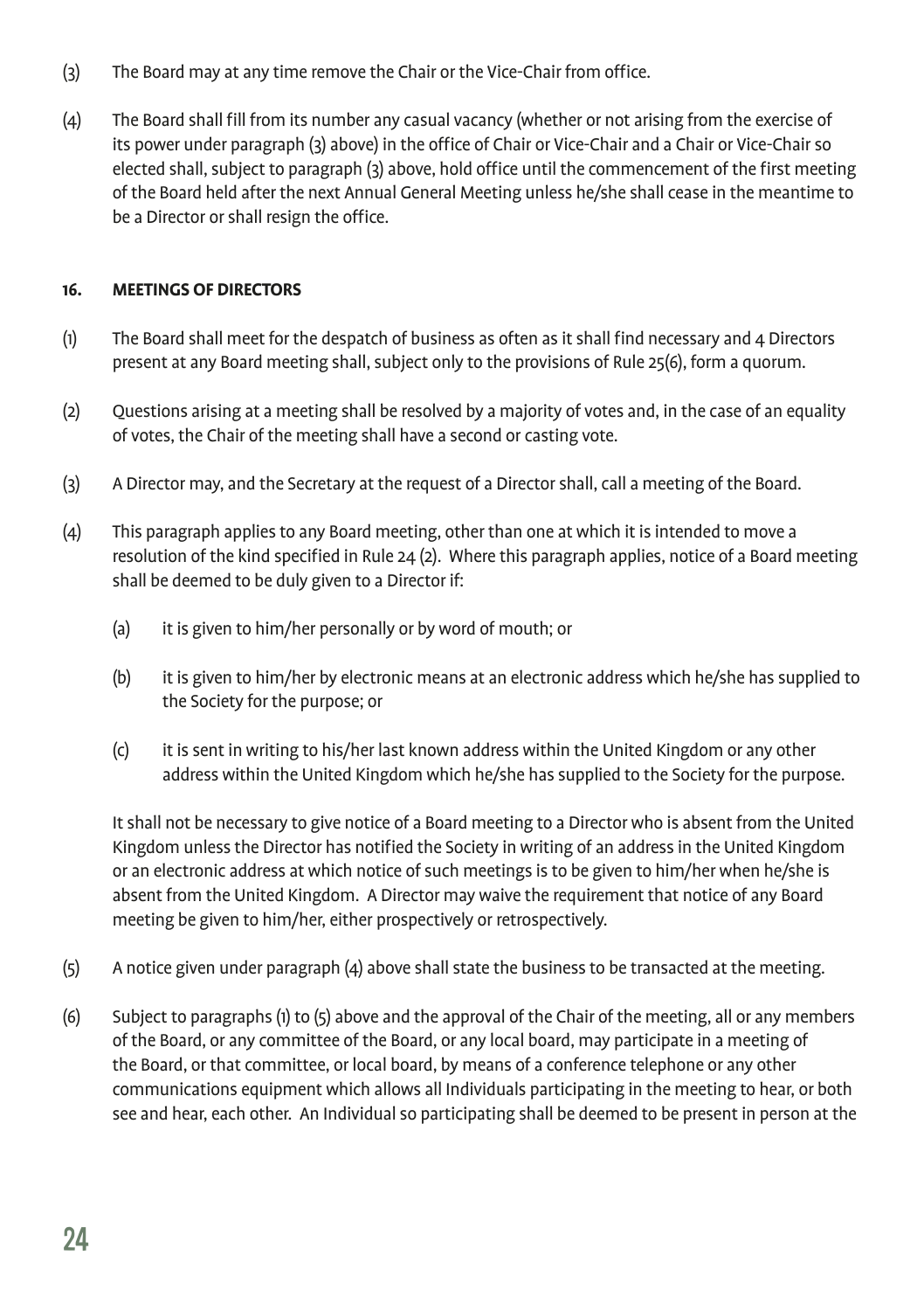(3) The Board may at any time remove the Chair or the Vice-Chair from office.

(4) The Board shall fill from its number any casual vacancy (whether or not arising from the exercise of its power under paragraph (3) above) in the office of Chair or Vice-Chair and a Chair or Vice-Chair so elected shall, subject to paragraph (3) above, hold office until the commencement of the first meeting of the Board held after the next Annual General Meeting unless he/she shall cease in the meantime to be a Director or shall resign the office.

#### 16. MEETINGS OF DIRECTORS

(1) The Board shall meet for the despatch of business as often as it shall find necessary and 4 Directors present at any Board meeting shall, subject only to the provisions of Rule 25(6), form a quorum.

(2) Questions arising at a meeting shall be resolved by a majority of votes and, in the case of an equality of votes, the Chair of the meeting shall have a second or casting vote.

(3) A Director may, and the Secretary at the request of a Director shall, call a meeting of the Board.

(4) This paragraph applies to any Board meeting, other than one at which it is intended to move a resolution of the kind specified in Rule 24 (2). Where this paragraph applies, notice of a Board meeting shall be deemed to be duly given to a Director if:

  (a) it is given to him/her personally or by word of mouth; or

  (b) it is given to him/her by electronic means at an electronic address which he/she has supplied to the Society for the purpose; or

  (c) it is sent in writing to his/her last known address within the United Kingdom or any other address within the United Kingdom which he/she has supplied to the Society for the purpose.

  It shall not be necessary to give notice of a Board meeting to a Director who is absent from the United Kingdom unless the Director has notified the Society in writing of an address in the United Kingdom or an electronic address at which notice of such meetings is to be given to him/her when he/she is absent from the United Kingdom. A Director may waive the requirement that notice of any Board meeting be given to him/her, either prospectively or retrospectively.

(5) A notice given under paragraph (4) above shall state the business to be transacted at the meeting.

(6) Subject to paragraphs (1) to (5) above and the approval of the Chair of the meeting, all or any members of the Board, or any committee of the Board, or any local board, may participate in a meeting of the Board, or that committee, or local board, by means of a conference telephone or any other communications equipment which allows all Individuals participating in the meeting to hear, or both see and hear, each other. An Individual so participating shall be deemed to be present in person at the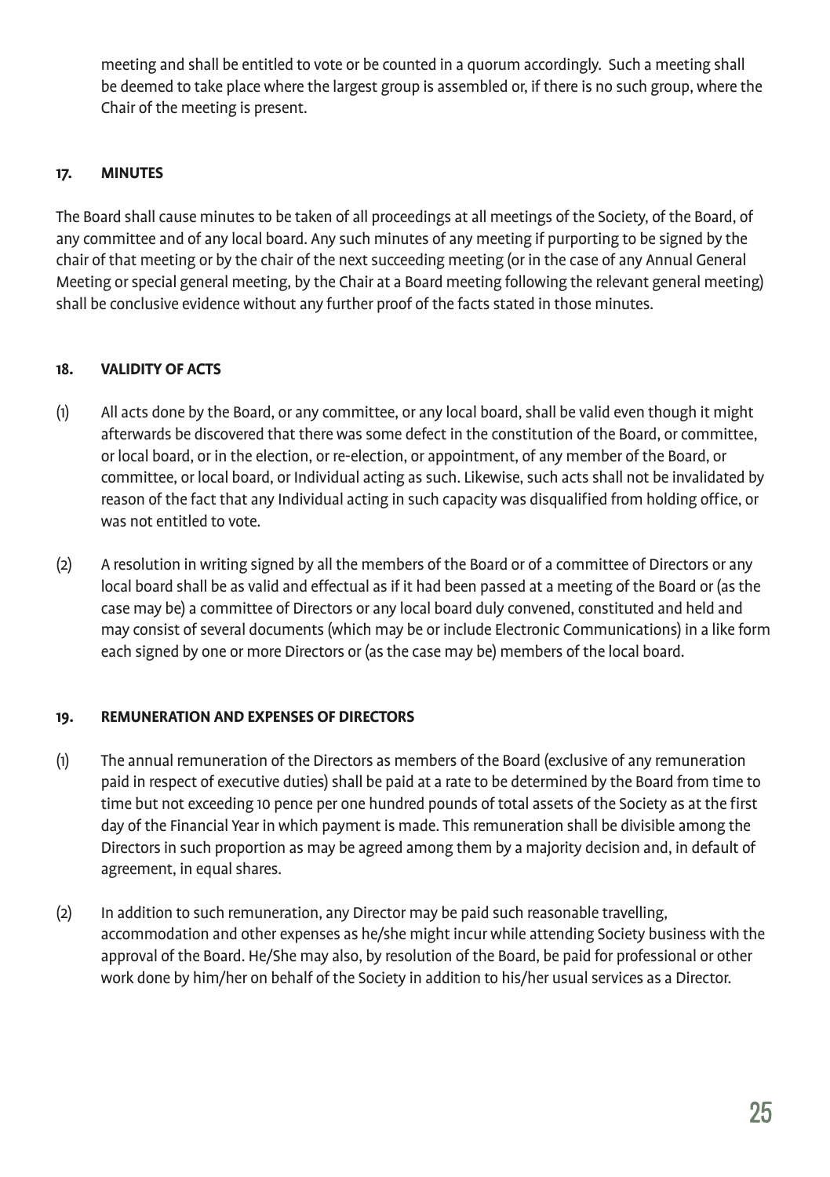meeting and shall be entitled to vote or be counted in a quorum accordingly. Such a meeting shall be deemed to take place where the largest group is assembled or, if there is no such group, where the Chair of the meeting is present.

## 17. MINUTES

The Board shall cause minutes to be taken of all proceedings at all meetings of the Society, of the Board, of any committee and of any local board. Any such minutes of any meeting if purporting to be signed by the chair of that meeting or by the chair of the next succeeding meeting (or in the case of any Annual General Meeting or special general meeting, by the Chair at a Board meeting following the relevant general meeting) shall be conclusive evidence without any further proof of the facts stated in those minutes.

## 18. VALIDITY OF ACTS

(1) All acts done by the Board, or any committee, or any local board, shall be valid even though it might afterwards be discovered that there was some defect in the constitution of the Board, or committee, or local board, or in the election, or re-election, or appointment, of any member of the Board, or committee, or local board, or Individual acting as such. Likewise, such acts shall not be invalidated by reason of the fact that any Individual acting in such capacity was disqualified from holding office, or was not entitled to vote.

(2) A resolution in writing signed by all the members of the Board or of a committee of Directors or any local board shall be as valid and effectual as if it had been passed at a meeting of the Board or (as the case may be) a committee of Directors or any local board duly convened, constituted and held and may consist of several documents (which may be or include Electronic Communications) in a like form each signed by one or more Directors or (as the case may be) members of the local board.

## 19. REMUNERATION AND EXPENSES OF DIRECTORS

(1) The annual remuneration of the Directors as members of the Board (exclusive of any remuneration paid in respect of executive duties) shall be paid at a rate to be determined by the Board from time to time but not exceeding 10 pence per one hundred pounds of total assets of the Society as at the first day of the Financial Year in which payment is made. This remuneration shall be divisible among the Directors in such proportion as may be agreed among them by a majority decision and, in default of agreement, in equal shares.

(2) In addition to such remuneration, any Director may be paid such reasonable travelling, accommodation and other expenses as he/she might incur while attending Society business with the approval of the Board. He/She may also, by resolution of the Board, be paid for professional or other work done by him/her on behalf of the Society in addition to his/her usual services as a Director.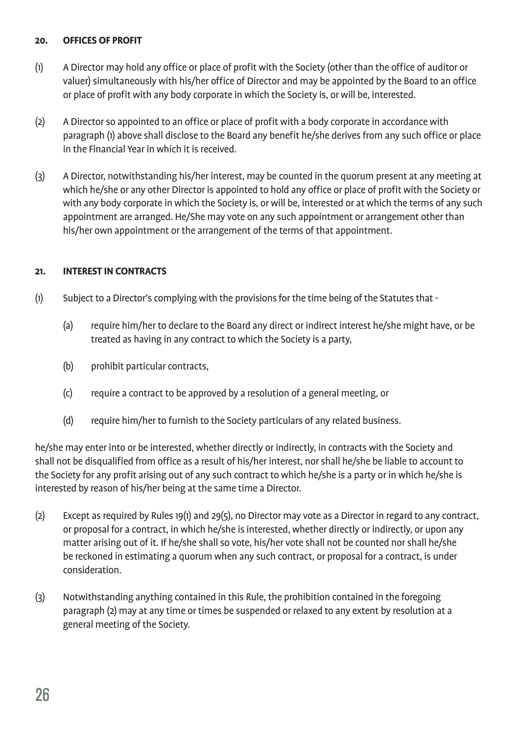## 20. OFFICES OF PROFIT

(1) A Director may hold any office or place of profit with the Society (other than the office of auditor or valuer) simultaneously with his/her office of Director and may be appointed by the Board to an office or place of profit with any body corporate in which the Society is, or will be, interested.

(2) A Director so appointed to an office or place of profit with a body corporate in accordance with paragraph (1) above shall disclose to the Board any benefit he/she derives from any such office or place in the Financial Year in which it is received.

(3) A Director, notwithstanding his/her interest, may be counted in the quorum present at any meeting at which he/she or any other Director is appointed to hold any office or place of profit with the Society or with any body corporate in which the Society is, or will be, interested or at which the terms of any such appointment are arranged. He/She may vote on any such appointment or arrangement other than his/her own appointment or the arrangement of the terms of that appointment.

## 21. INTEREST IN CONTRACTS

(1) Subject to a Director's complying with the provisions for the time being of the Statutes that -

  (a) require him/her to declare to the Board any direct or indirect interest he/she might have, or be treated as having in any contract to which the Society is a party,

  (b) prohibit particular contracts,

  (c) require a contract to be approved by a resolution of a general meeting, or

  (d) require him/her to furnish to the Society particulars of any related business.

he/she may enter into or be interested, whether directly or indirectly, in contracts with the Society and shall not be disqualified from office as a result of his/her interest, nor shall he/she be liable to account to the Society for any profit arising out of any such contract to which he/she is a party or in which he/she is interested by reason of his/her being at the same time a Director.

(2) Except as required by Rules 19(1) and 29(5), no Director may vote as a Director in regard to any contract, or proposal for a contract, in which he/she is interested, whether directly or indirectly, or upon any matter arising out of it. If he/she shall so vote, his/her vote shall not be counted nor shall he/she be reckoned in estimating a quorum when any such contract, or proposal for a contract, is under consideration.

(3) Notwithstanding anything contained in this Rule, the prohibition contained in the foregoing paragraph (2) may at any time or times be suspended or relaxed to any extent by resolution at a general meeting of the Society.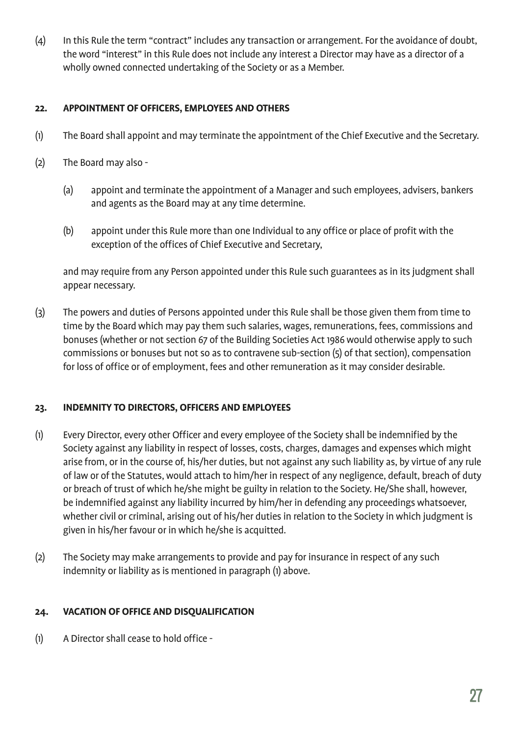(4) In this Rule the term "contract" includes any transaction or arrangement. For the avoidance of doubt, the word "interest" in this Rule does not include any interest a Director may have as a director of a wholly owned connected undertaking of the Society or as a Member.

## 22. APPOINTMENT OF OFFICERS, EMPLOYEES AND OTHERS

(1) The Board shall appoint and may terminate the appointment of the Chief Executive and the Secretary.

(2) The Board may also -

  (a) appoint and terminate the appointment of a Manager and such employees, advisers, bankers and agents as the Board may at any time determine.

  (b) appoint under this Rule more than one Individual to any office or place of profit with the exception of the offices of Chief Executive and Secretary,

and may require from any Person appointed under this Rule such guarantees as in its judgment shall appear necessary.

(3) The powers and duties of Persons appointed under this Rule shall be those given them from time to time by the Board which may pay them such salaries, wages, remunerations, fees, commissions and bonuses (whether or not section 67 of the Building Societies Act 1986 would otherwise apply to such commissions or bonuses but not so as to contravene sub-section (5) of that section), compensation for loss of office or of employment, fees and other remuneration as it may consider desirable.

## 23. INDEMNITY TO DIRECTORS, OFFICERS AND EMPLOYEES

(1) Every Director, every other Officer and every employee of the Society shall be indemnified by the Society against any liability in respect of losses, costs, charges, damages and expenses which might arise from, or in the course of, his/her duties, but not against any such liability as, by virtue of any rule of law or of the Statutes, would attach to him/her in respect of any negligence, default, breach of duty or breach of trust of which he/she might be guilty in relation to the Society. He/She shall, however, be indemnified against any liability incurred by him/her in defending any proceedings whatsoever, whether civil or criminal, arising out of his/her duties in relation to the Society in which judgment is given in his/her favour or in which he/she is acquitted.

(2) The Society may make arrangements to provide and pay for insurance in respect of any such indemnity or liability as is mentioned in paragraph (1) above.

## 24. VACATION OF OFFICE AND DISQUALIFICATION

(1) A Director shall cease to hold office -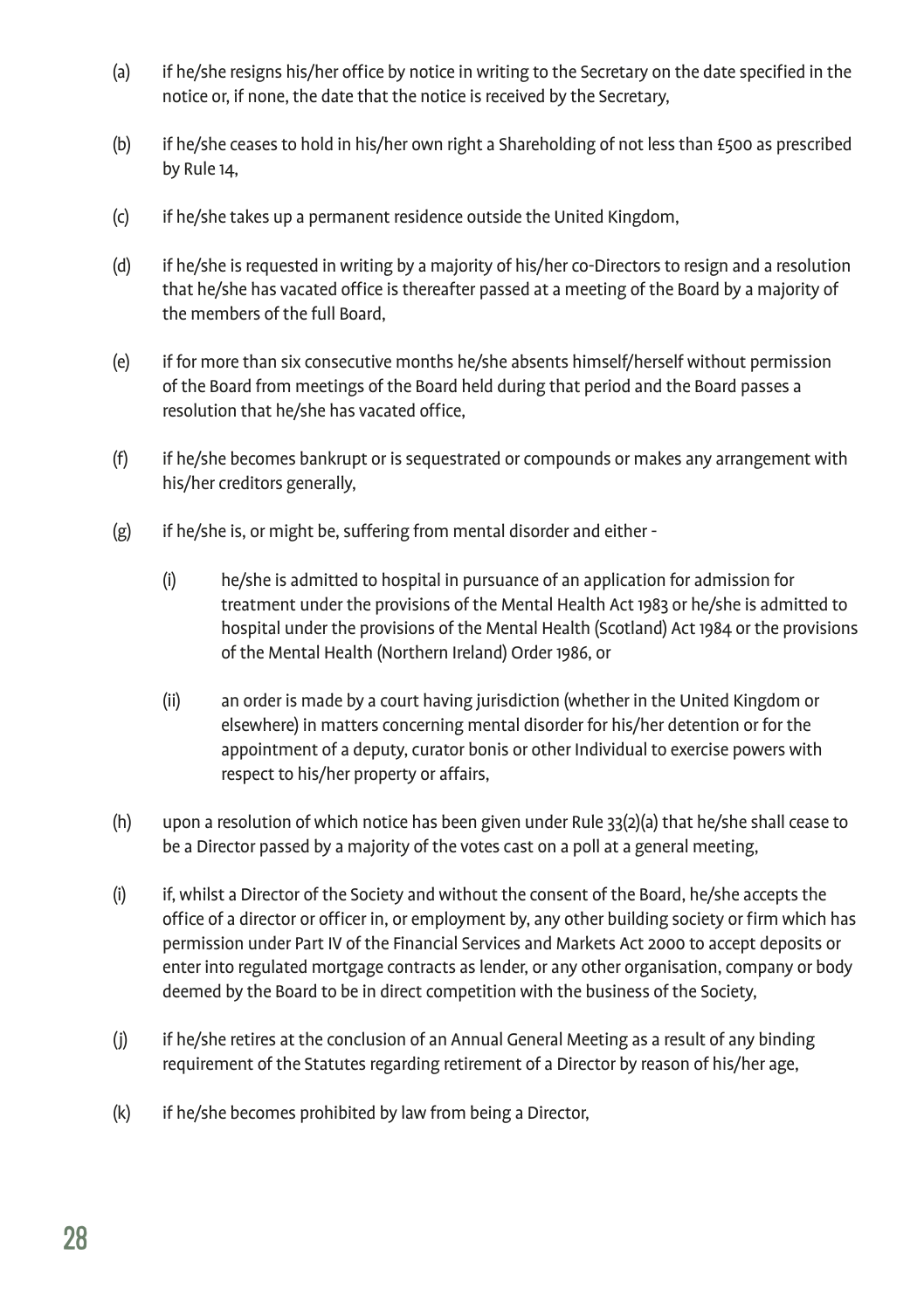(a) if he/she resigns his/her office by notice in writing to the Secretary on the date specified in the notice or, if none, the date that the notice is received by the Secretary,

(b) if he/she ceases to hold in his/her own right a Shareholding of not less than £500 as prescribed by Rule 14,

(c) if he/she takes up a permanent residence outside the United Kingdom,

(d) if he/she is requested in writing by a majority of his/her co-Directors to resign and a resolution that he/she has vacated office is thereafter passed at a meeting of the Board by a majority of the members of the full Board,

(e) if for more than six consecutive months he/she absents himself/herself without permission of the Board from meetings of the Board held during that period and the Board passes a resolution that he/she has vacated office,

(f) if he/she becomes bankrupt or is sequestrated or compounds or makes any arrangement with his/her creditors generally,

(g) if he/she is, or might be, suffering from mental disorder and either -

(i) he/she is admitted to hospital in pursuance of an application for admission for treatment under the provisions of the Mental Health Act 1983 or he/she is admitted to hospital under the provisions of the Mental Health (Scotland) Act 1984 or the provisions of the Mental Health (Northern Ireland) Order 1986, or

(ii) an order is made by a court having jurisdiction (whether in the United Kingdom or elsewhere) in matters concerning mental disorder for his/her detention or for the appointment of a deputy, curator bonis or other Individual to exercise powers with respect to his/her property or affairs,

(h) upon a resolution of which notice has been given under Rule 33(2)(a) that he/she shall cease to be a Director passed by a majority of the votes cast on a poll at a general meeting,

(i) if, whilst a Director of the Society and without the consent of the Board, he/she accepts the office of a director or officer in, or employment by, any other building society or firm which has permission under Part IV of the Financial Services and Markets Act 2000 to accept deposits or enter into regulated mortgage contracts as lender, or any other organisation, company or body deemed by the Board to be in direct competition with the business of the Society,

(j) if he/she retires at the conclusion of an Annual General Meeting as a result of any binding requirement of the Statutes regarding retirement of a Director by reason of his/her age,

(k) if he/she becomes prohibited by law from being a Director,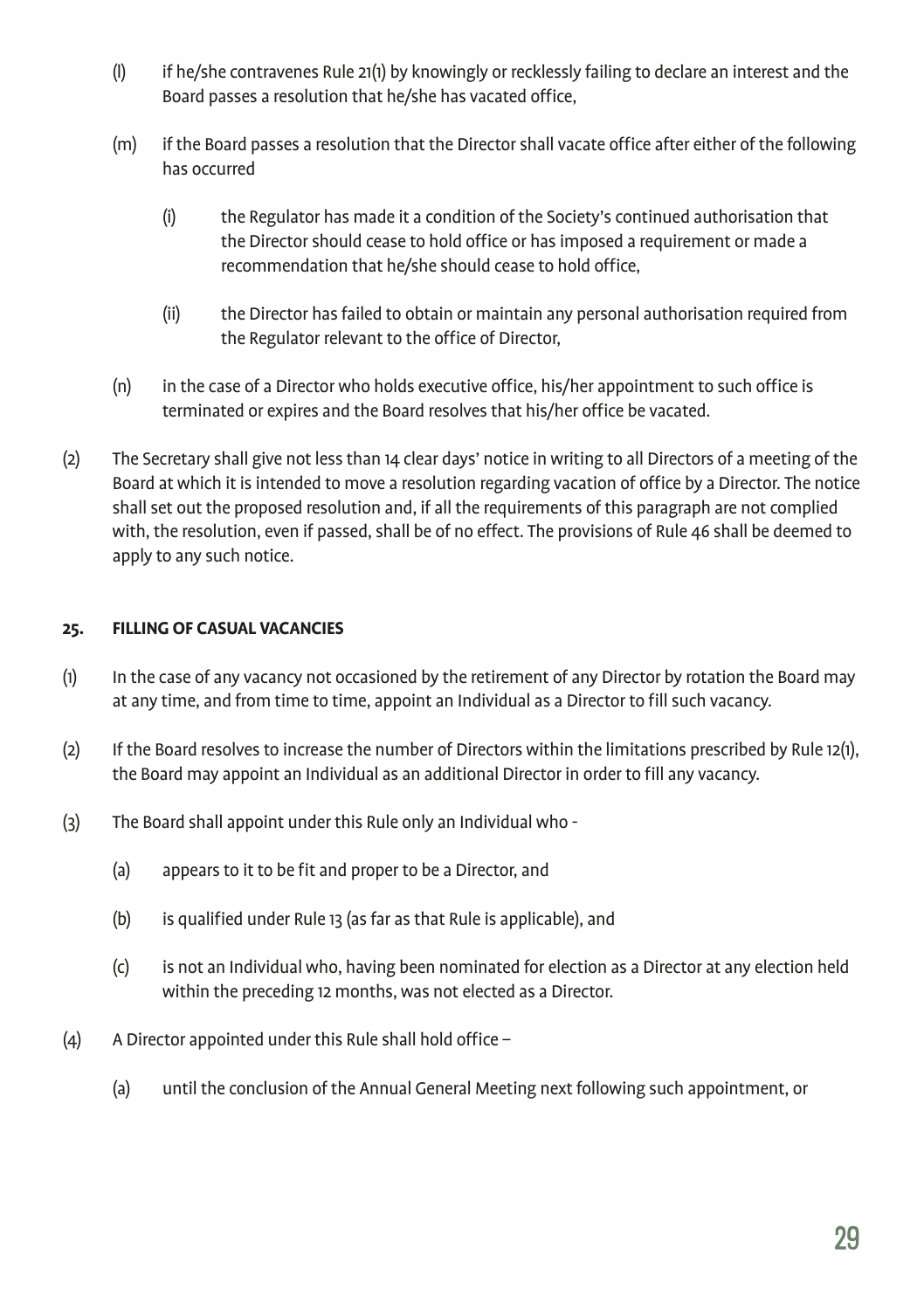(l) if he/she contravenes Rule 21(1) by knowingly or recklessly failing to declare an interest and the Board passes a resolution that he/she has vacated office,

(m) if the Board passes a resolution that the Director shall vacate office after either of the following has occurred

  (i) the Regulator has made it a condition of the Society's continued authorisation that the Director should cease to hold office or has imposed a requirement or made a recommendation that he/she should cease to hold office,

  (ii) the Director has failed to obtain or maintain any personal authorisation required from the Regulator relevant to the office of Director,

(n) in the case of a Director who holds executive office, his/her appointment to such office is terminated or expires and the Board resolves that his/her office be vacated.

(2) The Secretary shall give not less than 14 clear days' notice in writing to all Directors of a meeting of the Board at which it is intended to move a resolution regarding vacation of office by a Director. The notice shall set out the proposed resolution and, if all the requirements of this paragraph are not complied with, the resolution, even if passed, shall be of no effect. The provisions of Rule 46 shall be deemed to apply to any such notice.

### 25. FILLING OF CASUAL VACANCIES

(1) In the case of any vacancy not occasioned by the retirement of any Director by rotation the Board may at any time, and from time to time, appoint an Individual as a Director to fill such vacancy.

(2) If the Board resolves to increase the number of Directors within the limitations prescribed by Rule 12(1), the Board may appoint an Individual as an additional Director in order to fill any vacancy.

(3) The Board shall appoint under this Rule only an Individual who -

  (a) appears to it to be fit and proper to be a Director, and

  (b) is qualified under Rule 13 (as far as that Rule is applicable), and

  (c) is not an Individual who, having been nominated for election as a Director at any election held within the preceding 12 months, was not elected as a Director.

(4) A Director appointed under this Rule shall hold office –

  (a) until the conclusion of the Annual General Meeting next following such appointment, or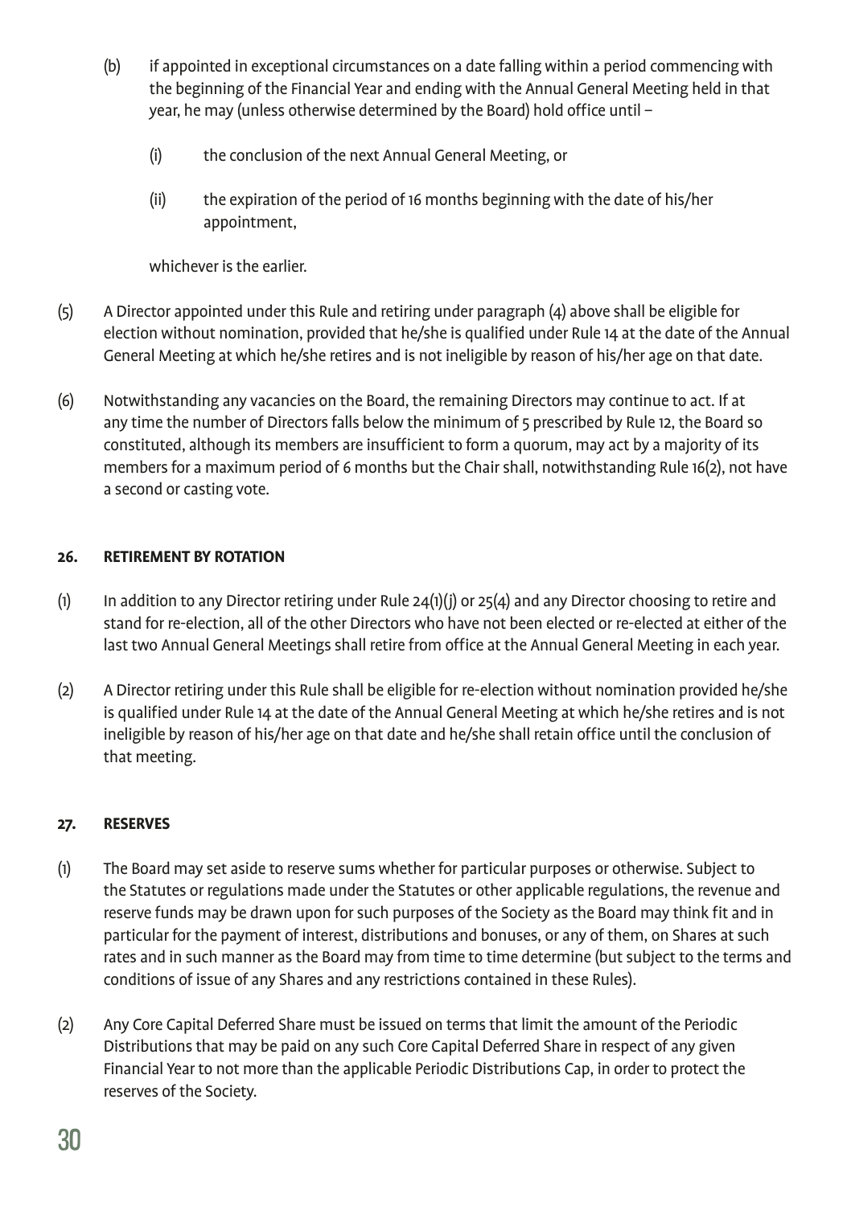(b) if appointed in exceptional circumstances on a date falling within a period commencing with the beginning of the Financial Year and ending with the Annual General Meeting held in that year, he may (unless otherwise determined by the Board) hold office until –

   (i) the conclusion of the next Annual General Meeting, or

   (ii) the expiration of the period of 16 months beginning with the date of his/her appointment,

   whichever is the earlier.

(5) A Director appointed under this Rule and retiring under paragraph (4) above shall be eligible for election without nomination, provided that he/she is qualified under Rule 14 at the date of the Annual General Meeting at which he/she retires and is not ineligible by reason of his/her age on that date.

(6) Notwithstanding any vacancies on the Board, the remaining Directors may continue to act. If at any time the number of Directors falls below the minimum of 5 prescribed by Rule 12, the Board so constituted, although its members are insufficient to form a quorum, may act by a majority of its members for a maximum period of 6 months but the Chair shall, notwithstanding Rule 16(2), not have a second or casting vote.

## 26. RETIREMENT BY ROTATION

(1) In addition to any Director retiring under Rule 24(1)(j) or 25(4) and any Director choosing to retire and stand for re-election, all of the other Directors who have not been elected or re-elected at either of the last two Annual General Meetings shall retire from office at the Annual General Meeting in each year.

(2) A Director retiring under this Rule shall be eligible for re-election without nomination provided he/she is qualified under Rule 14 at the date of the Annual General Meeting at which he/she retires and is not ineligible by reason of his/her age on that date and he/she shall retain office until the conclusion of that meeting.

## 27. RESERVES

(1) The Board may set aside to reserve sums whether for particular purposes or otherwise. Subject to the Statutes or regulations made under the Statutes or other applicable regulations, the revenue and reserve funds may be drawn upon for such purposes of the Society as the Board may think fit and in particular for the payment of interest, distributions and bonuses, or any of them, on Shares at such rates and in such manner as the Board may from time to time determine (but subject to the terms and conditions of issue of any Shares and any restrictions contained in these Rules).

(2) Any Core Capital Deferred Share must be issued on terms that limit the amount of the Periodic Distributions that may be paid on any such Core Capital Deferred Share in respect of any given Financial Year to not more than the applicable Periodic Distributions Cap, in order to protect the reserves of the Society.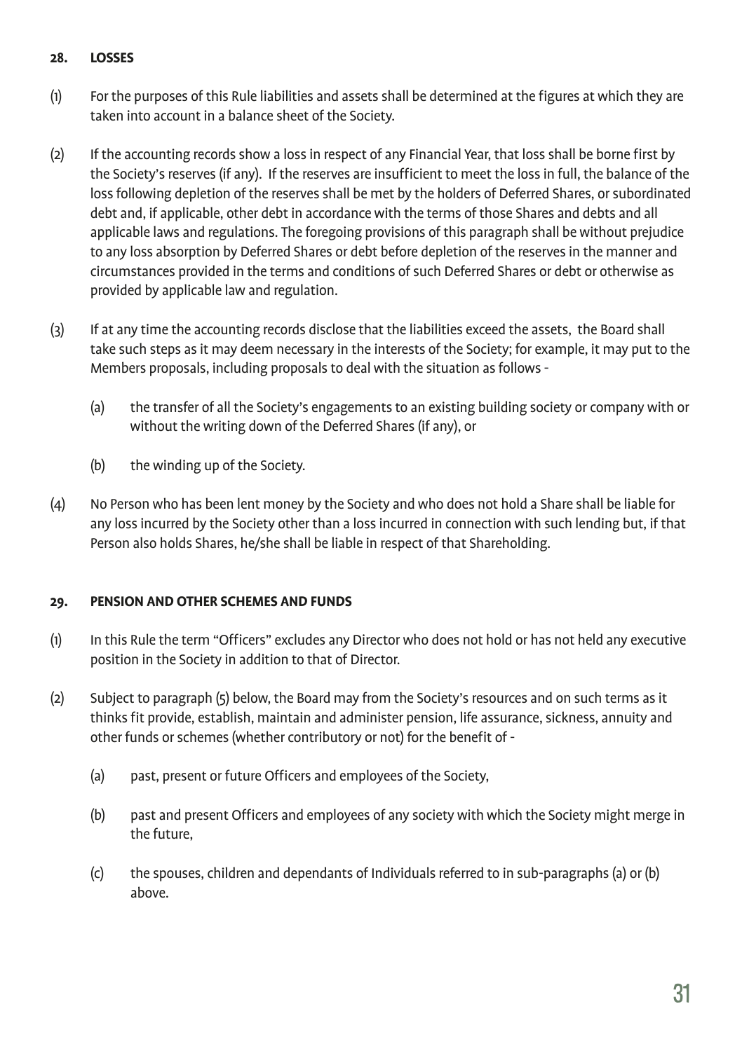## 28. LOSSES

(1) For the purposes of this Rule liabilities and assets shall be determined at the figures at which they are taken into account in a balance sheet of the Society.

(2) If the accounting records show a loss in respect of any Financial Year, that loss shall be borne first by the Society's reserves (if any). If the reserves are insufficient to meet the loss in full, the balance of the loss following depletion of the reserves shall be met by the holders of Deferred Shares, or subordinated debt and, if applicable, other debt in accordance with the terms of those Shares and debts and all applicable laws and regulations. The foregoing provisions of this paragraph shall be without prejudice to any loss absorption by Deferred Shares or debt before depletion of the reserves in the manner and circumstances provided in the terms and conditions of such Deferred Shares or debt or otherwise as provided by applicable law and regulation.

(3) If at any time the accounting records disclose that the liabilities exceed the assets, the Board shall take such steps as it may deem necessary in the interests of the Society; for example, it may put to the Members proposals, including proposals to deal with the situation as follows -

  (a) the transfer of all the Society's engagements to an existing building society or company with or without the writing down of the Deferred Shares (if any), or

  (b) the winding up of the Society.

(4) No Person who has been lent money by the Society and who does not hold a Share shall be liable for any loss incurred by the Society other than a loss incurred in connection with such lending but, if that Person also holds Shares, he/she shall be liable in respect of that Shareholding.

## 29. PENSION AND OTHER SCHEMES AND FUNDS

(1) In this Rule the term "Officers" excludes any Director who does not hold or has not held any executive position in the Society in addition to that of Director.

(2) Subject to paragraph (5) below, the Board may from the Society's resources and on such terms as it thinks fit provide, establish, maintain and administer pension, life assurance, sickness, annuity and other funds or schemes (whether contributory or not) for the benefit of -

  (a) past, present or future Officers and employees of the Society,

  (b) past and present Officers and employees of any society with which the Society might merge in the future,

  (c) the spouses, children and dependants of Individuals referred to in sub-paragraphs (a) or (b) above.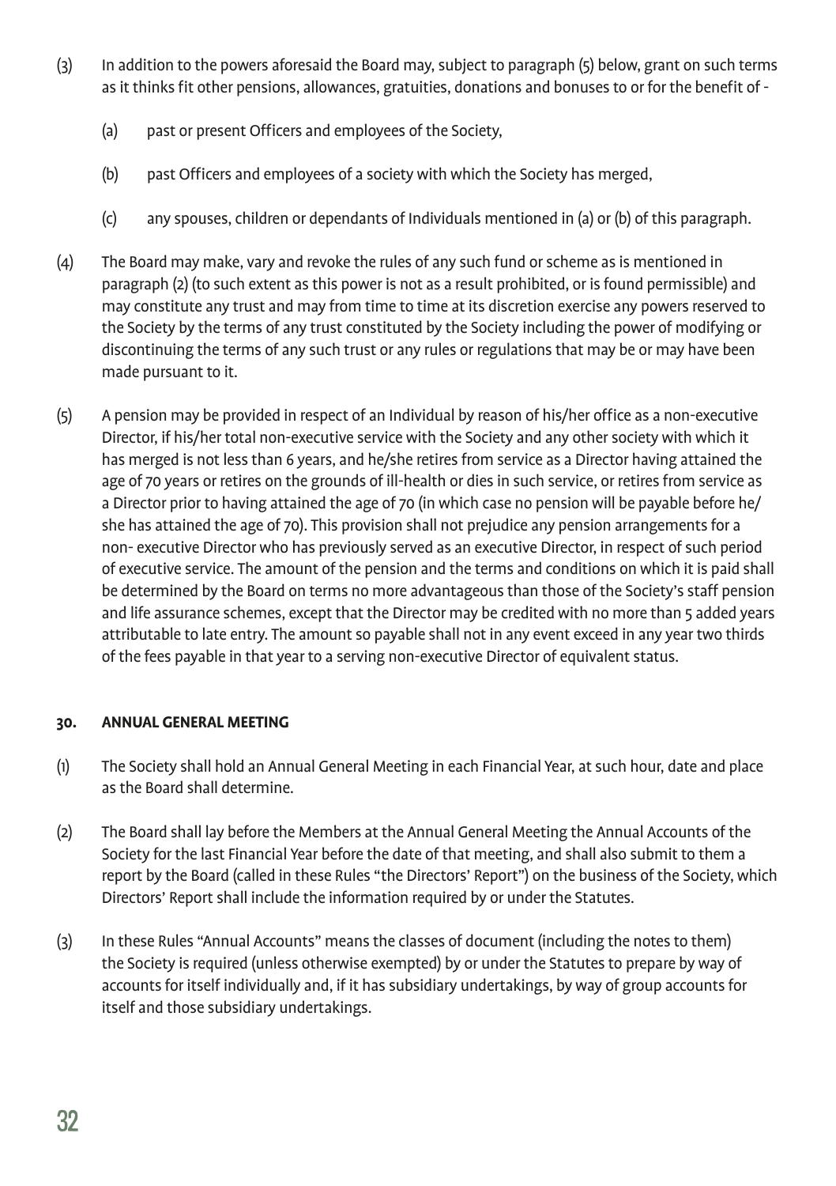(3) In addition to the powers aforesaid the Board may, subject to paragraph (5) below, grant on such terms as it thinks fit other pensions, allowances, gratuities, donations and bonuses to or for the benefit of -

(a) past or present Officers and employees of the Society,

(b) past Officers and employees of a society with which the Society has merged,

(c) any spouses, children or dependants of Individuals mentioned in (a) or (b) of this paragraph.

(4) The Board may make, vary and revoke the rules of any such fund or scheme as is mentioned in paragraph (2) (to such extent as this power is not as a result prohibited, or is found permissible) and may constitute any trust and may from time to time at its discretion exercise any powers reserved to the Society by the terms of any trust constituted by the Society including the power of modifying or discontinuing the terms of any such trust or any rules or regulations that may be or may have been made pursuant to it.

(5) A pension may be provided in respect of an Individual by reason of his/her office as a non-executive Director, if his/her total non-executive service with the Society and any other society with which it has merged is not less than 6 years, and he/she retires from service as a Director having attained the age of 70 years or retires on the grounds of ill-health or dies in such service, or retires from service as a Director prior to having attained the age of 70 (in which case no pension will be payable before he/she has attained the age of 70). This provision shall not prejudice any pension arrangements for a non- executive Director who has previously served as an executive Director, in respect of such period of executive service. The amount of the pension and the terms and conditions on which it is paid shall be determined by the Board on terms no more advantageous than those of the Society's staff pension and life assurance schemes, except that the Director may be credited with no more than 5 added years attributable to late entry. The amount so payable shall not in any event exceed in any year two thirds of the fees payable in that year to a serving non-executive Director of equivalent status.

### 30. ANNUAL GENERAL MEETING

(1) The Society shall hold an Annual General Meeting in each Financial Year, at such hour, date and place as the Board shall determine.

(2) The Board shall lay before the Members at the Annual General Meeting the Annual Accounts of the Society for the last Financial Year before the date of that meeting, and shall also submit to them a report by the Board (called in these Rules "the Directors' Report") on the business of the Society, which Directors' Report shall include the information required by or under the Statutes.

(3) In these Rules "Annual Accounts" means the classes of document (including the notes to them) the Society is required (unless otherwise exempted) by or under the Statutes to prepare by way of accounts for itself individually and, if it has subsidiary undertakings, by way of group accounts for itself and those subsidiary undertakings.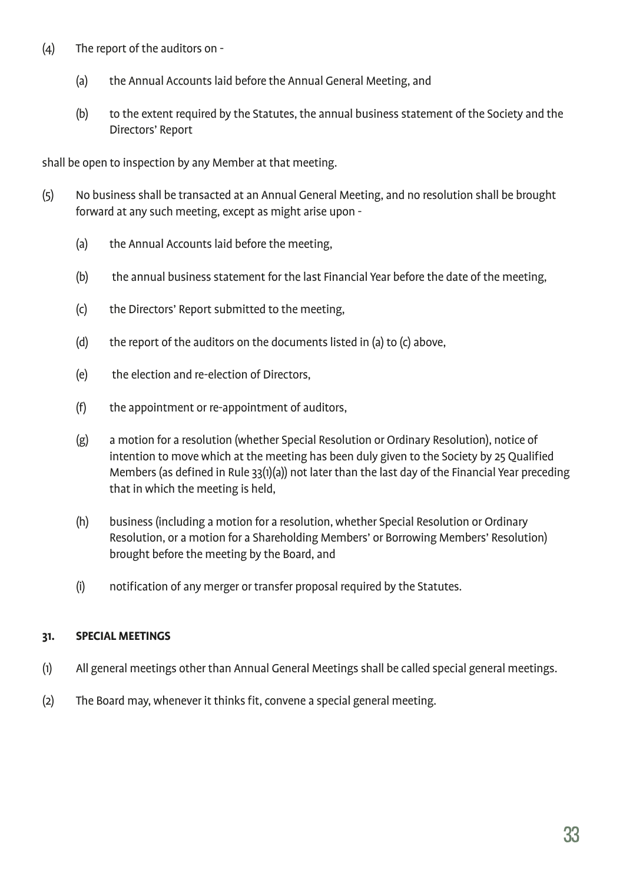(4) The report of the auditors on -

  (a) the Annual Accounts laid before the Annual General Meeting, and

  (b) to the extent required by the Statutes, the annual business statement of the Society and the Directors' Report

shall be open to inspection by any Member at that meeting.

(5) No business shall be transacted at an Annual General Meeting, and no resolution shall be brought forward at any such meeting, except as might arise upon -

  (a) the Annual Accounts laid before the meeting,

  (b) the annual business statement for the last Financial Year before the date of the meeting,

  (c) the Directors' Report submitted to the meeting,

  (d) the report of the auditors on the documents listed in (a) to (c) above,

  (e) the election and re-election of Directors,

  (f) the appointment or re-appointment of auditors,

  (g) a motion for a resolution (whether Special Resolution or Ordinary Resolution), notice of intention to move which at the meeting has been duly given to the Society by 25 Qualified Members (as defined in Rule 33(1)(a)) not later than the last day of the Financial Year preceding that in which the meeting is held,

  (h) business (including a motion for a resolution, whether Special Resolution or Ordinary Resolution, or a motion for a Shareholding Members' or Borrowing Members' Resolution) brought before the meeting by the Board, and

  (i) notification of any merger or transfer proposal required by the Statutes.

**31. SPECIAL MEETINGS**

(1) All general meetings other than Annual General Meetings shall be called special general meetings.

(2) The Board may, whenever it thinks fit, convene a special general meeting.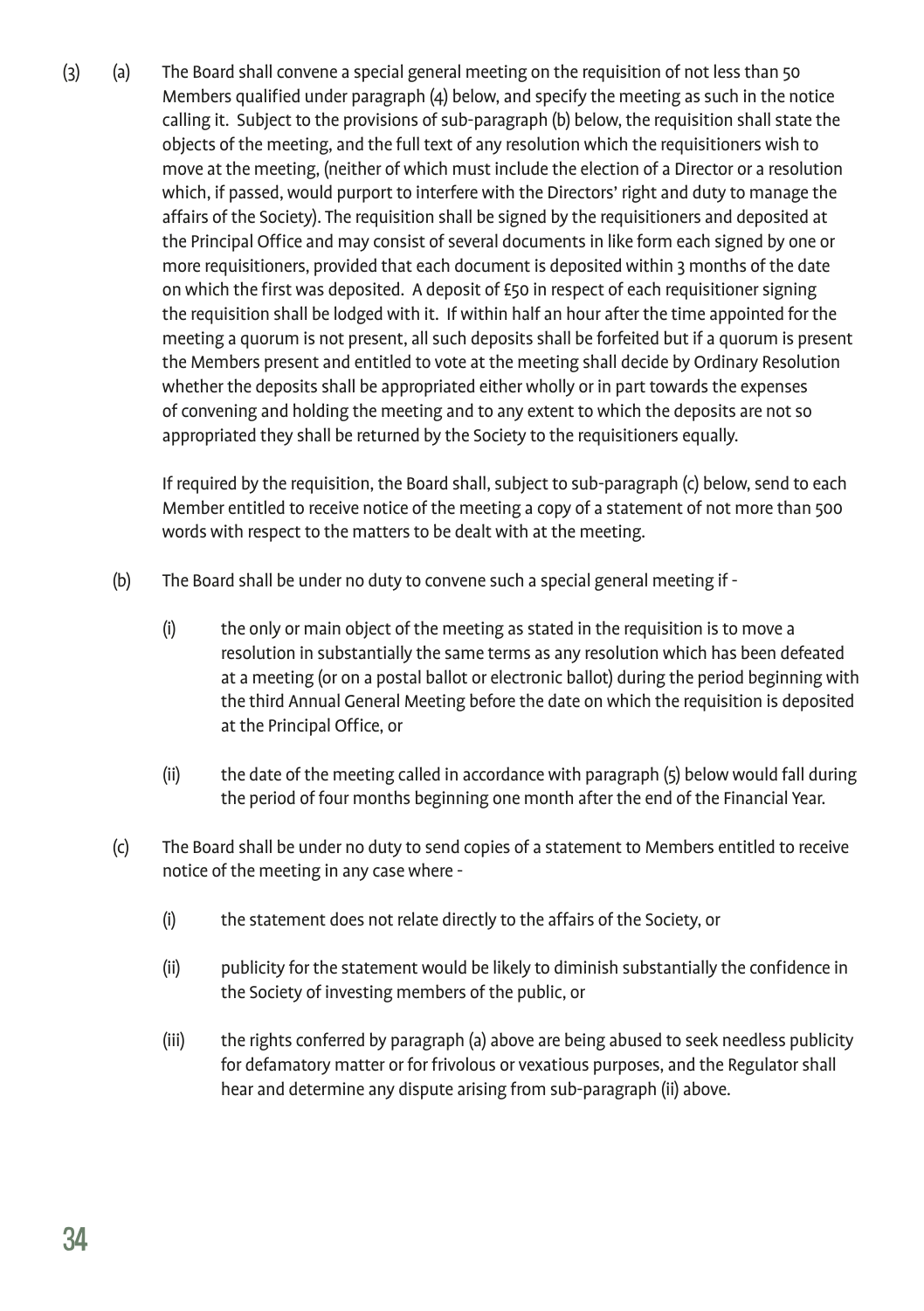(3) (a) The Board shall convene a special general meeting on the requisition of not less than 50 Members qualified under paragraph (4) below, and specify the meeting as such in the notice calling it. Subject to the provisions of sub-paragraph (b) below, the requisition shall state the objects of the meeting, and the full text of any resolution which the requisitioners wish to move at the meeting, (neither of which must include the election of a Director or a resolution which, if passed, would purport to interfere with the Directors' right and duty to manage the affairs of the Society). The requisition shall be signed by the requisitioners and deposited at the Principal Office and may consist of several documents in like form each signed by one or more requisitioners, provided that each document is deposited within 3 months of the date on which the first was deposited. A deposit of £50 in respect of each requisitioner signing the requisition shall be lodged with it. If within half an hour after the time appointed for the meeting a quorum is not present, all such deposits shall be forfeited but if a quorum is present the Members present and entitled to vote at the meeting shall decide by Ordinary Resolution whether the deposits shall be appropriated either wholly or in part towards the expenses of convening and holding the meeting and to any extent to which the deposits are not so appropriated they shall be returned by the Society to the requisitioners equally.

If required by the requisition, the Board shall, subject to sub-paragraph (c) below, send to each Member entitled to receive notice of the meeting a copy of a statement of not more than 500 words with respect to the matters to be dealt with at the meeting.

(b) The Board shall be under no duty to convene such a special general meeting if -

(i) the only or main object of the meeting as stated in the requisition is to move a resolution in substantially the same terms as any resolution which has been defeated at a meeting (or on a postal ballot or electronic ballot) during the period beginning with the third Annual General Meeting before the date on which the requisition is deposited at the Principal Office, or

(ii) the date of the meeting called in accordance with paragraph (5) below would fall during the period of four months beginning one month after the end of the Financial Year.

(c) The Board shall be under no duty to send copies of a statement to Members entitled to receive notice of the meeting in any case where -

(i) the statement does not relate directly to the affairs of the Society, or

(ii) publicity for the statement would be likely to diminish substantially the confidence in the Society of investing members of the public, or

(iii) the rights conferred by paragraph (a) above are being abused to seek needless publicity for defamatory matter or for frivolous or vexatious purposes, and the Regulator shall hear and determine any dispute arising from sub-paragraph (ii) above.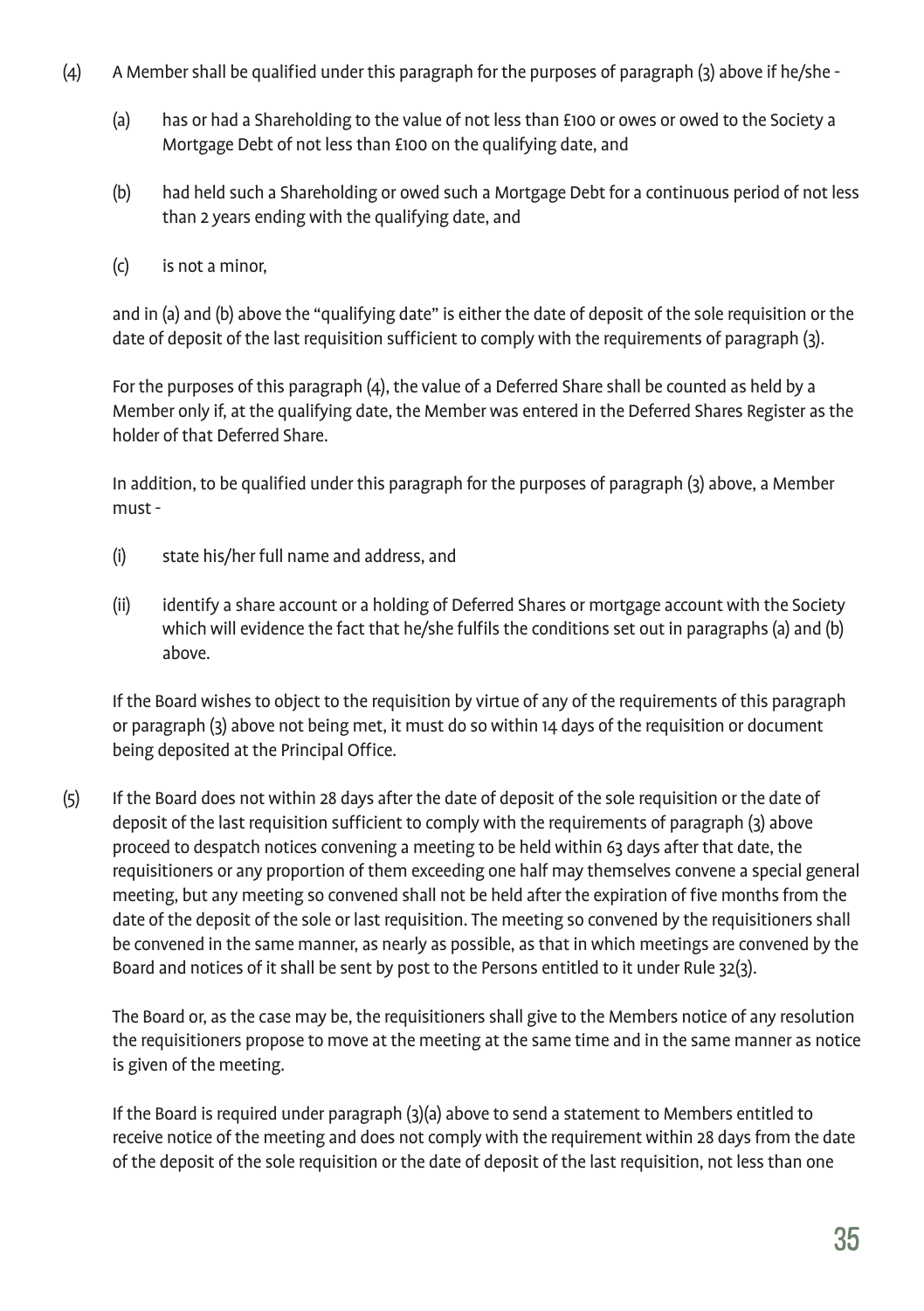(4) A Member shall be qualified under this paragraph for the purposes of paragraph (3) above if he/she -

(a) has or had a Shareholding to the value of not less than £100 or owes or owed to the Society a Mortgage Debt of not less than £100 on the qualifying date, and

(b) had held such a Shareholding or owed such a Mortgage Debt for a continuous period of not less than 2 years ending with the qualifying date, and

(c) is not a minor,

and in (a) and (b) above the "qualifying date" is either the date of deposit of the sole requisition or the date of deposit of the last requisition sufficient to comply with the requirements of paragraph (3).

For the purposes of this paragraph (4), the value of a Deferred Share shall be counted as held by a Member only if, at the qualifying date, the Member was entered in the Deferred Shares Register as the holder of that Deferred Share.

In addition, to be qualified under this paragraph for the purposes of paragraph (3) above, a Member must -

(i) state his/her full name and address, and

(ii) identify a share account or a holding of Deferred Shares or mortgage account with the Society which will evidence the fact that he/she fulfils the conditions set out in paragraphs (a) and (b) above.

If the Board wishes to object to the requisition by virtue of any of the requirements of this paragraph or paragraph (3) above not being met, it must do so within 14 days of the requisition or document being deposited at the Principal Office.

(5) If the Board does not within 28 days after the date of deposit of the sole requisition or the date of deposit of the last requisition sufficient to comply with the requirements of paragraph (3) above proceed to despatch notices convening a meeting to be held within 63 days after that date, the requisitioners or any proportion of them exceeding one half may themselves convene a special general meeting, but any meeting so convened shall not be held after the expiration of five months from the date of the deposit of the sole or last requisition. The meeting so convened by the requisitioners shall be convened in the same manner, as nearly as possible, as that in which meetings are convened by the Board and notices of it shall be sent by post to the Persons entitled to it under Rule 32(3).

The Board or, as the case may be, the requisitioners shall give to the Members notice of any resolution the requisitioners propose to move at the meeting at the same time and in the same manner as notice is given of the meeting.

If the Board is required under paragraph (3)(a) above to send a statement to Members entitled to receive notice of the meeting and does not comply with the requirement within 28 days from the date of the deposit of the sole requisition or the date of deposit of the last requisition, not less than one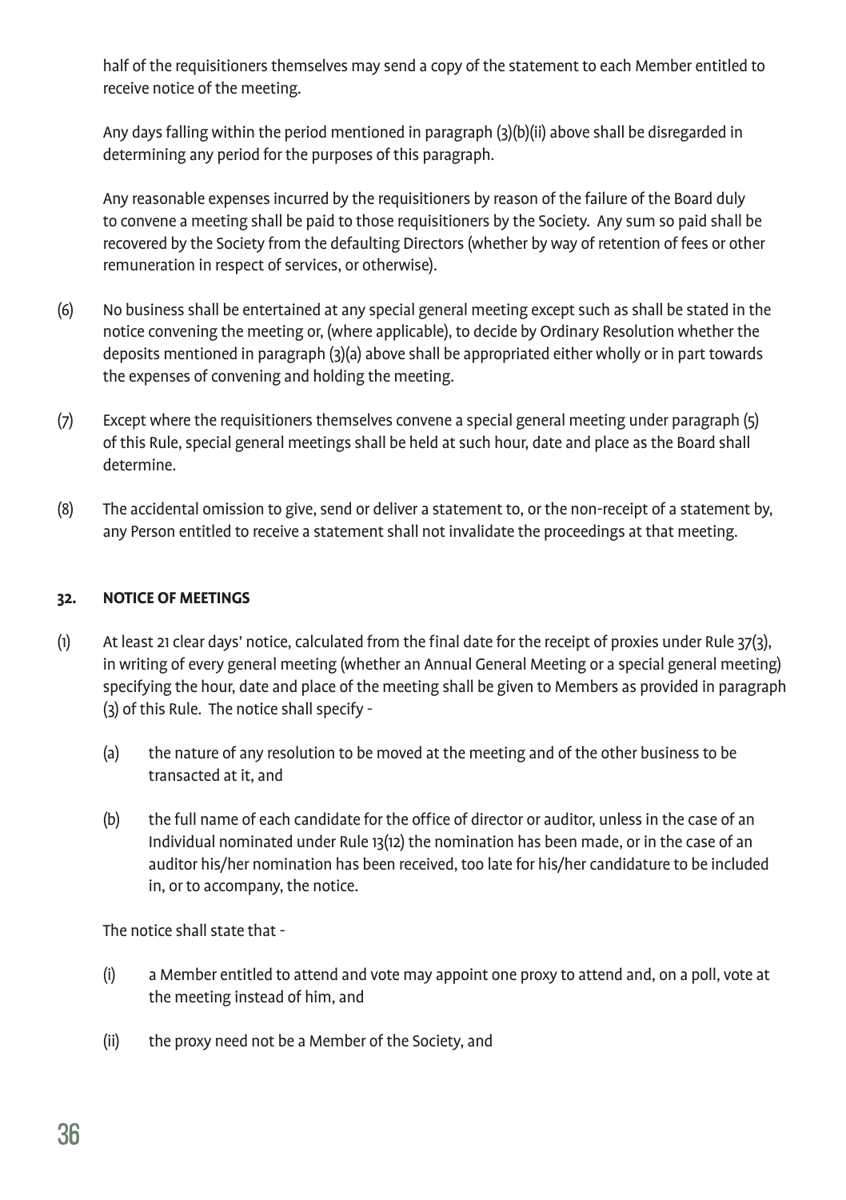half of the requisitioners themselves may send a copy of the statement to each Member entitled to receive notice of the meeting.

Any days falling within the period mentioned in paragraph (3)(b)(ii) above shall be disregarded in determining any period for the purposes of this paragraph.

Any reasonable expenses incurred by the requisitioners by reason of the failure of the Board duly to convene a meeting shall be paid to those requisitioners by the Society. Any sum so paid shall be recovered by the Society from the defaulting Directors (whether by way of retention of fees or other remuneration in respect of services, or otherwise).

(6) No business shall be entertained at any special general meeting except such as shall be stated in the notice convening the meeting or, (where applicable), to decide by Ordinary Resolution whether the deposits mentioned in paragraph (3)(a) above shall be appropriated either wholly or in part towards the expenses of convening and holding the meeting.

(7) Except where the requisitioners themselves convene a special general meeting under paragraph (5) of this Rule, special general meetings shall be held at such hour, date and place as the Board shall determine.

(8) The accidental omission to give, send or deliver a statement to, or the non-receipt of a statement by, any Person entitled to receive a statement shall not invalidate the proceedings at that meeting.

**32. NOTICE OF MEETINGS**

(1) At least 21 clear days' notice, calculated from the final date for the receipt of proxies under Rule 37(3), in writing of every general meeting (whether an Annual General Meeting or a special general meeting) specifying the hour, date and place of the meeting shall be given to Members as provided in paragraph (3) of this Rule. The notice shall specify -

   (a) the nature of any resolution to be moved at the meeting and of the other business to be transacted at it, and

   (b) the full name of each candidate for the office of director or auditor, unless in the case of an Individual nominated under Rule 13(12) the nomination has been made, or in the case of an auditor his/her nomination has been received, too late for his/her candidature to be included in, or to accompany, the notice.

   The notice shall state that -

   (i) a Member entitled to attend and vote may appoint one proxy to attend and, on a poll, vote at the meeting instead of him, and

   (ii) the proxy need not be a Member of the Society, and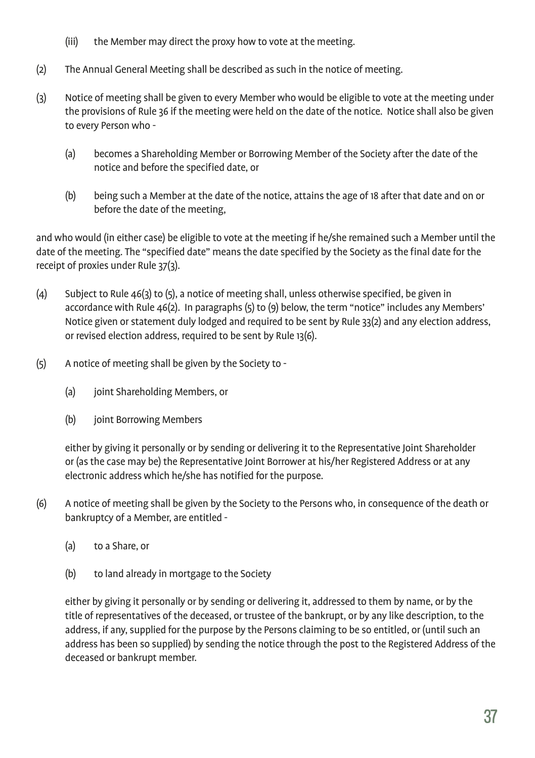(iii) the Member may direct the proxy how to vote at the meeting.

(2) The Annual General Meeting shall be described as such in the notice of meeting.

(3) Notice of meeting shall be given to every Member who would be eligible to vote at the meeting under the provisions of Rule 36 if the meeting were held on the date of the notice. Notice shall also be given to every Person who -

 (a) becomes a Shareholding Member or Borrowing Member of the Society after the date of the notice and before the specified date, or

 (b) being such a Member at the date of the notice, attains the age of 18 after that date and on or before the date of the meeting,

and who would (in either case) be eligible to vote at the meeting if he/she remained such a Member until the date of the meeting. The "specified date" means the date specified by the Society as the final date for the receipt of proxies under Rule 37(3).

(4) Subject to Rule 46(3) to (5), a notice of meeting shall, unless otherwise specified, be given in accordance with Rule 46(2). In paragraphs (5) to (9) below, the term "notice" includes any Members' Notice given or statement duly lodged and required to be sent by Rule 33(2) and any election address, or revised election address, required to be sent by Rule 13(6).

(5) A notice of meeting shall be given by the Society to -

 (a) joint Shareholding Members, or

 (b) joint Borrowing Members

 either by giving it personally or by sending or delivering it to the Representative Joint Shareholder or (as the case may be) the Representative Joint Borrower at his/her Registered Address or at any electronic address which he/she has notified for the purpose.

(6) A notice of meeting shall be given by the Society to the Persons who, in consequence of the death or bankruptcy of a Member, are entitled -

 (a) to a Share, or

 (b) to land already in mortgage to the Society

 either by giving it personally or by sending or delivering it, addressed to them by name, or by the title of representatives of the deceased, or trustee of the bankrupt, or by any like description, to the address, if any, supplied for the purpose by the Persons claiming to be so entitled, or (until such an address has been so supplied) by sending the notice through the post to the Registered Address of the deceased or bankrupt member.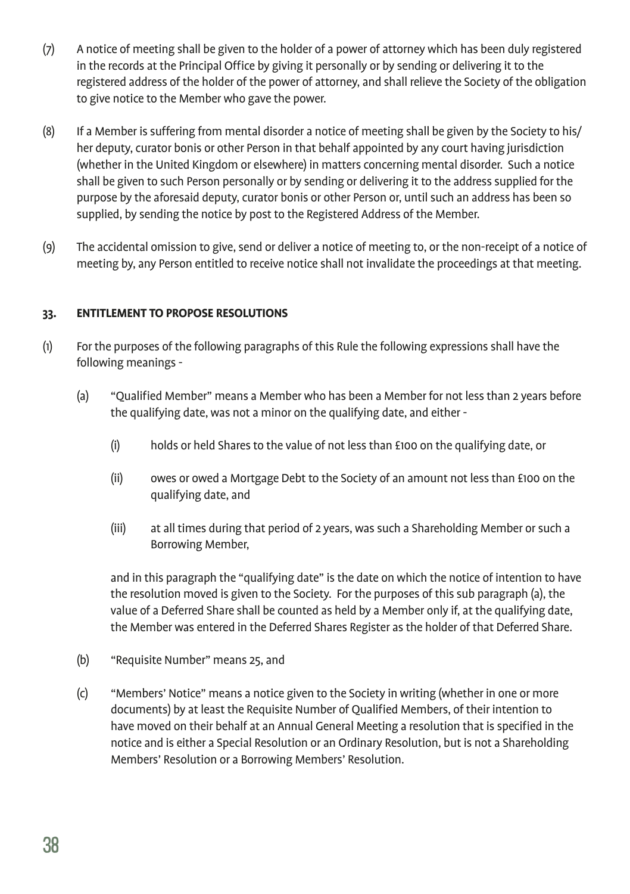(7) A notice of meeting shall be given to the holder of a power of attorney which has been duly registered in the records at the Principal Office by giving it personally or by sending or delivering it to the registered address of the holder of the power of attorney, and shall relieve the Society of the obligation to give notice to the Member who gave the power.

(8) If a Member is suffering from mental disorder a notice of meeting shall be given by the Society to his/her deputy, curator bonis or other Person in that behalf appointed by any court having jurisdiction (whether in the United Kingdom or elsewhere) in matters concerning mental disorder. Such a notice shall be given to such Person personally or by sending or delivering it to the address supplied for the purpose by the aforesaid deputy, curator bonis or other Person or, until such an address has been so supplied, by sending the notice by post to the Registered Address of the Member.

(9) The accidental omission to give, send or deliver a notice of meeting to, or the non-receipt of a notice of meeting by, any Person entitled to receive notice shall not invalidate the proceedings at that meeting.

**33. ENTITLEMENT TO PROPOSE RESOLUTIONS**

(1) For the purposes of the following paragraphs of this Rule the following expressions shall have the following meanings -

   (a) "Qualified Member" means a Member who has been a Member for not less than 2 years before the qualifying date, was not a minor on the qualifying date, and either -

      (i) holds or held Shares to the value of not less than £100 on the qualifying date, or

      (ii) owes or owed a Mortgage Debt to the Society of an amount not less than £100 on the qualifying date, and

      (iii) at all times during that period of 2 years, was such a Shareholding Member or such a Borrowing Member,

   and in this paragraph the "qualifying date" is the date on which the notice of intention to have the resolution moved is given to the Society. For the purposes of this sub paragraph (a), the value of a Deferred Share shall be counted as held by a Member only if, at the qualifying date, the Member was entered in the Deferred Shares Register as the holder of that Deferred Share.

   (b) "Requisite Number" means 25, and

   (c) "Members' Notice" means a notice given to the Society in writing (whether in one or more documents) by at least the Requisite Number of Qualified Members, of their intention to have moved on their behalf at an Annual General Meeting a resolution that is specified in the notice and is either a Special Resolution or an Ordinary Resolution, but is not a Shareholding Members' Resolution or a Borrowing Members' Resolution.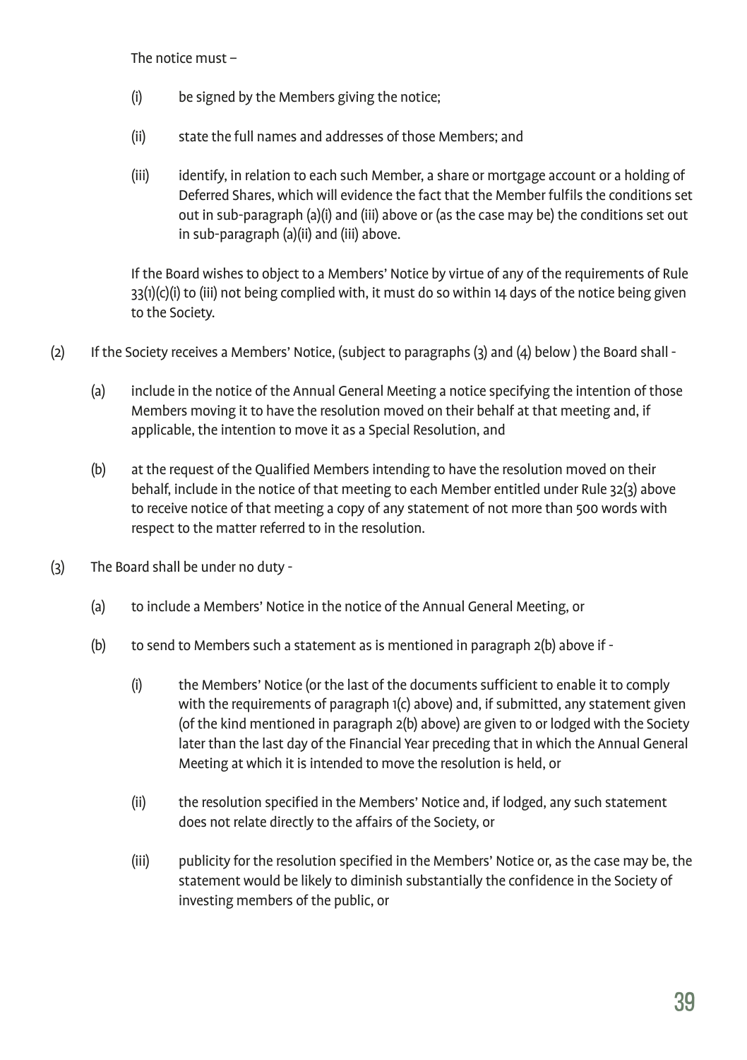The notice must –

(i) be signed by the Members giving the notice;

(ii) state the full names and addresses of those Members; and

(iii) identify, in relation to each such Member, a share or mortgage account or a holding of Deferred Shares, which will evidence the fact that the Member fulfils the conditions set out in sub-paragraph (a)(i) and (iii) above or (as the case may be) the conditions set out in sub-paragraph (a)(ii) and (iii) above.

If the Board wishes to object to a Members' Notice by virtue of any of the requirements of Rule 33(1)(c)(i) to (iii) not being complied with, it must do so within 14 days of the notice being given to the Society.

(2) If the Society receives a Members' Notice, (subject to paragraphs (3) and (4) below ) the Board shall -

(a) include in the notice of the Annual General Meeting a notice specifying the intention of those Members moving it to have the resolution moved on their behalf at that meeting and, if applicable, the intention to move it as a Special Resolution, and

(b) at the request of the Qualified Members intending to have the resolution moved on their behalf, include in the notice of that meeting to each Member entitled under Rule 32(3) above to receive notice of that meeting a copy of any statement of not more than 500 words with respect to the matter referred to in the resolution.

(3) The Board shall be under no duty -

(a) to include a Members' Notice in the notice of the Annual General Meeting, or

(b) to send to Members such a statement as is mentioned in paragraph 2(b) above if -

(i) the Members' Notice (or the last of the documents sufficient to enable it to comply with the requirements of paragraph 1(c) above) and, if submitted, any statement given (of the kind mentioned in paragraph 2(b) above) are given to or lodged with the Society later than the last day of the Financial Year preceding that in which the Annual General Meeting at which it is intended to move the resolution is held, or

(ii) the resolution specified in the Members' Notice and, if lodged, any such statement does not relate directly to the affairs of the Society, or

(iii) publicity for the resolution specified in the Members' Notice or, as the case may be, the statement would be likely to diminish substantially the confidence in the Society of investing members of the public, or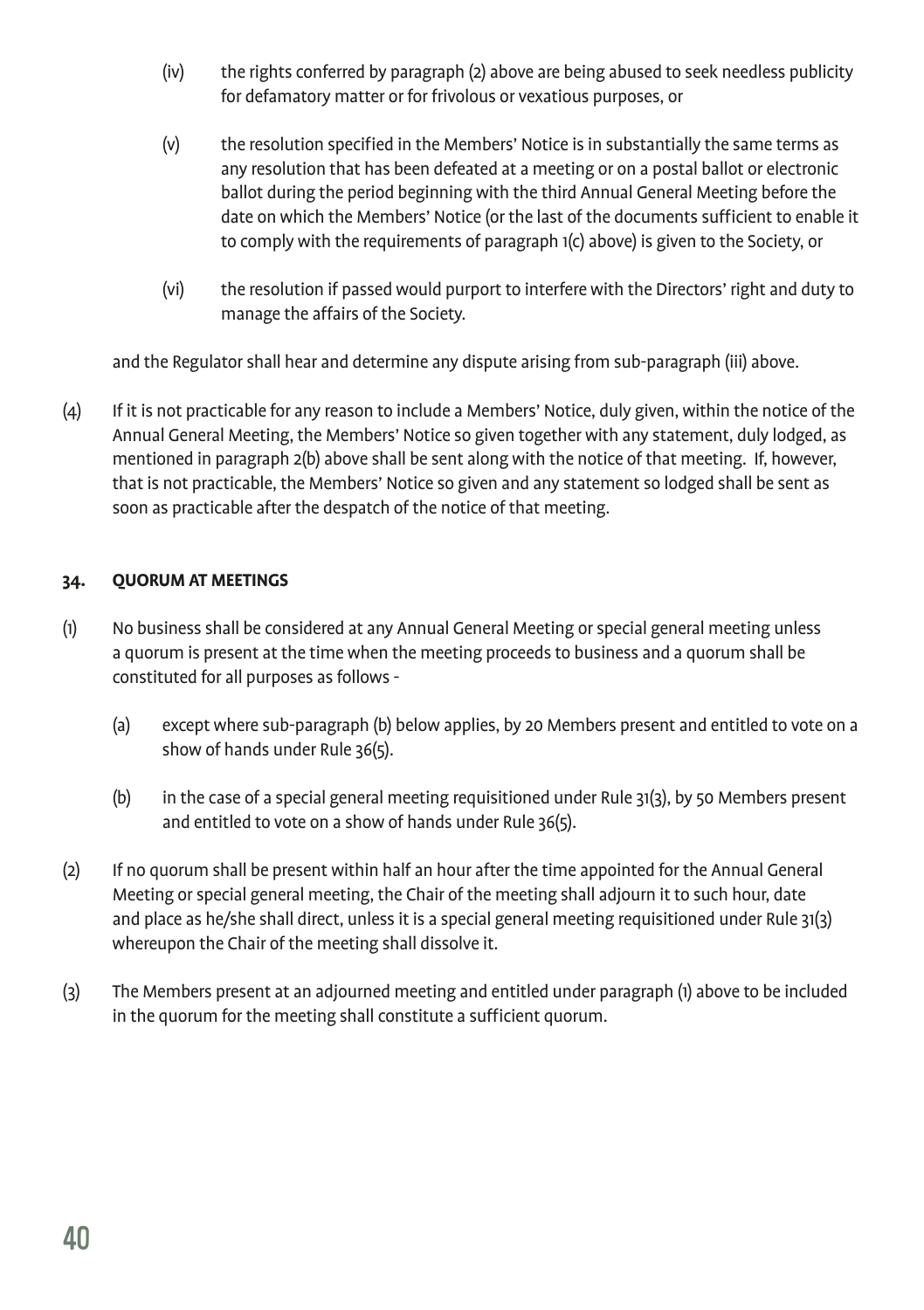(iv) the rights conferred by paragraph (2) above are being abused to seek needless publicity for defamatory matter or for frivolous or vexatious purposes, or

(v) the resolution specified in the Members' Notice is in substantially the same terms as any resolution that has been defeated at a meeting or on a postal ballot or electronic ballot during the period beginning with the third Annual General Meeting before the date on which the Members' Notice (or the last of the documents sufficient to enable it to comply with the requirements of paragraph 1(c) above) is given to the Society, or

(vi) the resolution if passed would purport to interfere with the Directors' right and duty to manage the affairs of the Society.

and the Regulator shall hear and determine any dispute arising from sub-paragraph (iii) above.

(4) If it is not practicable for any reason to include a Members' Notice, duly given, within the notice of the Annual General Meeting, the Members' Notice so given together with any statement, duly lodged, as mentioned in paragraph 2(b) above shall be sent along with the notice of that meeting. If, however, that is not practicable, the Members' Notice so given and any statement so lodged shall be sent as soon as practicable after the despatch of the notice of that meeting.

### 34. QUORUM AT MEETINGS

(1) No business shall be considered at any Annual General Meeting or special general meeting unless a quorum is present at the time when the meeting proceeds to business and a quorum shall be constituted for all purposes as follows -

(a) except where sub-paragraph (b) below applies, by 20 Members present and entitled to vote on a show of hands under Rule 36(5).

(b) in the case of a special general meeting requisitioned under Rule 31(3), by 50 Members present and entitled to vote on a show of hands under Rule 36(5).

(2) If no quorum shall be present within half an hour after the time appointed for the Annual General Meeting or special general meeting, the Chair of the meeting shall adjourn it to such hour, date and place as he/she shall direct, unless it is a special general meeting requisitioned under Rule 31(3) whereupon the Chair of the meeting shall dissolve it.

(3) The Members present at an adjourned meeting and entitled under paragraph (1) above to be included in the quorum for the meeting shall constitute a sufficient quorum.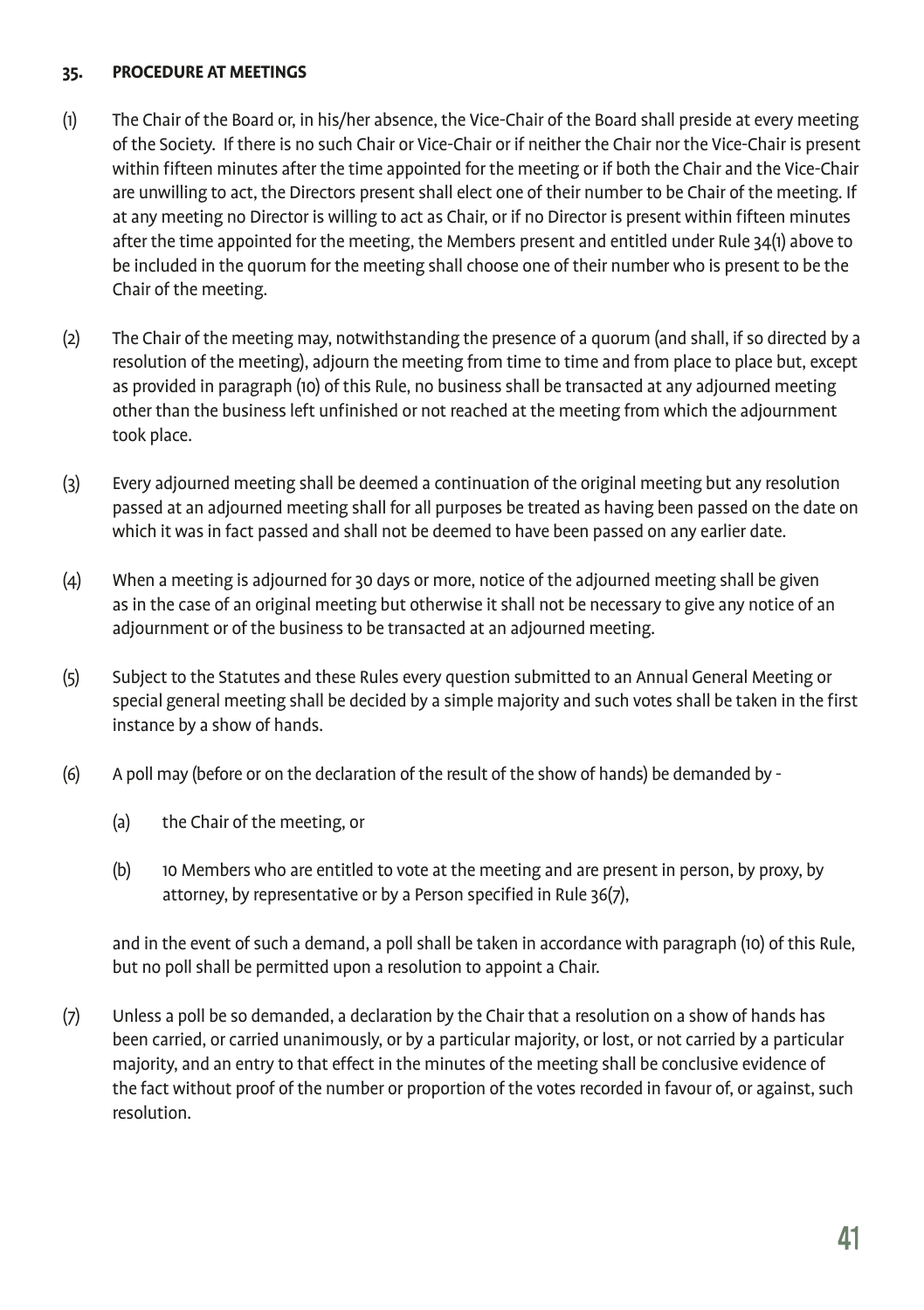### 35. PROCEDURE AT MEETINGS

(1) The Chair of the Board or, in his/her absence, the Vice-Chair of the Board shall preside at every meeting of the Society. If there is no such Chair or Vice-Chair or if neither the Chair nor the Vice-Chair is present within fifteen minutes after the time appointed for the meeting or if both the Chair and the Vice-Chair are unwilling to act, the Directors present shall elect one of their number to be Chair of the meeting. If at any meeting no Director is willing to act as Chair, or if no Director is present within fifteen minutes after the time appointed for the meeting, the Members present and entitled under Rule 34(1) above to be included in the quorum for the meeting shall choose one of their number who is present to be the Chair of the meeting.

(2) The Chair of the meeting may, notwithstanding the presence of a quorum (and shall, if so directed by a resolution of the meeting), adjourn the meeting from time to time and from place to place but, except as provided in paragraph (10) of this Rule, no business shall be transacted at any adjourned meeting other than the business left unfinished or not reached at the meeting from which the adjournment took place.

(3) Every adjourned meeting shall be deemed a continuation of the original meeting but any resolution passed at an adjourned meeting shall for all purposes be treated as having been passed on the date on which it was in fact passed and shall not be deemed to have been passed on any earlier date.

(4) When a meeting is adjourned for 30 days or more, notice of the adjourned meeting shall be given as in the case of an original meeting but otherwise it shall not be necessary to give any notice of an adjournment or of the business to be transacted at an adjourned meeting.

(5) Subject to the Statutes and these Rules every question submitted to an Annual General Meeting or special general meeting shall be decided by a simple majority and such votes shall be taken in the first instance by a show of hands.

(6) A poll may (before or on the declaration of the result of the show of hands) be demanded by -

   (a) the Chair of the meeting, or

   (b) 10 Members who are entitled to vote at the meeting and are present in person, by proxy, by attorney, by representative or by a Person specified in Rule 36(7),

   and in the event of such a demand, a poll shall be taken in accordance with paragraph (10) of this Rule, but no poll shall be permitted upon a resolution to appoint a Chair.

(7) Unless a poll be so demanded, a declaration by the Chair that a resolution on a show of hands has been carried, or carried unanimously, or by a particular majority, or lost, or not carried by a particular majority, and an entry to that effect in the minutes of the meeting shall be conclusive evidence of the fact without proof of the number or proportion of the votes recorded in favour of, or against, such resolution.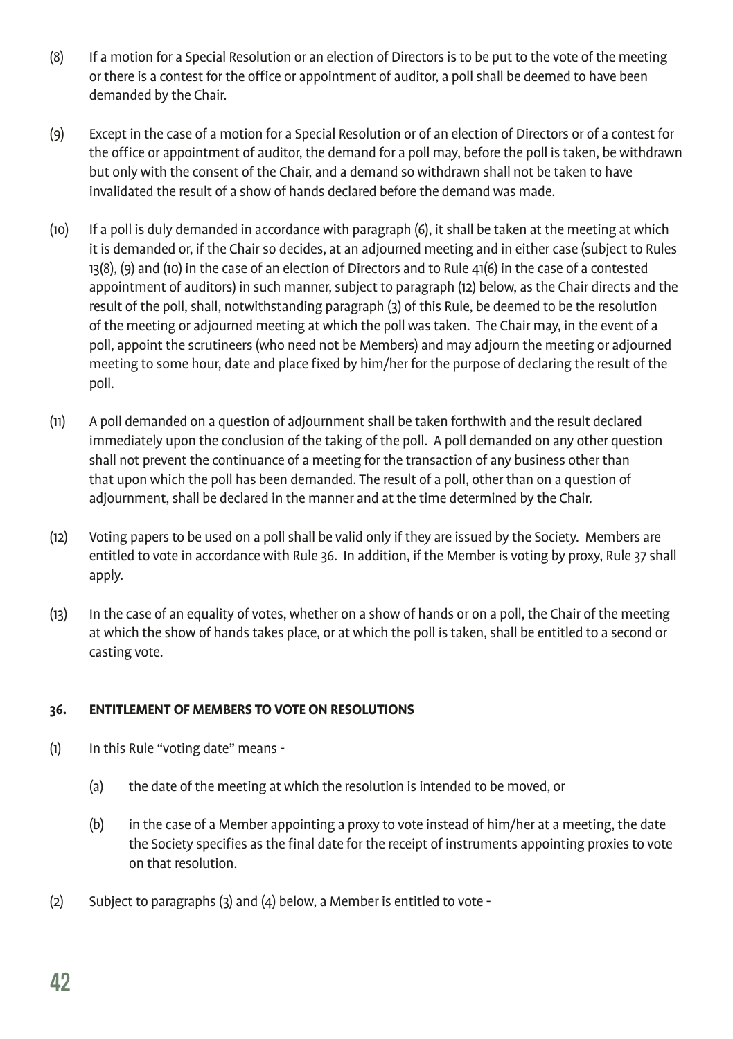(8) If a motion for a Special Resolution or an election of Directors is to be put to the vote of the meeting or there is a contest for the office or appointment of auditor, a poll shall be deemed to have been demanded by the Chair.

(9) Except in the case of a motion for a Special Resolution or of an election of Directors or of a contest for the office or appointment of auditor, the demand for a poll may, before the poll is taken, be withdrawn but only with the consent of the Chair, and a demand so withdrawn shall not be taken to have invalidated the result of a show of hands declared before the demand was made.

(10) If a poll is duly demanded in accordance with paragraph (6), it shall be taken at the meeting at which it is demanded or, if the Chair so decides, at an adjourned meeting and in either case (subject to Rules 13(8), (9) and (10) in the case of an election of Directors and to Rule 41(6) in the case of a contested appointment of auditors) in such manner, subject to paragraph (12) below, as the Chair directs and the result of the poll, shall, notwithstanding paragraph (3) of this Rule, be deemed to be the resolution of the meeting or adjourned meeting at which the poll was taken. The Chair may, in the event of a poll, appoint the scrutineers (who need not be Members) and may adjourn the meeting or adjourned meeting to some hour, date and place fixed by him/her for the purpose of declaring the result of the poll.

(11) A poll demanded on a question of adjournment shall be taken forthwith and the result declared immediately upon the conclusion of the taking of the poll. A poll demanded on any other question shall not prevent the continuance of a meeting for the transaction of any business other than that upon which the poll has been demanded. The result of a poll, other than on a question of adjournment, shall be declared in the manner and at the time determined by the Chair.

(12) Voting papers to be used on a poll shall be valid only if they are issued by the Society. Members are entitled to vote in accordance with Rule 36. In addition, if the Member is voting by proxy, Rule 37 shall apply.

(13) In the case of an equality of votes, whether on a show of hands or on a poll, the Chair of the meeting at which the show of hands takes place, or at which the poll is taken, shall be entitled to a second or casting vote.

### 36. ENTITLEMENT OF MEMBERS TO VOTE ON RESOLUTIONS

(1) In this Rule "voting date" means -

(a) the date of the meeting at which the resolution is intended to be moved, or

(b) in the case of a Member appointing a proxy to vote instead of him/her at a meeting, the date the Society specifies as the final date for the receipt of instruments appointing proxies to vote on that resolution.

(2) Subject to paragraphs (3) and (4) below, a Member is entitled to vote -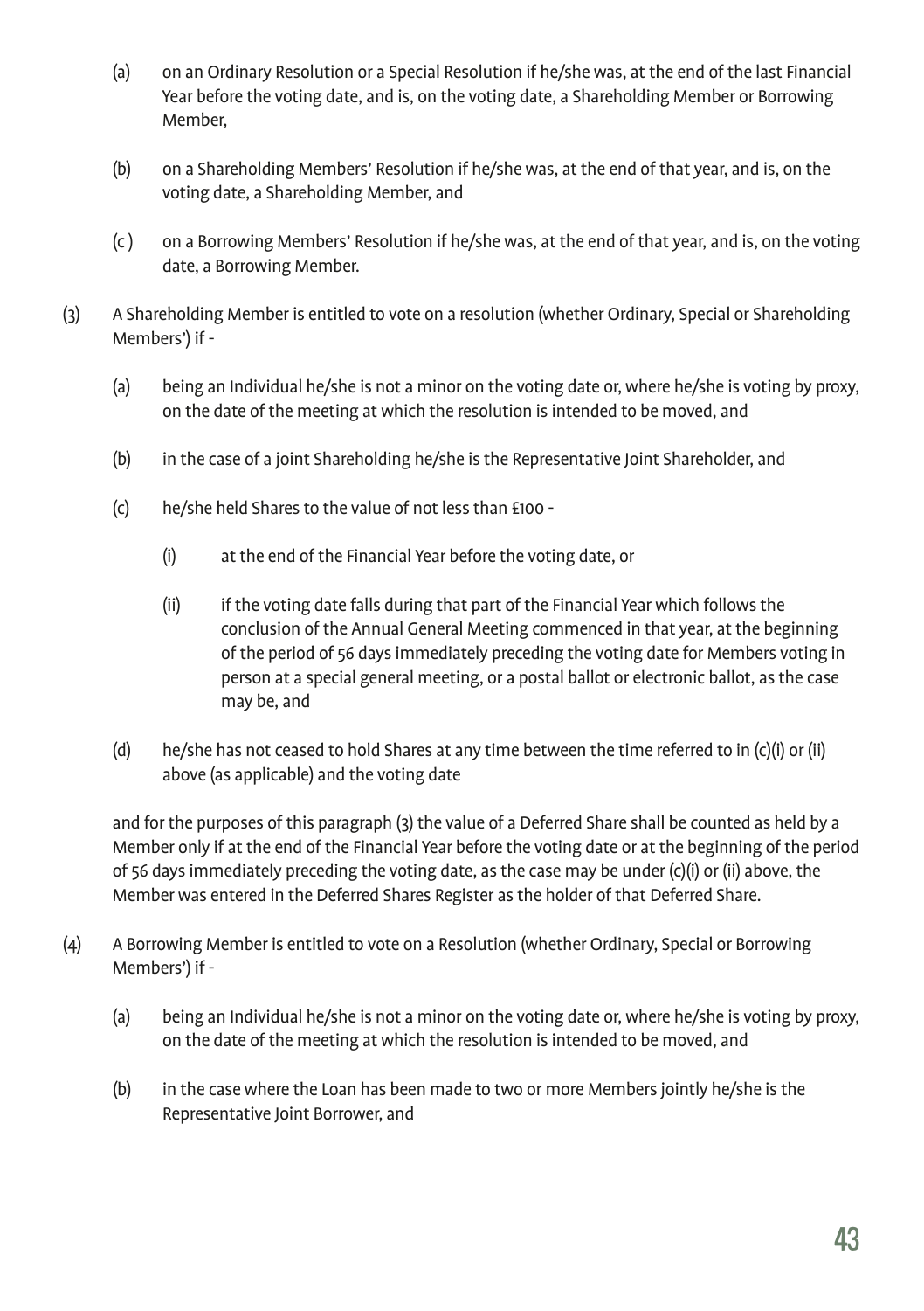(a) on an Ordinary Resolution or a Special Resolution if he/she was, at the end of the last Financial Year before the voting date, and is, on the voting date, a Shareholding Member or Borrowing Member,

(b) on a Shareholding Members' Resolution if he/she was, at the end of that year, and is, on the voting date, a Shareholding Member, and

(c ) on a Borrowing Members' Resolution if he/she was, at the end of that year, and is, on the voting date, a Borrowing Member.

(3) A Shareholding Member is entitled to vote on a resolution (whether Ordinary, Special or Shareholding Members') if -

(a) being an Individual he/she is not a minor on the voting date or, where he/she is voting by proxy, on the date of the meeting at which the resolution is intended to be moved, and

(b) in the case of a joint Shareholding he/she is the Representative Joint Shareholder, and

(c) he/she held Shares to the value of not less than £100 -

(i) at the end of the Financial Year before the voting date, or

(ii) if the voting date falls during that part of the Financial Year which follows the conclusion of the Annual General Meeting commenced in that year, at the beginning of the period of 56 days immediately preceding the voting date for Members voting in person at a special general meeting, or a postal ballot or electronic ballot, as the case may be, and

(d) he/she has not ceased to hold Shares at any time between the time referred to in (c)(i) or (ii) above (as applicable) and the voting date

and for the purposes of this paragraph (3) the value of a Deferred Share shall be counted as held by a Member only if at the end of the Financial Year before the voting date or at the beginning of the period of 56 days immediately preceding the voting date, as the case may be under (c)(i) or (ii) above, the Member was entered in the Deferred Shares Register as the holder of that Deferred Share.

(4) A Borrowing Member is entitled to vote on a Resolution (whether Ordinary, Special or Borrowing Members') if -

(a) being an Individual he/she is not a minor on the voting date or, where he/she is voting by proxy, on the date of the meeting at which the resolution is intended to be moved, and

(b) in the case where the Loan has been made to two or more Members jointly he/she is the Representative Joint Borrower, and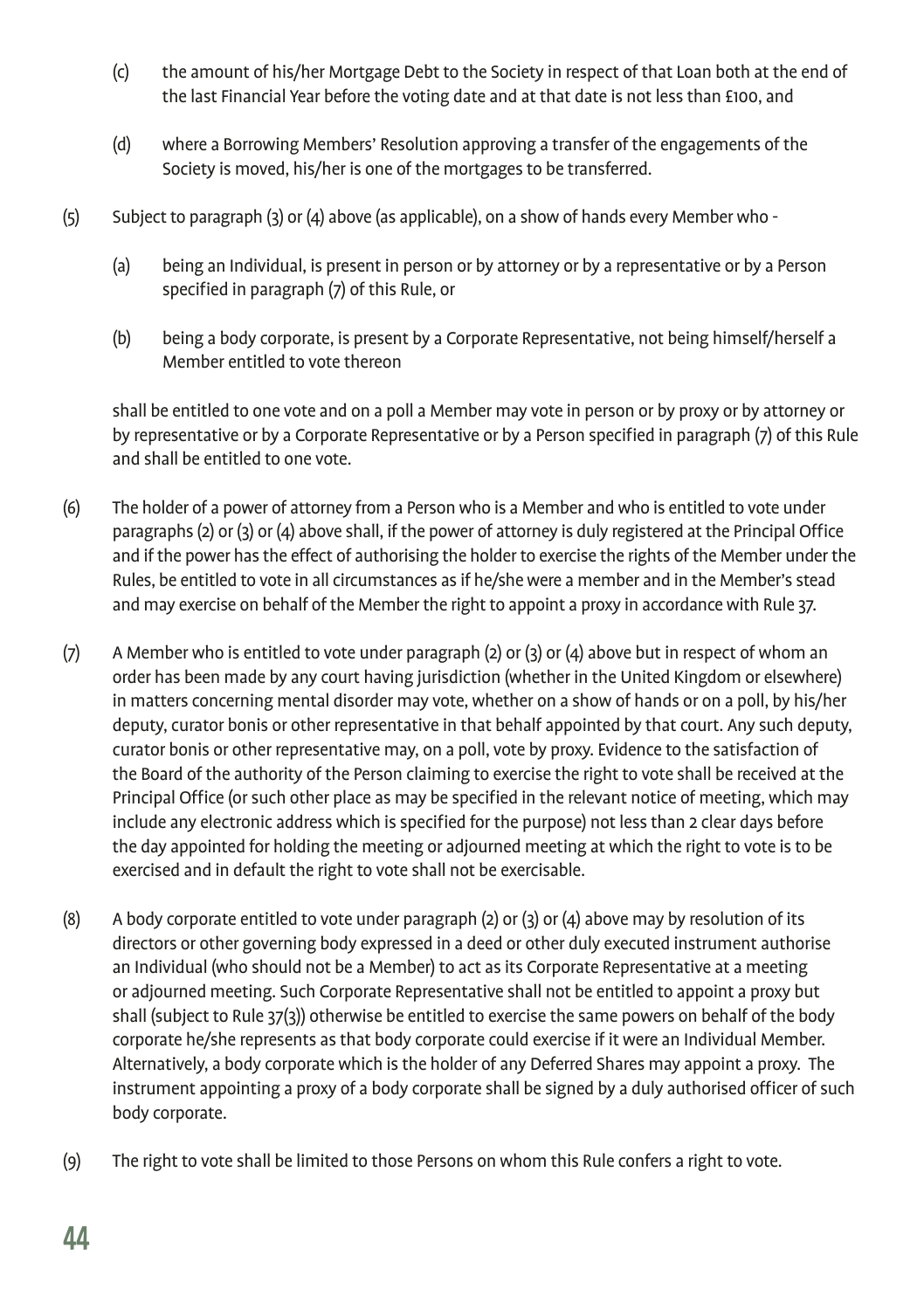(c) the amount of his/her Mortgage Debt to the Society in respect of that Loan both at the end of the last Financial Year before the voting date and at that date is not less than £100, and

(d) where a Borrowing Members' Resolution approving a transfer of the engagements of the Society is moved, his/her is one of the mortgages to be transferred.

(5) Subject to paragraph (3) or (4) above (as applicable), on a show of hands every Member who -

(a) being an Individual, is present in person or by attorney or by a representative or by a Person specified in paragraph (7) of this Rule, or

(b) being a body corporate, is present by a Corporate Representative, not being himself/herself a Member entitled to vote thereon

shall be entitled to one vote and on a poll a Member may vote in person or by proxy or by attorney or by representative or by a Corporate Representative or by a Person specified in paragraph (7) of this Rule and shall be entitled to one vote.

(6) The holder of a power of attorney from a Person who is a Member and who is entitled to vote under paragraphs (2) or (3) or (4) above shall, if the power of attorney is duly registered at the Principal Office and if the power has the effect of authorising the holder to exercise the rights of the Member under the Rules, be entitled to vote in all circumstances as if he/she were a member and in the Member's stead and may exercise on behalf of the Member the right to appoint a proxy in accordance with Rule 37.

(7) A Member who is entitled to vote under paragraph (2) or (3) or (4) above but in respect of whom an order has been made by any court having jurisdiction (whether in the United Kingdom or elsewhere) in matters concerning mental disorder may vote, whether on a show of hands or on a poll, by his/her deputy, curator bonis or other representative in that behalf appointed by that court. Any such deputy, curator bonis or other representative may, on a poll, vote by proxy. Evidence to the satisfaction of the Board of the authority of the Person claiming to exercise the right to vote shall be received at the Principal Office (or such other place as may be specified in the relevant notice of meeting, which may include any electronic address which is specified for the purpose) not less than 2 clear days before the day appointed for holding the meeting or adjourned meeting at which the right to vote is to be exercised and in default the right to vote shall not be exercisable.

(8) A body corporate entitled to vote under paragraph (2) or (3) or (4) above may by resolution of its directors or other governing body expressed in a deed or other duly executed instrument authorise an Individual (who should not be a Member) to act as its Corporate Representative at a meeting or adjourned meeting. Such Corporate Representative shall not be entitled to appoint a proxy but shall (subject to Rule 37(3)) otherwise be entitled to exercise the same powers on behalf of the body corporate he/she represents as that body corporate could exercise if it were an Individual Member. Alternatively, a body corporate which is the holder of any Deferred Shares may appoint a proxy. The instrument appointing a proxy of a body corporate shall be signed by a duly authorised officer of such body corporate.

(9) The right to vote shall be limited to those Persons on whom this Rule confers a right to vote.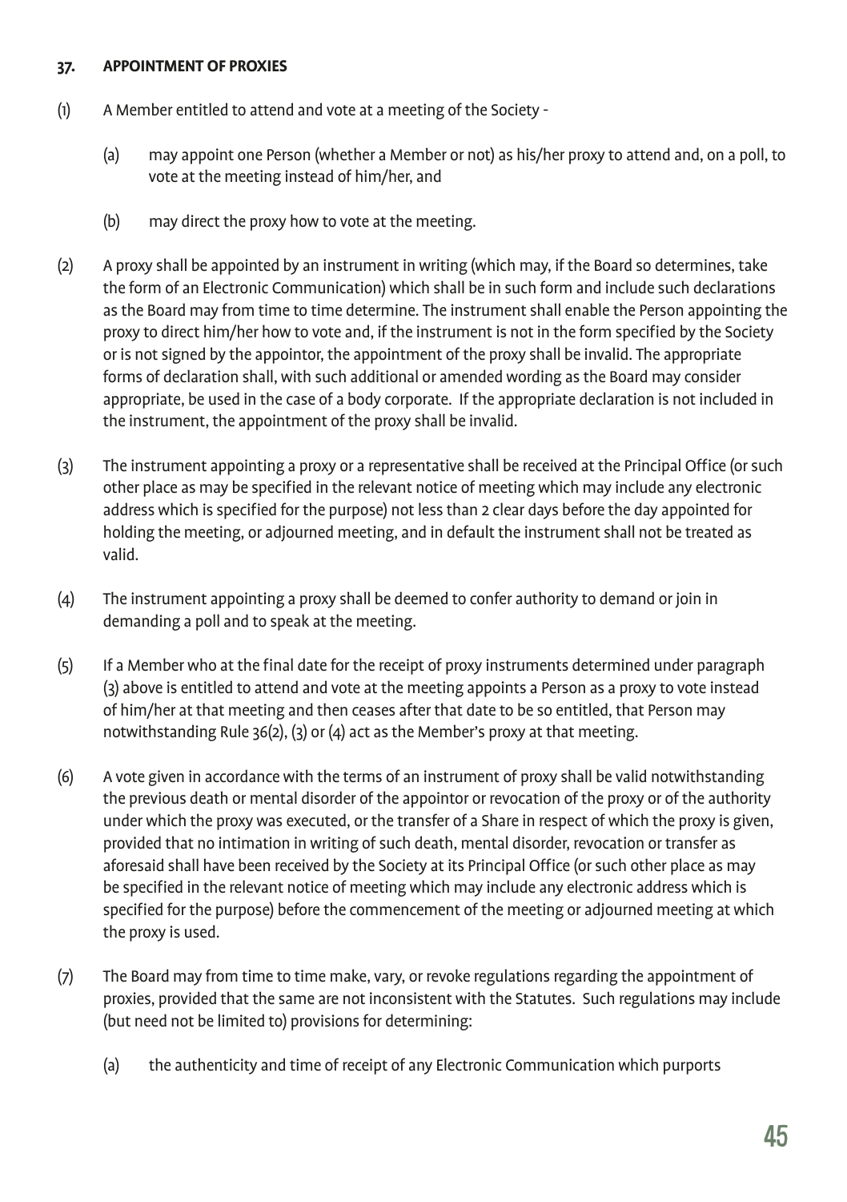### 37. APPOINTMENT OF PROXIES

(1) A Member entitled to attend and vote at a meeting of the Society -

  (a) may appoint one Person (whether a Member or not) as his/her proxy to attend and, on a poll, to vote at the meeting instead of him/her, and

  (b) may direct the proxy how to vote at the meeting.

(2) A proxy shall be appointed by an instrument in writing (which may, if the Board so determines, take the form of an Electronic Communication) which shall be in such form and include such declarations as the Board may from time to time determine. The instrument shall enable the Person appointing the proxy to direct him/her how to vote and, if the instrument is not in the form specified by the Society or is not signed by the appointor, the appointment of the proxy shall be invalid. The appropriate forms of declaration shall, with such additional or amended wording as the Board may consider appropriate, be used in the case of a body corporate. If the appropriate declaration is not included in the instrument, the appointment of the proxy shall be invalid.

(3) The instrument appointing a proxy or a representative shall be received at the Principal Office (or such other place as may be specified in the relevant notice of meeting which may include any electronic address which is specified for the purpose) not less than 2 clear days before the day appointed for holding the meeting, or adjourned meeting, and in default the instrument shall not be treated as valid.

(4) The instrument appointing a proxy shall be deemed to confer authority to demand or join in demanding a poll and to speak at the meeting.

(5) If a Member who at the final date for the receipt of proxy instruments determined under paragraph (3) above is entitled to attend and vote at the meeting appoints a Person as a proxy to vote instead of him/her at that meeting and then ceases after that date to be so entitled, that Person may notwithstanding Rule 36(2), (3) or (4) act as the Member's proxy at that meeting.

(6) A vote given in accordance with the terms of an instrument of proxy shall be valid notwithstanding the previous death or mental disorder of the appointor or revocation of the proxy or of the authority under which the proxy was executed, or the transfer of a Share in respect of which the proxy is given, provided that no intimation in writing of such death, mental disorder, revocation or transfer as aforesaid shall have been received by the Society at its Principal Office (or such other place as may be specified in the relevant notice of meeting which may include any electronic address which is specified for the purpose) before the commencement of the meeting or adjourned meeting at which the proxy is used.

(7) The Board may from time to time make, vary, or revoke regulations regarding the appointment of proxies, provided that the same are not inconsistent with the Statutes. Such regulations may include (but need not be limited to) provisions for determining:

  (a) the authenticity and time of receipt of any Electronic Communication which purports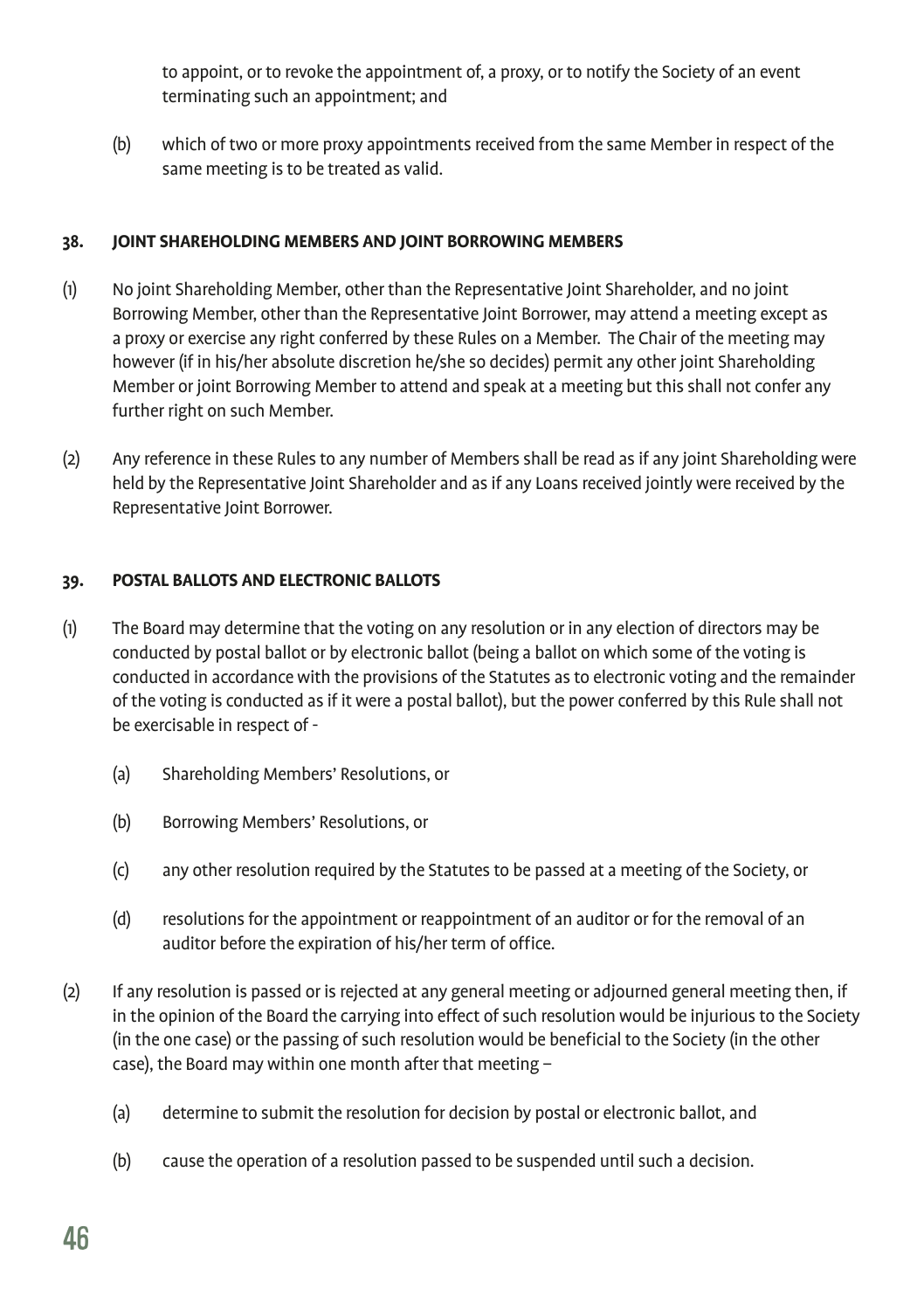to appoint, or to revoke the appointment of, a proxy, or to notify the Society of an event terminating such an appointment; and

(b) which of two or more proxy appointments received from the same Member in respect of the same meeting is to be treated as valid.

**38. JOINT SHAREHOLDING MEMBERS AND JOINT BORROWING MEMBERS**

(1) No joint Shareholding Member, other than the Representative Joint Shareholder, and no joint Borrowing Member, other than the Representative Joint Borrower, may attend a meeting except as a proxy or exercise any right conferred by these Rules on a Member. The Chair of the meeting may however (if in his/her absolute discretion he/she so decides) permit any other joint Shareholding Member or joint Borrowing Member to attend and speak at a meeting but this shall not confer any further right on such Member.

(2) Any reference in these Rules to any number of Members shall be read as if any joint Shareholding were held by the Representative Joint Shareholder and as if any Loans received jointly were received by the Representative Joint Borrower.

**39. POSTAL BALLOTS AND ELECTRONIC BALLOTS**

(1) The Board may determine that the voting on any resolution or in any election of directors may be conducted by postal ballot or by electronic ballot (being a ballot on which some of the voting is conducted in accordance with the provisions of the Statutes as to electronic voting and the remainder of the voting is conducted as if it were a postal ballot), but the power conferred by this Rule shall not be exercisable in respect of -

   (a) Shareholding Members' Resolutions, or

   (b) Borrowing Members' Resolutions, or

   (c) any other resolution required by the Statutes to be passed at a meeting of the Society, or

   (d) resolutions for the appointment or reappointment of an auditor or for the removal of an auditor before the expiration of his/her term of office.

(2) If any resolution is passed or is rejected at any general meeting or adjourned general meeting then, if in the opinion of the Board the carrying into effect of such resolution would be injurious to the Society (in the one case) or the passing of such resolution would be beneficial to the Society (in the other case), the Board may within one month after that meeting –

   (a) determine to submit the resolution for decision by postal or electronic ballot, and

   (b) cause the operation of a resolution passed to be suspended until such a decision.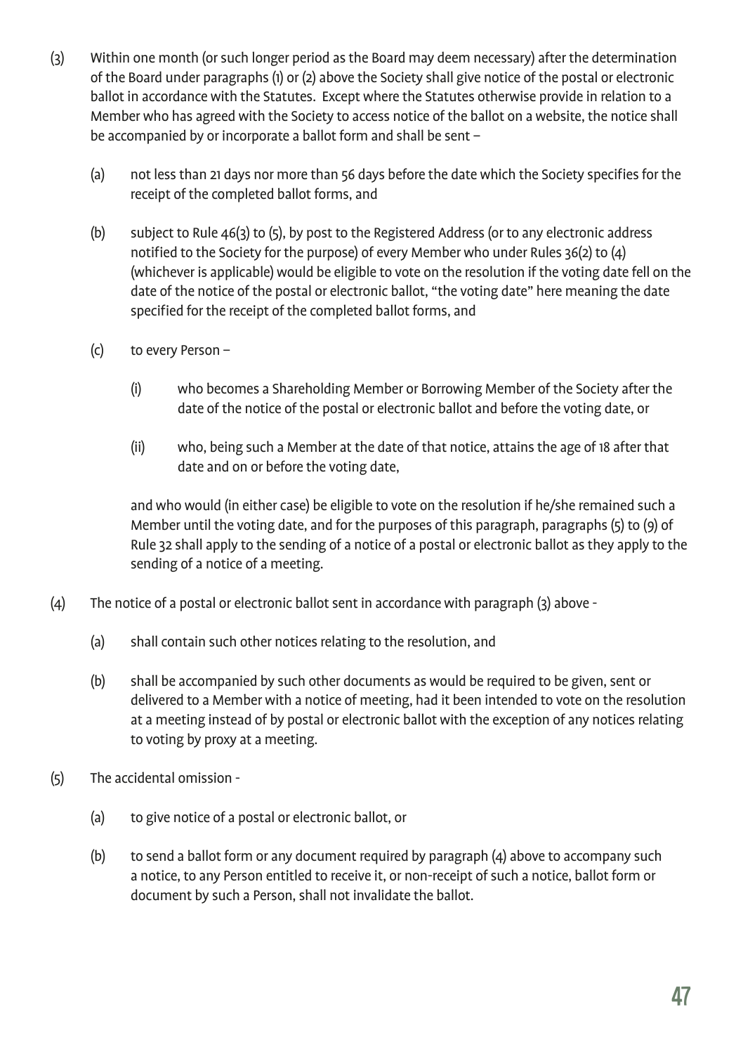(3) Within one month (or such longer period as the Board may deem necessary) after the determination of the Board under paragraphs (1) or (2) above the Society shall give notice of the postal or electronic ballot in accordance with the Statutes. Except where the Statutes otherwise provide in relation to a Member who has agreed with the Society to access notice of the ballot on a website, the notice shall be accompanied by or incorporate a ballot form and shall be sent –

(a) not less than 21 days nor more than 56 days before the date which the Society specifies for the receipt of the completed ballot forms, and

(b) subject to Rule 46(3) to (5), by post to the Registered Address (or to any electronic address notified to the Society for the purpose) of every Member who under Rules 36(2) to (4) (whichever is applicable) would be eligible to vote on the resolution if the voting date fell on the date of the notice of the postal or electronic ballot, "the voting date" here meaning the date specified for the receipt of the completed ballot forms, and

(c) to every Person –

(i) who becomes a Shareholding Member or Borrowing Member of the Society after the date of the notice of the postal or electronic ballot and before the voting date, or

(ii) who, being such a Member at the date of that notice, attains the age of 18 after that date and on or before the voting date,

and who would (in either case) be eligible to vote on the resolution if he/she remained such a Member until the voting date, and for the purposes of this paragraph, paragraphs (5) to (9) of Rule 32 shall apply to the sending of a notice of a postal or electronic ballot as they apply to the sending of a notice of a meeting.

(4) The notice of a postal or electronic ballot sent in accordance with paragraph (3) above -

(a) shall contain such other notices relating to the resolution, and

(b) shall be accompanied by such other documents as would be required to be given, sent or delivered to a Member with a notice of meeting, had it been intended to vote on the resolution at a meeting instead of by postal or electronic ballot with the exception of any notices relating to voting by proxy at a meeting.

(5) The accidental omission -

(a) to give notice of a postal or electronic ballot, or

(b) to send a ballot form or any document required by paragraph (4) above to accompany such a notice, to any Person entitled to receive it, or non-receipt of such a notice, ballot form or document by such a Person, shall not invalidate the ballot.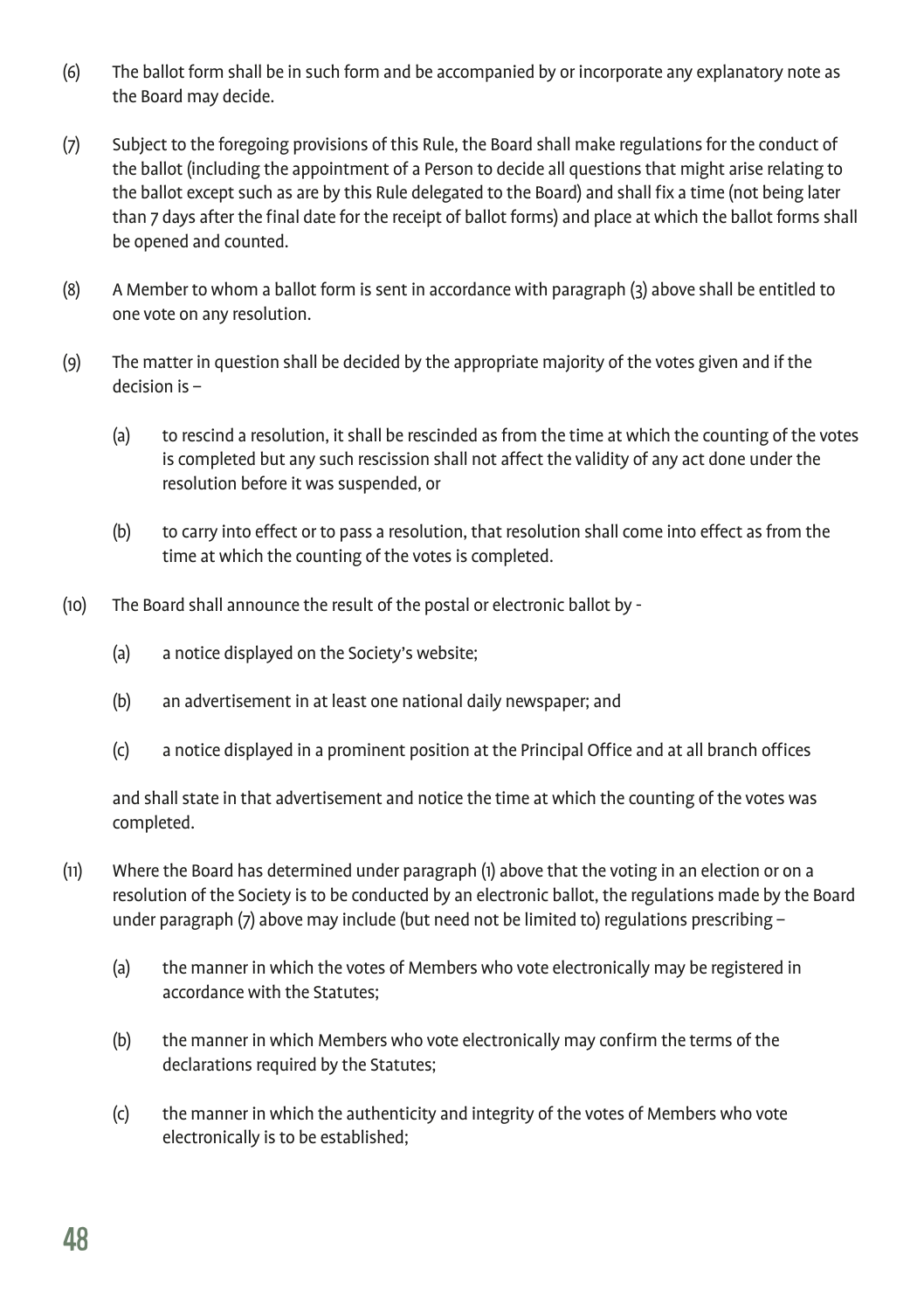(6) The ballot form shall be in such form and be accompanied by or incorporate any explanatory note as the Board may decide.

(7) Subject to the foregoing provisions of this Rule, the Board shall make regulations for the conduct of the ballot (including the appointment of a Person to decide all questions that might arise relating to the ballot except such as are by this Rule delegated to the Board) and shall fix a time (not being later than 7 days after the final date for the receipt of ballot forms) and place at which the ballot forms shall be opened and counted.

(8) A Member to whom a ballot form is sent in accordance with paragraph (3) above shall be entitled to one vote on any resolution.

(9) The matter in question shall be decided by the appropriate majority of the votes given and if the decision is –

  (a) to rescind a resolution, it shall be rescinded as from the time at which the counting of the votes is completed but any such rescission shall not affect the validity of any act done under the resolution before it was suspended, or

  (b) to carry into effect or to pass a resolution, that resolution shall come into effect as from the time at which the counting of the votes is completed.

(10) The Board shall announce the result of the postal or electronic ballot by -

  (a) a notice displayed on the Society's website;

  (b) an advertisement in at least one national daily newspaper; and

  (c) a notice displayed in a prominent position at the Principal Office and at all branch offices

  and shall state in that advertisement and notice the time at which the counting of the votes was completed.

(11) Where the Board has determined under paragraph (1) above that the voting in an election or on a resolution of the Society is to be conducted by an electronic ballot, the regulations made by the Board under paragraph (7) above may include (but need not be limited to) regulations prescribing –

  (a) the manner in which the votes of Members who vote electronically may be registered in accordance with the Statutes;

  (b) the manner in which Members who vote electronically may confirm the terms of the declarations required by the Statutes;

  (c) the manner in which the authenticity and integrity of the votes of Members who vote electronically is to be established;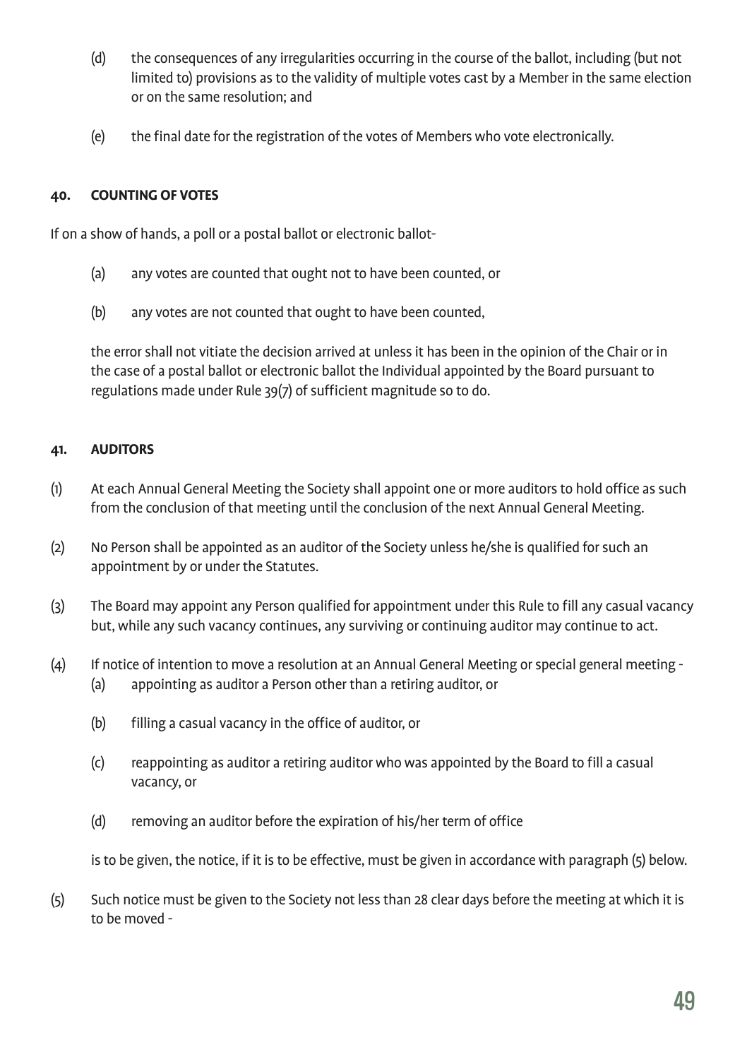(d) the consequences of any irregularities occurring in the course of the ballot, including (but not limited to) provisions as to the validity of multiple votes cast by a Member in the same election or on the same resolution; and

(e) the final date for the registration of the votes of Members who vote electronically.

### 40. COUNTING OF VOTES

If on a show of hands, a poll or a postal ballot or electronic ballot-

(a) any votes are counted that ought not to have been counted, or

(b) any votes are not counted that ought to have been counted,

the error shall not vitiate the decision arrived at unless it has been in the opinion of the Chair or in the case of a postal ballot or electronic ballot the Individual appointed by the Board pursuant to regulations made under Rule 39(7) of sufficient magnitude so to do.

### 41. AUDITORS

(1) At each Annual General Meeting the Society shall appoint one or more auditors to hold office as such from the conclusion of that meeting until the conclusion of the next Annual General Meeting.

(2) No Person shall be appointed as an auditor of the Society unless he/she is qualified for such an appointment by or under the Statutes.

(3) The Board may appoint any Person qualified for appointment under this Rule to fill any casual vacancy but, while any such vacancy continues, any surviving or continuing auditor may continue to act.

(4) If notice of intention to move a resolution at an Annual General Meeting or special general meeting -

(a) appointing as auditor a Person other than a retiring auditor, or

(b) filling a casual vacancy in the office of auditor, or

(c) reappointing as auditor a retiring auditor who was appointed by the Board to fill a casual vacancy, or

(d) removing an auditor before the expiration of his/her term of office

is to be given, the notice, if it is to be effective, must be given in accordance with paragraph (5) below.

(5) Such notice must be given to the Society not less than 28 clear days before the meeting at which it is to be moved -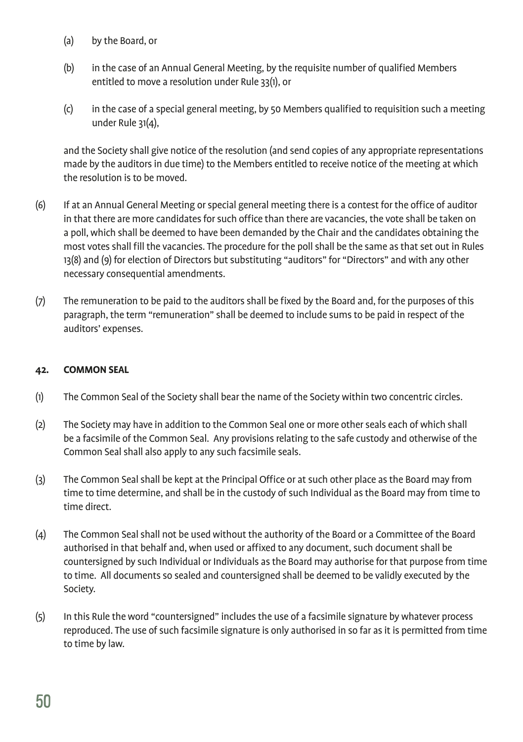(a) by the Board, or

(b) in the case of an Annual General Meeting, by the requisite number of qualified Members entitled to move a resolution under Rule 33(1), or

(c) in the case of a special general meeting, by 50 Members qualified to requisition such a meeting under Rule 31(4),

and the Society shall give notice of the resolution (and send copies of any appropriate representations made by the auditors in due time) to the Members entitled to receive notice of the meeting at which the resolution is to be moved.

(6) If at an Annual General Meeting or special general meeting there is a contest for the office of auditor in that there are more candidates for such office than there are vacancies, the vote shall be taken on a poll, which shall be deemed to have been demanded by the Chair and the candidates obtaining the most votes shall fill the vacancies. The procedure for the poll shall be the same as that set out in Rules 13(8) and (9) for election of Directors but substituting "auditors" for "Directors" and with any other necessary consequential amendments.

(7) The remuneration to be paid to the auditors shall be fixed by the Board and, for the purposes of this paragraph, the term "remuneration" shall be deemed to include sums to be paid in respect of the auditors' expenses.

**42. COMMON SEAL**

(1) The Common Seal of the Society shall bear the name of the Society within two concentric circles.

(2) The Society may have in addition to the Common Seal one or more other seals each of which shall be a facsimile of the Common Seal. Any provisions relating to the safe custody and otherwise of the Common Seal shall also apply to any such facsimile seals.

(3) The Common Seal shall be kept at the Principal Office or at such other place as the Board may from time to time determine, and shall be in the custody of such Individual as the Board may from time to time direct.

(4) The Common Seal shall not be used without the authority of the Board or a Committee of the Board authorised in that behalf and, when used or affixed to any document, such document shall be countersigned by such Individual or Individuals as the Board may authorise for that purpose from time to time. All documents so sealed and countersigned shall be deemed to be validly executed by the Society.

(5) In this Rule the word "countersigned" includes the use of a facsimile signature by whatever process reproduced. The use of such facsimile signature is only authorised in so far as it is permitted from time to time by law.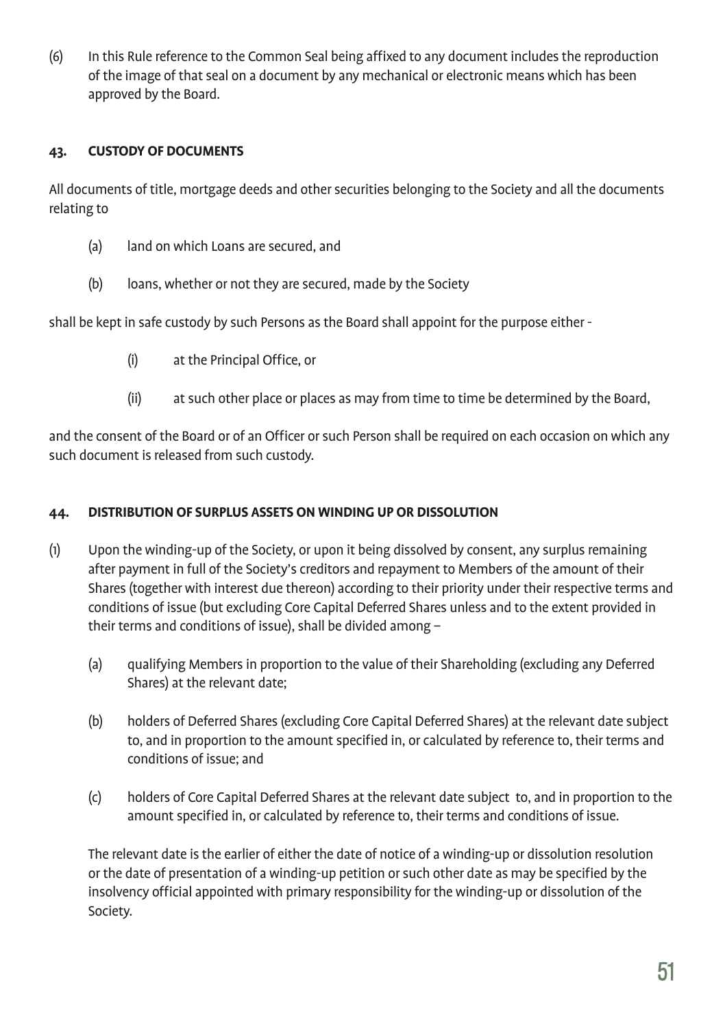(6) In this Rule reference to the Common Seal being affixed to any document includes the reproduction of the image of that seal on a document by any mechanical or electronic means which has been approved by the Board.

### 43. CUSTODY OF DOCUMENTS

All documents of title, mortgage deeds and other securities belonging to the Society and all the documents relating to

(a) land on which Loans are secured, and

(b) loans, whether or not they are secured, made by the Society

shall be kept in safe custody by such Persons as the Board shall appoint for the purpose either -

(i) at the Principal Office, or

(ii) at such other place or places as may from time to time be determined by the Board,

and the consent of the Board or of an Officer or such Person shall be required on each occasion on which any such document is released from such custody.

### 44. DISTRIBUTION OF SURPLUS ASSETS ON WINDING UP OR DISSOLUTION

(1) Upon the winding-up of the Society, or upon it being dissolved by consent, any surplus remaining after payment in full of the Society's creditors and repayment to Members of the amount of their Shares (together with interest due thereon) according to their priority under their respective terms and conditions of issue (but excluding Core Capital Deferred Shares unless and to the extent provided in their terms and conditions of issue), shall be divided among –

(a) qualifying Members in proportion to the value of their Shareholding (excluding any Deferred Shares) at the relevant date;

(b) holders of Deferred Shares (excluding Core Capital Deferred Shares) at the relevant date subject to, and in proportion to the amount specified in, or calculated by reference to, their terms and conditions of issue; and

(c) holders of Core Capital Deferred Shares at the relevant date subject to, and in proportion to the amount specified in, or calculated by reference to, their terms and conditions of issue.

The relevant date is the earlier of either the date of notice of a winding-up or dissolution resolution or the date of presentation of a winding-up petition or such other date as may be specified by the insolvency official appointed with primary responsibility for the winding-up or dissolution of the Society.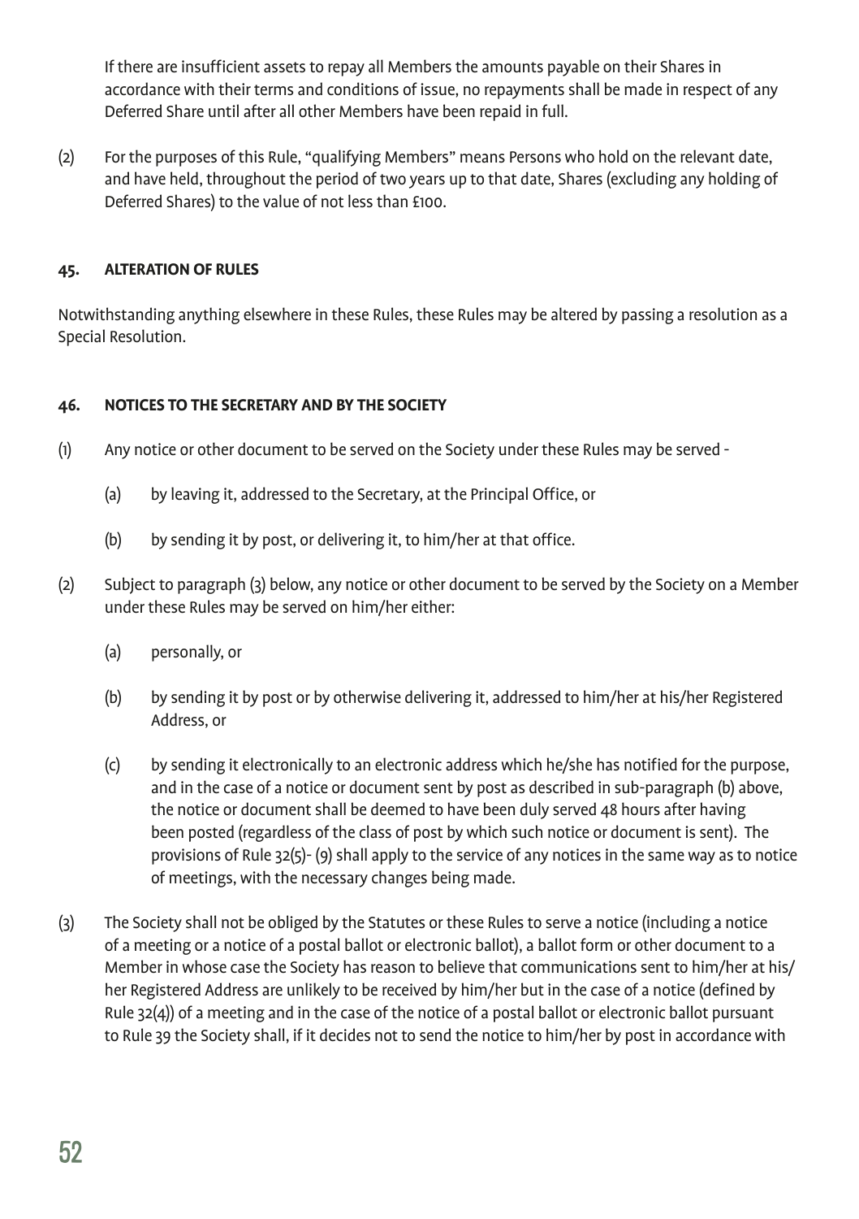If there are insufficient assets to repay all Members the amounts payable on their Shares in accordance with their terms and conditions of issue, no repayments shall be made in respect of any Deferred Share until after all other Members have been repaid in full.

(2) For the purposes of this Rule, "qualifying Members" means Persons who hold on the relevant date, and have held, throughout the period of two years up to that date, Shares (excluding any holding of Deferred Shares) to the value of not less than £100.

#### 45. ALTERATION OF RULES

Notwithstanding anything elsewhere in these Rules, these Rules may be altered by passing a resolution as a Special Resolution.

#### 46. NOTICES TO THE SECRETARY AND BY THE SOCIETY

(1) Any notice or other document to be served on the Society under these Rules may be served -

  (a) by leaving it, addressed to the Secretary, at the Principal Office, or

  (b) by sending it by post, or delivering it, to him/her at that office.

(2) Subject to paragraph (3) below, any notice or other document to be served by the Society on a Member under these Rules may be served on him/her either:

  (a) personally, or

  (b) by sending it by post or by otherwise delivering it, addressed to him/her at his/her Registered Address, or

  (c) by sending it electronically to an electronic address which he/she has notified for the purpose, and in the case of a notice or document sent by post as described in sub-paragraph (b) above, the notice or document shall be deemed to have been duly served 48 hours after having been posted (regardless of the class of post by which such notice or document is sent). The provisions of Rule 32(5)- (9) shall apply to the service of any notices in the same way as to notice of meetings, with the necessary changes being made.

(3) The Society shall not be obliged by the Statutes or these Rules to serve a notice (including a notice of a meeting or a notice of a postal ballot or electronic ballot), a ballot form or other document to a Member in whose case the Society has reason to believe that communications sent to him/her at his/her Registered Address are unlikely to be received by him/her but in the case of a notice (defined by Rule 32(4)) of a meeting and in the case of the notice of a postal ballot or electronic ballot pursuant to Rule 39 the Society shall, if it decides not to send the notice to him/her by post in accordance with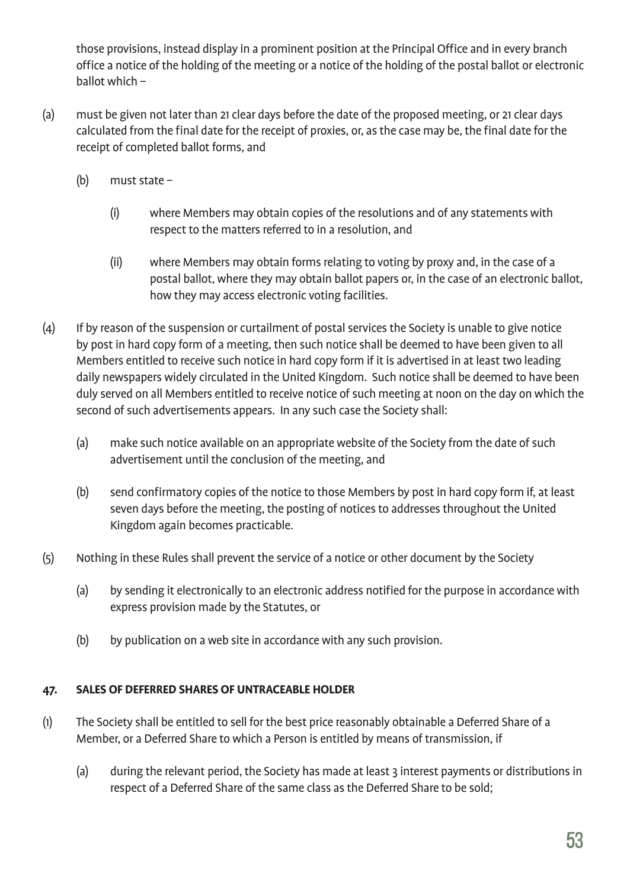those provisions, instead display in a prominent position at the Principal Office and in every branch office a notice of the holding of the meeting or a notice of the holding of the postal ballot or electronic ballot which –

(a) must be given not later than 21 clear days before the date of the proposed meeting, or 21 clear days calculated from the final date for the receipt of proxies, or, as the case may be, the final date for the receipt of completed ballot forms, and

 (b) must state –

  (i) where Members may obtain copies of the resolutions and of any statements with respect to the matters referred to in a resolution, and

  (ii) where Members may obtain forms relating to voting by proxy and, in the case of a postal ballot, where they may obtain ballot papers or, in the case of an electronic ballot, how they may access electronic voting facilities.

(4) If by reason of the suspension or curtailment of postal services the Society is unable to give notice by post in hard copy form of a meeting, then such notice shall be deemed to have been given to all Members entitled to receive such notice in hard copy form if it is advertised in at least two leading daily newspapers widely circulated in the United Kingdom. Such notice shall be deemed to have been duly served on all Members entitled to receive notice of such meeting at noon on the day on which the second of such advertisements appears. In any such case the Society shall:

 (a) make such notice available on an appropriate website of the Society from the date of such advertisement until the conclusion of the meeting, and

 (b) send confirmatory copies of the notice to those Members by post in hard copy form if, at least seven days before the meeting, the posting of notices to addresses throughout the United Kingdom again becomes practicable.

(5) Nothing in these Rules shall prevent the service of a notice or other document by the Society

 (a) by sending it electronically to an electronic address notified for the purpose in accordance with express provision made by the Statutes, or

 (b) by publication on a web site in accordance with any such provision.

### 47. SALES OF DEFERRED SHARES OF UNTRACEABLE HOLDER

(1) The Society shall be entitled to sell for the best price reasonably obtainable a Deferred Share of a Member, or a Deferred Share to which a Person is entitled by means of transmission, if

 (a) during the relevant period, the Society has made at least 3 interest payments or distributions in respect of a Deferred Share of the same class as the Deferred Share to be sold;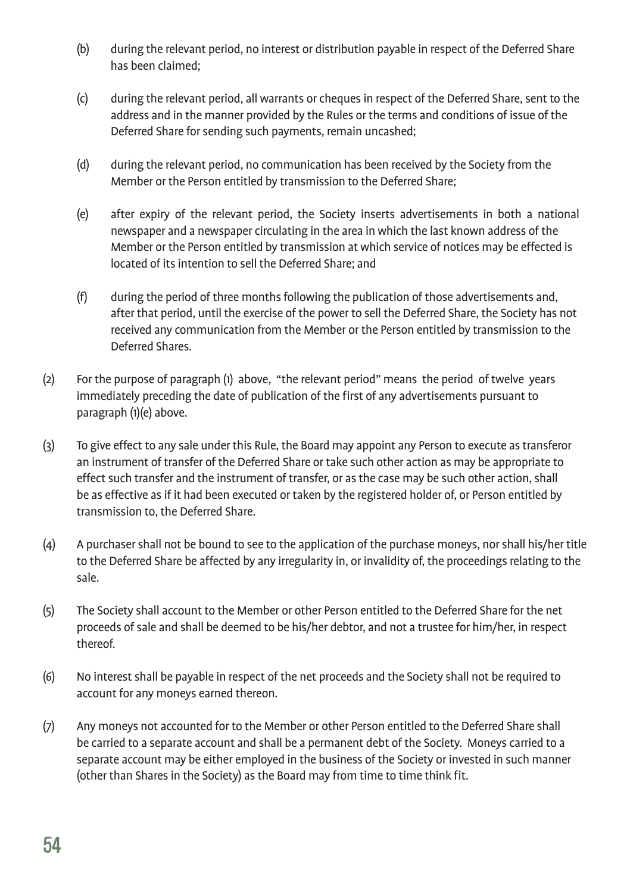(b) during the relevant period, no interest or distribution payable in respect of the Deferred Share has been claimed;

(c) during the relevant period, all warrants or cheques in respect of the Deferred Share, sent to the address and in the manner provided by the Rules or the terms and conditions of issue of the Deferred Share for sending such payments, remain uncashed;

(d) during the relevant period, no communication has been received by the Society from the Member or the Person entitled by transmission to the Deferred Share;

(e) after expiry of the relevant period, the Society inserts advertisements in both a national newspaper and a newspaper circulating in the area in which the last known address of the Member or the Person entitled by transmission at which service of notices may be effected is located of its intention to sell the Deferred Share; and

(f) during the period of three months following the publication of those advertisements and, after that period, until the exercise of the power to sell the Deferred Share, the Society has not received any communication from the Member or the Person entitled by transmission to the Deferred Shares.

(2) For the purpose of paragraph (1) above, "the relevant period" means the period of twelve years immediately preceding the date of publication of the first of any advertisements pursuant to paragraph (1)(e) above.

(3) To give effect to any sale under this Rule, the Board may appoint any Person to execute as transferor an instrument of transfer of the Deferred Share or take such other action as may be appropriate to effect such transfer and the instrument of transfer, or as the case may be such other action, shall be as effective as if it had been executed or taken by the registered holder of, or Person entitled by transmission to, the Deferred Share.

(4) A purchaser shall not be bound to see to the application of the purchase moneys, nor shall his/her title to the Deferred Share be affected by any irregularity in, or invalidity of, the proceedings relating to the sale.

(5) The Society shall account to the Member or other Person entitled to the Deferred Share for the net proceeds of sale and shall be deemed to be his/her debtor, and not a trustee for him/her, in respect thereof.

(6) No interest shall be payable in respect of the net proceeds and the Society shall not be required to account for any moneys earned thereon.

(7) Any moneys not accounted for to the Member or other Person entitled to the Deferred Share shall be carried to a separate account and shall be a permanent debt of the Society. Moneys carried to a separate account may be either employed in the business of the Society or invested in such manner (other than Shares in the Society) as the Board may from time to time think fit.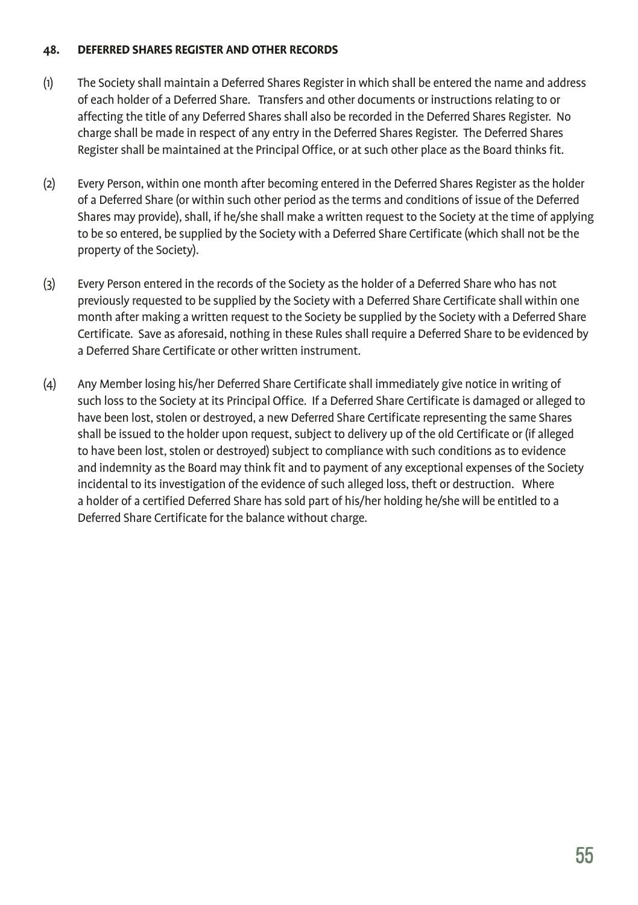### 48. DEFERRED SHARES REGISTER AND OTHER RECORDS

(1) The Society shall maintain a Deferred Shares Register in which shall be entered the name and address of each holder of a Deferred Share. Transfers and other documents or instructions relating to or affecting the title of any Deferred Shares shall also be recorded in the Deferred Shares Register. No charge shall be made in respect of any entry in the Deferred Shares Register. The Deferred Shares Register shall be maintained at the Principal Office, or at such other place as the Board thinks fit.

(2) Every Person, within one month after becoming entered in the Deferred Shares Register as the holder of a Deferred Share (or within such other period as the terms and conditions of issue of the Deferred Shares may provide), shall, if he/she shall make a written request to the Society at the time of applying to be so entered, be supplied by the Society with a Deferred Share Certificate (which shall not be the property of the Society).

(3) Every Person entered in the records of the Society as the holder of a Deferred Share who has not previously requested to be supplied by the Society with a Deferred Share Certificate shall within one month after making a written request to the Society be supplied by the Society with a Deferred Share Certificate. Save as aforesaid, nothing in these Rules shall require a Deferred Share to be evidenced by a Deferred Share Certificate or other written instrument.

(4) Any Member losing his/her Deferred Share Certificate shall immediately give notice in writing of such loss to the Society at its Principal Office. If a Deferred Share Certificate is damaged or alleged to have been lost, stolen or destroyed, a new Deferred Share Certificate representing the same Shares shall be issued to the holder upon request, subject to delivery up of the old Certificate or (if alleged to have been lost, stolen or destroyed) subject to compliance with such conditions as to evidence and indemnity as the Board may think fit and to payment of any exceptional expenses of the Society incidental to its investigation of the evidence of such alleged loss, theft or destruction. Where a holder of a certified Deferred Share has sold part of his/her holding he/she will be entitled to a Deferred Share Certificate for the balance without charge.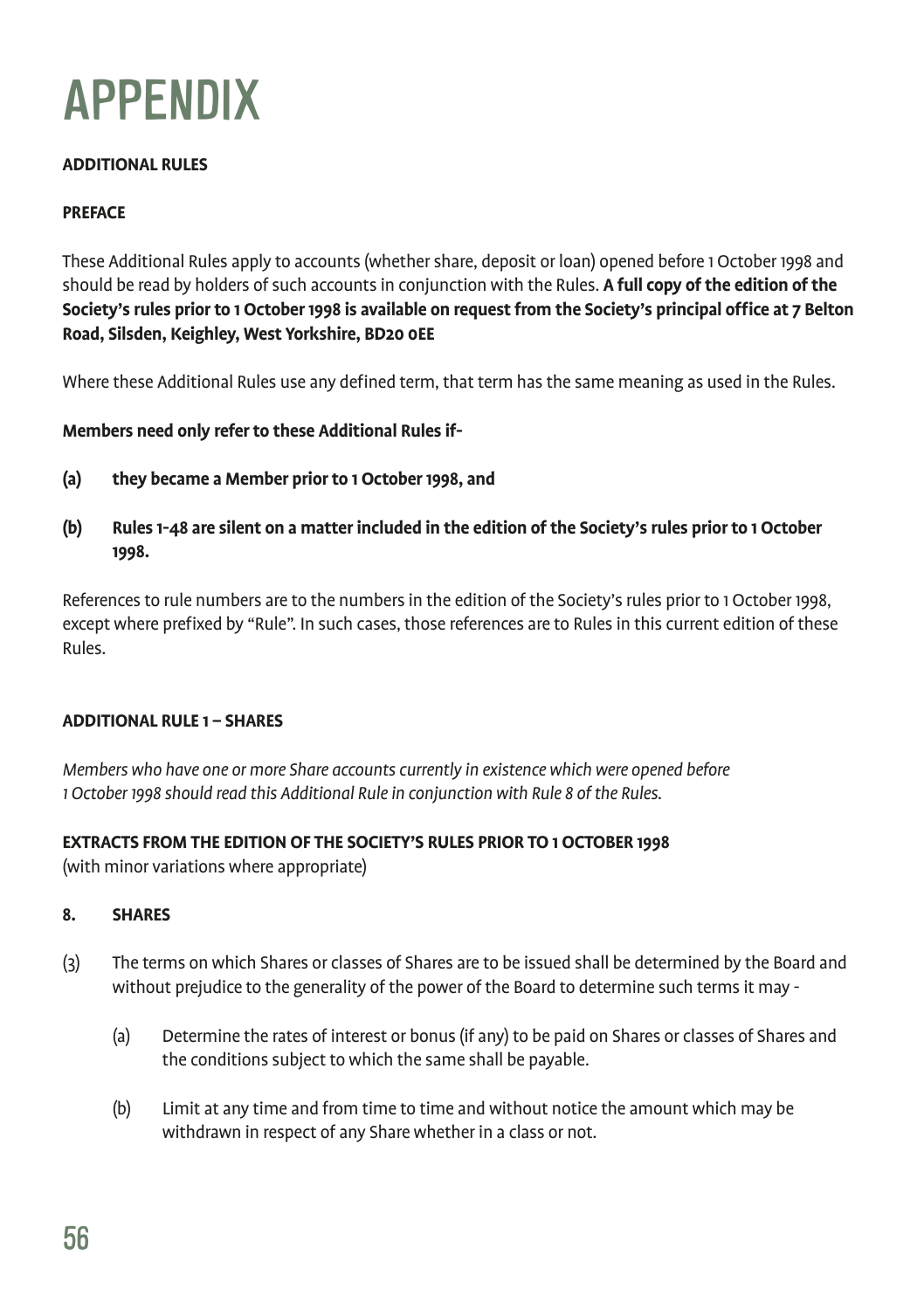# APPENDIX

**ADDITIONAL RULES**

**PREFACE**

These Additional Rules apply to accounts (whether share, deposit or loan) opened before 1 October 1998 and should be read by holders of such accounts in conjunction with the Rules. **A full copy of the edition of the Society's rules prior to 1 October 1998 is available on request from the Society's principal office at 7 Belton Road, Silsden, Keighley, West Yorkshire, BD20 0EE**

Where these Additional Rules use any defined term, that term has the same meaning as used in the Rules.

**Members need only refer to these Additional Rules if-**

**(a) they became a Member prior to 1 October 1998, and**

**(b) Rules 1-48 are silent on a matter included in the edition of the Society's rules prior to 1 October 1998.**

References to rule numbers are to the numbers in the edition of the Society's rules prior to 1 October 1998, except where prefixed by "Rule". In such cases, those references are to Rules in this current edition of these Rules.

**ADDITIONAL RULE 1 – SHARES**

*Members who have one or more Share accounts currently in existence which were opened before 1 October 1998 should read this Additional Rule in conjunction with Rule 8 of the Rules.*

**EXTRACTS FROM THE EDITION OF THE SOCIETY'S RULES PRIOR TO 1 OCTOBER 1998**
(with minor variations where appropriate)

**8. SHARES**

(3) The terms on which Shares or classes of Shares are to be issued shall be determined by the Board and without prejudice to the generality of the power of the Board to determine such terms it may -

  (a) Determine the rates of interest or bonus (if any) to be paid on Shares or classes of Shares and the conditions subject to which the same shall be payable.

  (b) Limit at any time and from time to time and without notice the amount which may be withdrawn in respect of any Share whether in a class or not.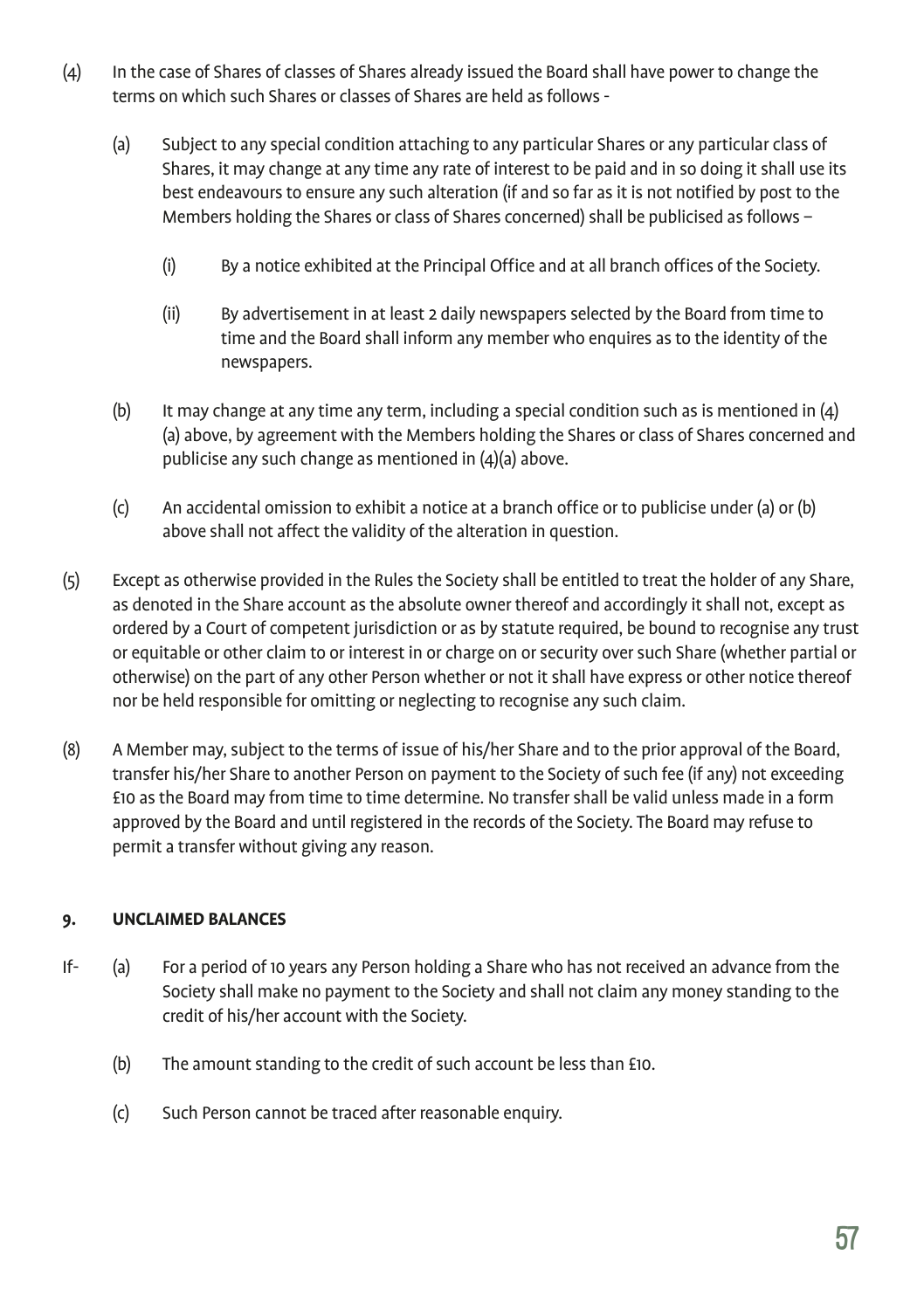(4) In the case of Shares of classes of Shares already issued the Board shall have power to change the terms on which such Shares or classes of Shares are held as follows -

   (a) Subject to any special condition attaching to any particular Shares or any particular class of Shares, it may change at any time any rate of interest to be paid and in so doing it shall use its best endeavours to ensure any such alteration (if and so far as it is not notified by post to the Members holding the Shares or class of Shares concerned) shall be publicised as follows –

      (i) By a notice exhibited at the Principal Office and at all branch offices of the Society.

      (ii) By advertisement in at least 2 daily newspapers selected by the Board from time to time and the Board shall inform any member who enquires as to the identity of the newspapers.

   (b) It may change at any time any term, including a special condition such as is mentioned in (4)(a) above, by agreement with the Members holding the Shares or class of Shares concerned and publicise any such change as mentioned in (4)(a) above.

   (c) An accidental omission to exhibit a notice at a branch office or to publicise under (a) or (b) above shall not affect the validity of the alteration in question.

(5) Except as otherwise provided in the Rules the Society shall be entitled to treat the holder of any Share, as denoted in the Share account as the absolute owner thereof and accordingly it shall not, except as ordered by a Court of competent jurisdiction or as by statute required, be bound to recognise any trust or equitable or other claim to or interest in or charge on or security over such Share (whether partial or otherwise) on the part of any other Person whether or not it shall have express or other notice thereof nor be held responsible for omitting or neglecting to recognise any such claim.

(8) A Member may, subject to the terms of issue of his/her Share and to the prior approval of the Board, transfer his/her Share to another Person on payment to the Society of such fee (if any) not exceeding £10 as the Board may from time to time determine. No transfer shall be valid unless made in a form approved by the Board and until registered in the records of the Society. The Board may refuse to permit a transfer without giving any reason.

## 9. UNCLAIMED BALANCES

If-

   (a) For a period of 10 years any Person holding a Share who has not received an advance from the Society shall make no payment to the Society and shall not claim any money standing to the credit of his/her account with the Society.

   (b) The amount standing to the credit of such account be less than £10.

   (c) Such Person cannot be traced after reasonable enquiry.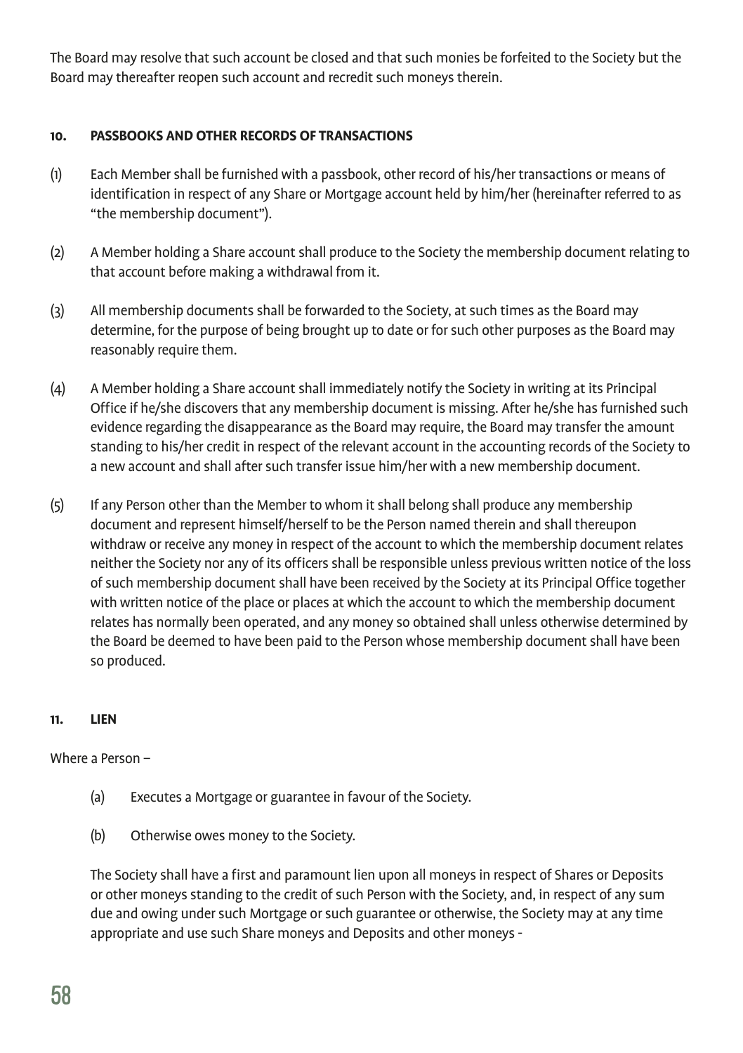The Board may resolve that such account be closed and that such monies be forfeited to the Society but the Board may thereafter reopen such account and recredit such moneys therein.

## 10. PASSBOOKS AND OTHER RECORDS OF TRANSACTIONS

(1) Each Member shall be furnished with a passbook, other record of his/her transactions or means of identification in respect of any Share or Mortgage account held by him/her (hereinafter referred to as "the membership document").

(2) A Member holding a Share account shall produce to the Society the membership document relating to that account before making a withdrawal from it.

(3) All membership documents shall be forwarded to the Society, at such times as the Board may determine, for the purpose of being brought up to date or for such other purposes as the Board may reasonably require them.

(4) A Member holding a Share account shall immediately notify the Society in writing at its Principal Office if he/she discovers that any membership document is missing. After he/she has furnished such evidence regarding the disappearance as the Board may require, the Board may transfer the amount standing to his/her credit in respect of the relevant account in the accounting records of the Society to a new account and shall after such transfer issue him/her with a new membership document.

(5) If any Person other than the Member to whom it shall belong shall produce any membership document and represent himself/herself to be the Person named therein and shall thereupon withdraw or receive any money in respect of the account to which the membership document relates neither the Society nor any of its officers shall be responsible unless previous written notice of the loss of such membership document shall have been received by the Society at its Principal Office together with written notice of the place or places at which the account to which the membership document relates has normally been operated, and any money so obtained shall unless otherwise determined by the Board be deemed to have been paid to the Person whose membership document shall have been so produced.

## 11. LIEN

Where a Person –

(a) Executes a Mortgage or guarantee in favour of the Society.

(b) Otherwise owes money to the Society.

The Society shall have a first and paramount lien upon all moneys in respect of Shares or Deposits or other moneys standing to the credit of such Person with the Society, and, in respect of any sum due and owing under such Mortgage or such guarantee or otherwise, the Society may at any time appropriate and use such Share moneys and Deposits and other moneys -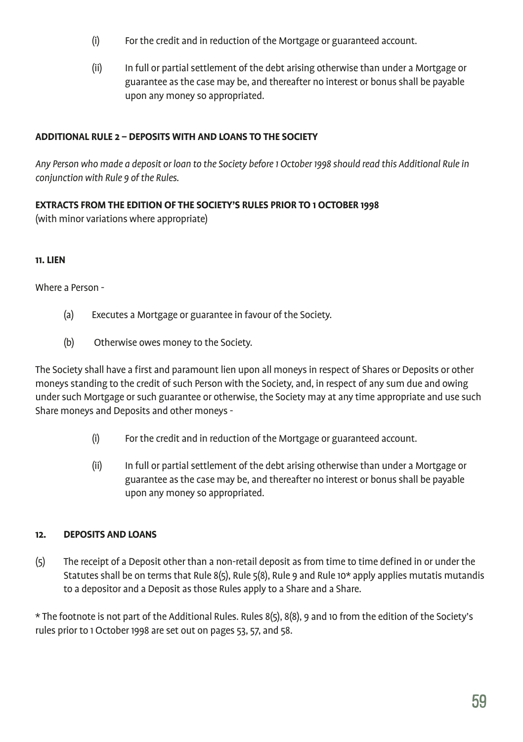(i) For the credit and in reduction of the Mortgage or guaranteed account.

(ii) In full or partial settlement of the debt arising otherwise than under a Mortgage or guarantee as the case may be, and thereafter no interest or bonus shall be payable upon any money so appropriated.

**ADDITIONAL RULE 2 – DEPOSITS WITH AND LOANS TO THE SOCIETY**

*Any Person who made a deposit or loan to the Society before 1 October 1998 should read this Additional Rule in conjunction with Rule 9 of the Rules.*

**EXTRACTS FROM THE EDITION OF THE SOCIETY'S RULES PRIOR TO 1 OCTOBER 1998**
(with minor variations where appropriate)

**11. LIEN**

Where a Person -

(a) Executes a Mortgage or guarantee in favour of the Society.

(b) Otherwise owes money to the Society.

The Society shall have a first and paramount lien upon all moneys in respect of Shares or Deposits or other moneys standing to the credit of such Person with the Society, and, in respect of any sum due and owing under such Mortgage or such guarantee or otherwise, the Society may at any time appropriate and use such Share moneys and Deposits and other moneys -

(i) For the credit and in reduction of the Mortgage or guaranteed account.

(ii) In full or partial settlement of the debt arising otherwise than under a Mortgage or guarantee as the case may be, and thereafter no interest or bonus shall be payable upon any money so appropriated.

**12. DEPOSITS AND LOANS**

(5) The receipt of a Deposit other than a non-retail deposit as from time to time defined in or under the Statutes shall be on terms that Rule 8(5), Rule 5(8), Rule 9 and Rule 10* apply applies mutatis mutandis to a depositor and a Deposit as those Rules apply to a Share and a Share.

* The footnote is not part of the Additional Rules. Rules 8(5), 8(8), 9 and 10 from the edition of the Society's rules prior to 1 October 1998 are set out on pages 53, 57, and 58.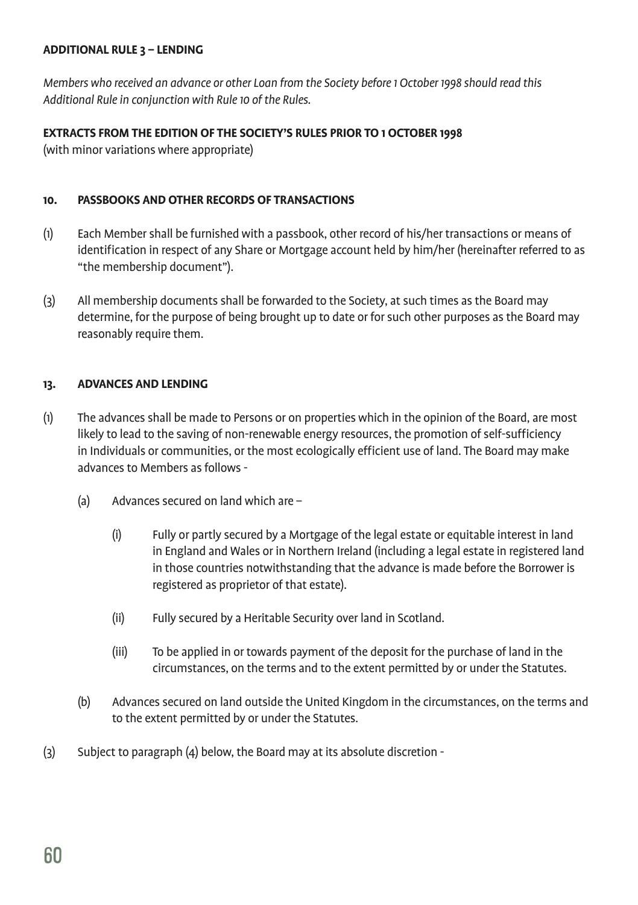**ADDITIONAL RULE 3 – LENDING**

*Members who received an advance or other Loan from the Society before 1 October 1998 should read this Additional Rule in conjunction with Rule 10 of the Rules.*

**EXTRACTS FROM THE EDITION OF THE SOCIETY'S RULES PRIOR TO 1 OCTOBER 1998**
(with minor variations where appropriate)

**10. PASSBOOKS AND OTHER RECORDS OF TRANSACTIONS**

(1) Each Member shall be furnished with a passbook, other record of his/her transactions or means of identification in respect of any Share or Mortgage account held by him/her (hereinafter referred to as "the membership document").

(3) All membership documents shall be forwarded to the Society, at such times as the Board may determine, for the purpose of being brought up to date or for such other purposes as the Board may reasonably require them.

**13. ADVANCES AND LENDING**

(1) The advances shall be made to Persons or on properties which in the opinion of the Board, are most likely to lead to the saving of non-renewable energy resources, the promotion of self-sufficiency in Individuals or communities, or the most ecologically efficient use of land. The Board may make advances to Members as follows -

(a) Advances secured on land which are –

(i) Fully or partly secured by a Mortgage of the legal estate or equitable interest in land in England and Wales or in Northern Ireland (including a legal estate in registered land in those countries notwithstanding that the advance is made before the Borrower is registered as proprietor of that estate).

(ii) Fully secured by a Heritable Security over land in Scotland.

(iii) To be applied in or towards payment of the deposit for the purchase of land in the circumstances, on the terms and to the extent permitted by or under the Statutes.

(b) Advances secured on land outside the United Kingdom in the circumstances, on the terms and to the extent permitted by or under the Statutes.

(3) Subject to paragraph (4) below, the Board may at its absolute discretion -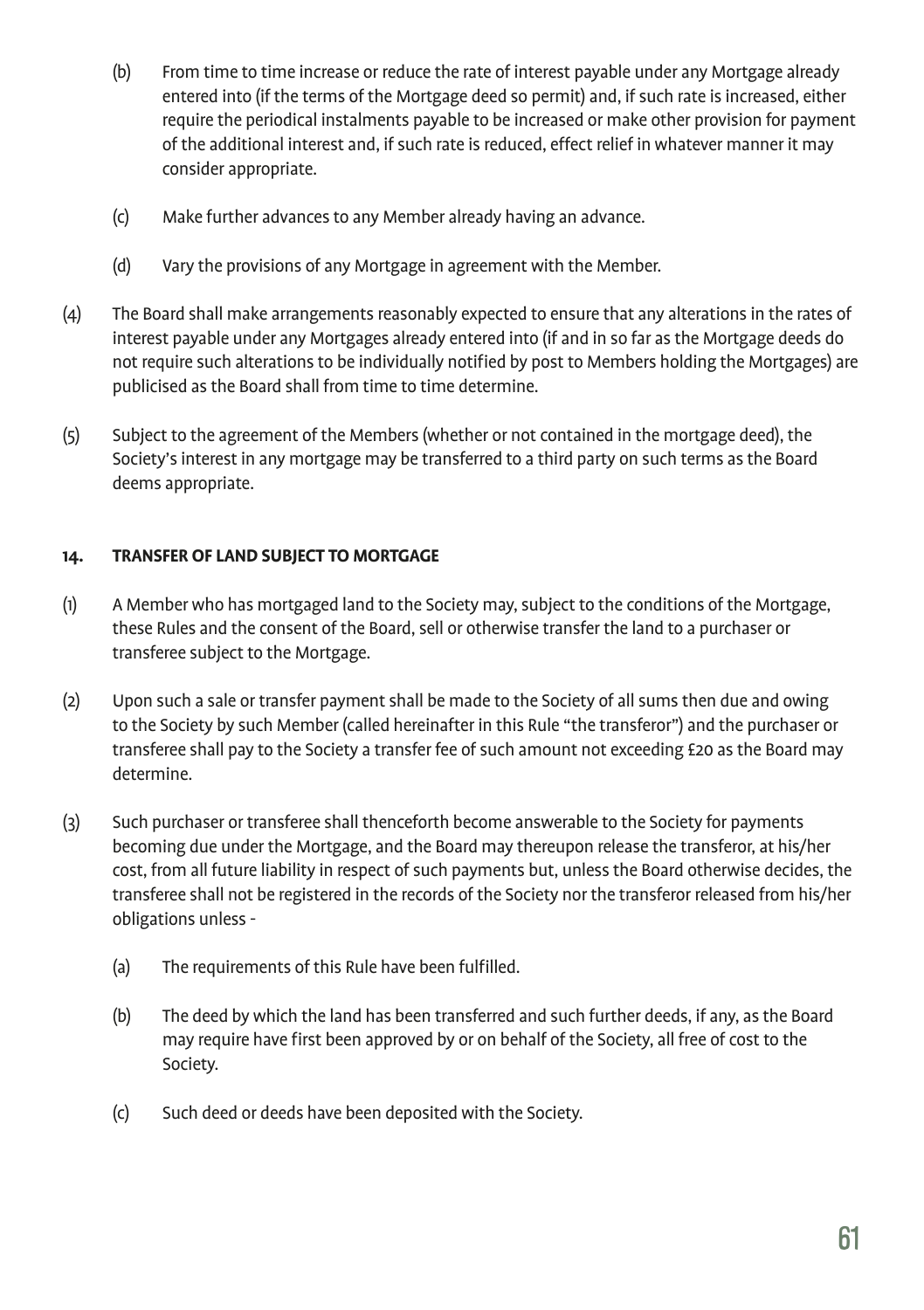(b) From time to time increase or reduce the rate of interest payable under any Mortgage already entered into (if the terms of the Mortgage deed so permit) and, if such rate is increased, either require the periodical instalments payable to be increased or make other provision for payment of the additional interest and, if such rate is reduced, effect relief in whatever manner it may consider appropriate.

(c) Make further advances to any Member already having an advance.

(d) Vary the provisions of any Mortgage in agreement with the Member.

(4) The Board shall make arrangements reasonably expected to ensure that any alterations in the rates of interest payable under any Mortgages already entered into (if and in so far as the Mortgage deeds do not require such alterations to be individually notified by post to Members holding the Mortgages) are publicised as the Board shall from time to time determine.

(5) Subject to the agreement of the Members (whether or not contained in the mortgage deed), the Society's interest in any mortgage may be transferred to a third party on such terms as the Board deems appropriate.

**14. TRANSFER OF LAND SUBJECT TO MORTGAGE**

(1) A Member who has mortgaged land to the Society may, subject to the conditions of the Mortgage, these Rules and the consent of the Board, sell or otherwise transfer the land to a purchaser or transferee subject to the Mortgage.

(2) Upon such a sale or transfer payment shall be made to the Society of all sums then due and owing to the Society by such Member (called hereinafter in this Rule "the transferor") and the purchaser or transferee shall pay to the Society a transfer fee of such amount not exceeding £20 as the Board may determine.

(3) Such purchaser or transferee shall thenceforth become answerable to the Society for payments becoming due under the Mortgage, and the Board may thereupon release the transferor, at his/her cost, from all future liability in respect of such payments but, unless the Board otherwise decides, the transferee shall not be registered in the records of the Society nor the transferor released from his/her obligations unless -

(a) The requirements of this Rule have been fulfilled.

(b) The deed by which the land has been transferred and such further deeds, if any, as the Board may require have first been approved by or on behalf of the Society, all free of cost to the Society.

(c) Such deed or deeds have been deposited with the Society.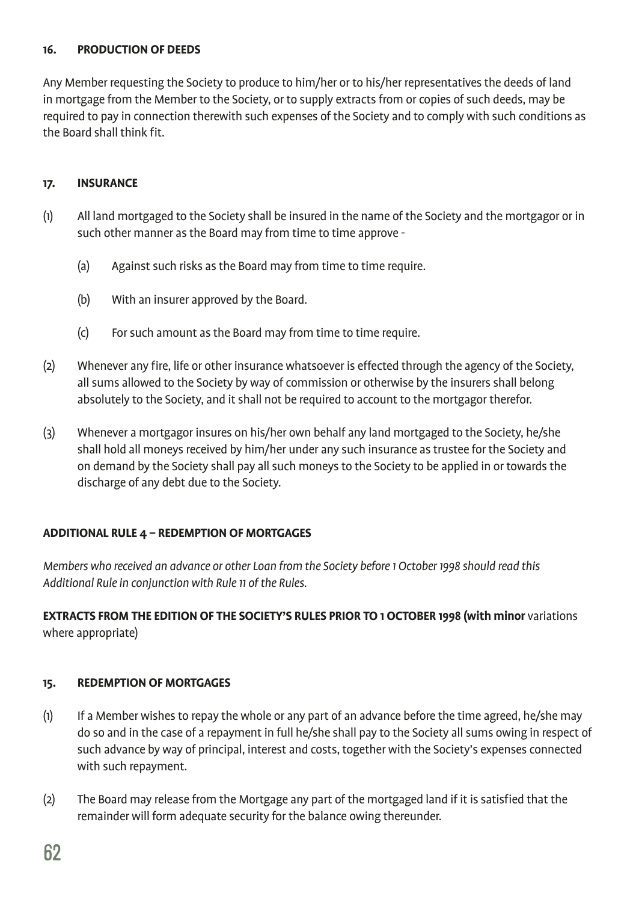### 16. PRODUCTION OF DEEDS

Any Member requesting the Society to produce to him/her or to his/her representatives the deeds of land in mortgage from the Member to the Society, or to supply extracts from or copies of such deeds, may be required to pay in connection therewith such expenses of the Society and to comply with such conditions as the Board shall think fit.

### 17. INSURANCE

(1) All land mortgaged to the Society shall be insured in the name of the Society and the mortgagor or in such other manner as the Board may from time to time approve -

  (a) Against such risks as the Board may from time to time require.

  (b) With an insurer approved by the Board.

  (c) For such amount as the Board may from time to time require.

(2) Whenever any fire, life or other insurance whatsoever is effected through the agency of the Society, all sums allowed to the Society by way of commission or otherwise by the insurers shall belong absolutely to the Society, and it shall not be required to account to the mortgagor therefor.

(3) Whenever a mortgagor insures on his/her own behalf any land mortgaged to the Society, he/she shall hold all moneys received by him/her under any such insurance as trustee for the Society and on demand by the Society shall pay all such moneys to the Society to be applied in or towards the discharge of any debt due to the Society.

### ADDITIONAL RULE 4 – REDEMPTION OF MORTGAGES

*Members who received an advance or other Loan from the Society before 1 October 1998 should read this Additional Rule in conjunction with Rule 11 of the Rules.*

**EXTRACTS FROM THE EDITION OF THE SOCIETY'S RULES PRIOR TO 1 OCTOBER 1998 (with minor** variations where appropriate)

### 15. REDEMPTION OF MORTGAGES

(1) If a Member wishes to repay the whole or any part of an advance before the time agreed, he/she may do so and in the case of a repayment in full he/she shall pay to the Society all sums owing in respect of such advance by way of principal, interest and costs, together with the Society's expenses connected with such repayment.

(2) The Board may release from the Mortgage any part of the mortgaged land if it is satisfied that the remainder will form adequate security for the balance owing thereunder.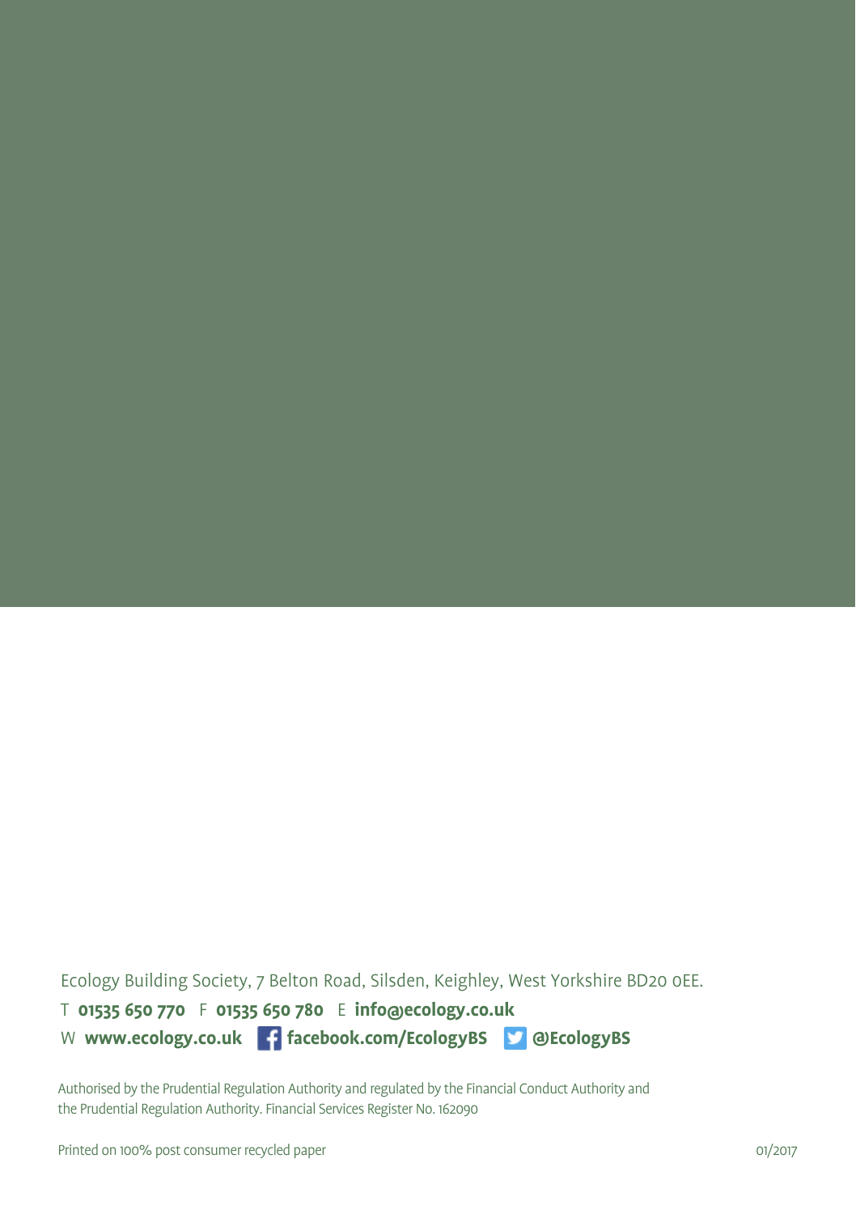Ecology Building Society, 7 Belton Road, Silsden, Keighley, West Yorkshire BD20 0EE.

T **01535 650 770** F **01535 650 780** E **info@ecology.co.uk**

W **www.ecology.co.uk** **facebook.com/EcologyBS** **@EcologyBS**

Authorised by the Prudential Regulation Authority and regulated by the Financial Conduct Authority and the Prudential Regulation Authority. Financial Services Register No. 162090

Printed on 100% post consumer recycled paper

01/2017